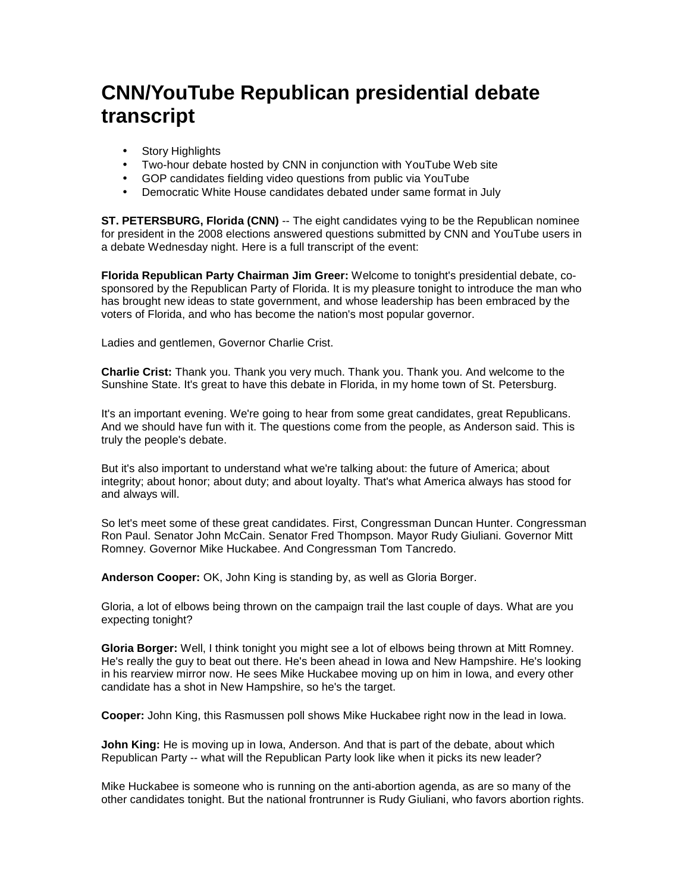# CNN/YouTube Republican presidential debate transcript

- Story Highlights
- Two-hour debate hosted by CNN in conjunction with YouTube Web site
- GOP candidates fielding video questions from public via YouTube
- Democratic White House candidates debated under same format in July

**ST. PETERSBURG, Florida (CNN)** -- The eight candidates vying to be the Republican nominee for president in the 2008 elections answered questions submitted by CNN and YouTube users in a debate Wednesday night. Here is a full transcript of the event:

**Florida Republican Party Chairman Jim Greer:** Welcome to tonight's presidential debate, co-sponsored by the Republican Party of Florida. It is my pleasure tonight to introduce the man who has brought new ideas to state government, and whose leadership has been embraced by the voters of Florida, and who has become the nation's most popular governor.

Ladies and gentlemen, Governor Charlie Crist.

**Charlie Crist:** Thank you. Thank you very much. Thank you. Thank you. And welcome to the Sunshine State. It's great to have this debate in Florida, in my home town of St. Petersburg.

It's an important evening. We're going to hear from some great candidates, great Republicans. And we should have fun with it. The questions come from the people, as Anderson said. This is truly the people's debate.

But it's also important to understand what we're talking about: the future of America; about integrity; about honor; about duty; and about loyalty. That's what America always has stood for and always will.

So let's meet some of these great candidates. First, Congressman Duncan Hunter. Congressman Ron Paul. Senator John McCain. Senator Fred Thompson. Mayor Rudy Giuliani. Governor Mitt Romney. Governor Mike Huckabee. And Congressman Tom Tancredo.

**Anderson Cooper:** OK, John King is standing by, as well as Gloria Borger.

Gloria, a lot of elbows being thrown on the campaign trail the last couple of days. What are you expecting tonight?

**Gloria Borger:** Well, I think tonight you might see a lot of elbows being thrown at Mitt Romney. He's really the guy to beat out there. He's been ahead in Iowa and New Hampshire. He's looking in his rearview mirror now. He sees Mike Huckabee moving up on him in Iowa, and every other candidate has a shot in New Hampshire, so he's the target.

**Cooper:** John King, this Rasmussen poll shows Mike Huckabee right now in the lead in Iowa.

**John King:** He is moving up in Iowa, Anderson. And that is part of the debate, about which Republican Party -- what will the Republican Party look like when it picks its new leader?

Mike Huckabee is someone who is running on the anti-abortion agenda, as are so many of the other candidates tonight. But the national frontrunner is Rudy Giuliani, who favors abortion rights.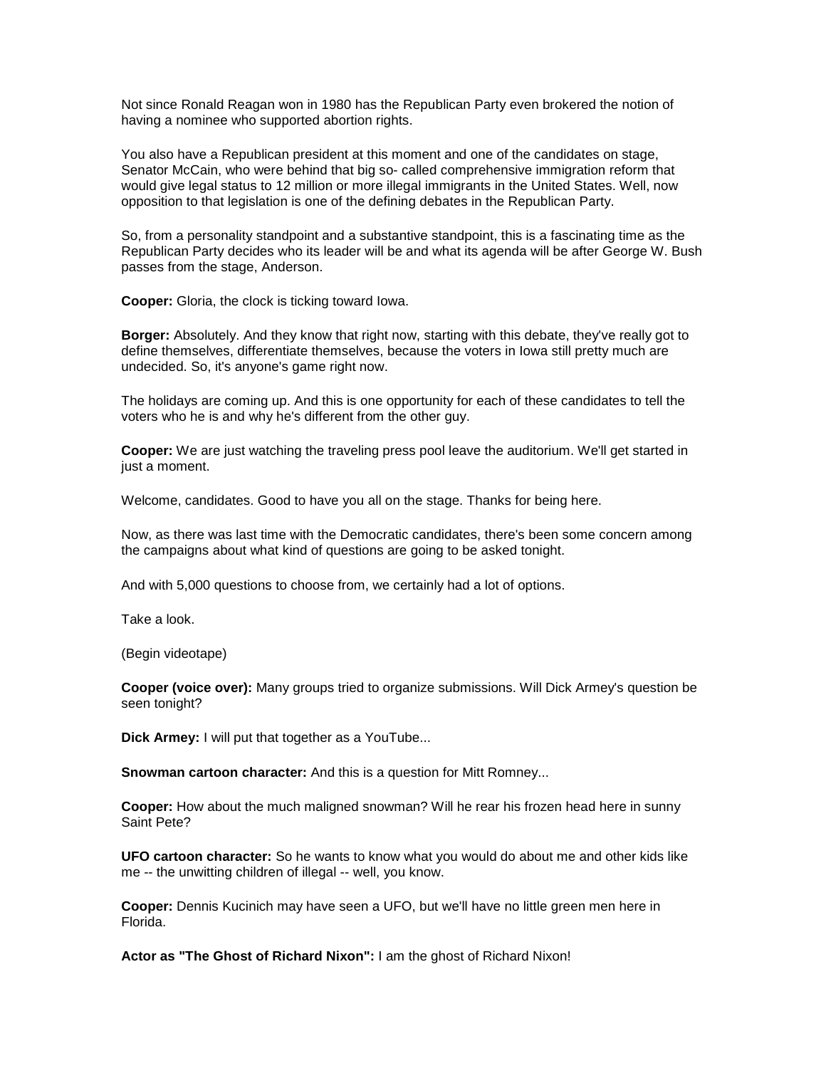Not since Ronald Reagan won in 1980 has the Republican Party even brokered the notion of having a nominee who supported abortion rights.

You also have a Republican president at this moment and one of the candidates on stage, Senator McCain, who were behind that big so- called comprehensive immigration reform that would give legal status to 12 million or more illegal immigrants in the United States. Well, now opposition to that legislation is one of the defining debates in the Republican Party.

So, from a personality standpoint and a substantive standpoint, this is a fascinating time as the Republican Party decides who its leader will be and what its agenda will be after George W. Bush passes from the stage, Anderson.

**Cooper:** Gloria, the clock is ticking toward Iowa.

**Borger:** Absolutely. And they know that right now, starting with this debate, they've really got to define themselves, differentiate themselves, because the voters in Iowa still pretty much are undecided. So, it's anyone's game right now.

The holidays are coming up. And this is one opportunity for each of these candidates to tell the voters who he is and why he's different from the other guy.

**Cooper:** We are just watching the traveling press pool leave the auditorium. We'll get started in just a moment.

Welcome, candidates. Good to have you all on the stage. Thanks for being here.

Now, as there was last time with the Democratic candidates, there's been some concern among the campaigns about what kind of questions are going to be asked tonight.

And with 5,000 questions to choose from, we certainly had a lot of options.

Take a look.

(Begin videotape)

**Cooper (voice over):** Many groups tried to organize submissions. Will Dick Armey's question be seen tonight?

**Dick Armey:** I will put that together as a YouTube...

**Snowman cartoon character:** And this is a question for Mitt Romney...

**Cooper:** How about the much maligned snowman? Will he rear his frozen head here in sunny Saint Pete?

**UFO cartoon character:** So he wants to know what you would do about me and other kids like me -- the unwitting children of illegal -- well, you know.

**Cooper:** Dennis Kucinich may have seen a UFO, but we'll have no little green men here in Florida.

**Actor as "The Ghost of Richard Nixon":** I am the ghost of Richard Nixon!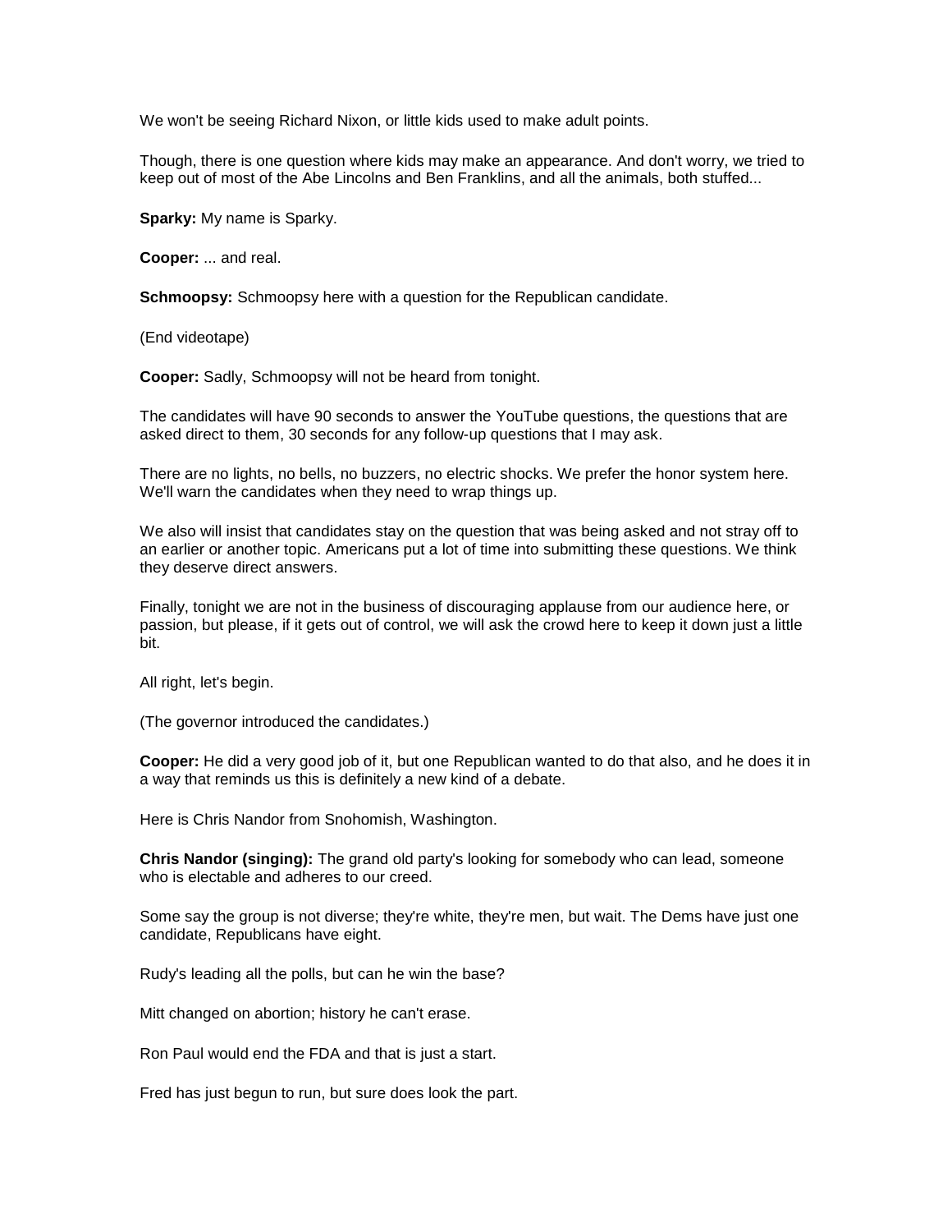We won't be seeing Richard Nixon, or little kids used to make adult points.

Though, there is one question where kids may make an appearance. And don't worry, we tried to keep out of most of the Abe Lincolns and Ben Franklins, and all the animals, both stuffed...

**Sparky:** My name is Sparky.

**Cooper:** ... and real.

**Schmoopsy:** Schmoopsy here with a question for the Republican candidate.

(End videotape)

**Cooper:** Sadly, Schmoopsy will not be heard from tonight.

The candidates will have 90 seconds to answer the YouTube questions, the questions that are asked direct to them, 30 seconds for any follow-up questions that I may ask.

There are no lights, no bells, no buzzers, no electric shocks. We prefer the honor system here. We'll warn the candidates when they need to wrap things up.

We also will insist that candidates stay on the question that was being asked and not stray off to an earlier or another topic. Americans put a lot of time into submitting these questions. We think they deserve direct answers.

Finally, tonight we are not in the business of discouraging applause from our audience here, or passion, but please, if it gets out of control, we will ask the crowd here to keep it down just a little bit.

All right, let's begin.

(The governor introduced the candidates.)

**Cooper:** He did a very good job of it, but one Republican wanted to do that also, and he does it in a way that reminds us this is definitely a new kind of a debate.

Here is Chris Nandor from Snohomish, Washington.

**Chris Nandor (singing):** The grand old party's looking for somebody who can lead, someone who is electable and adheres to our creed.

Some say the group is not diverse; they're white, they're men, but wait. The Dems have just one candidate, Republicans have eight.

Rudy's leading all the polls, but can he win the base?

Mitt changed on abortion; history he can't erase.

Ron Paul would end the FDA and that is just a start.

Fred has just begun to run, but sure does look the part.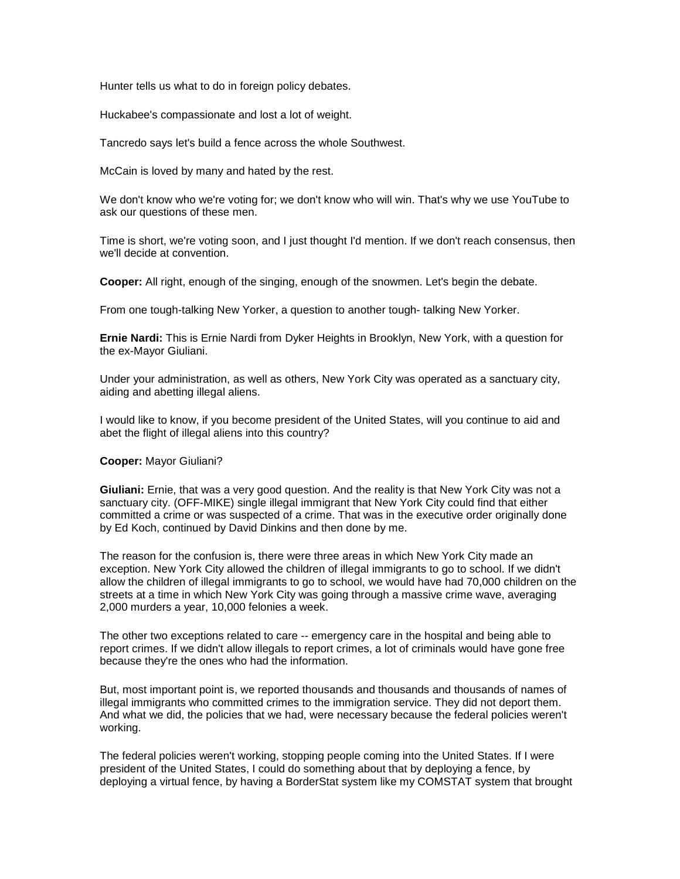Hunter tells us what to do in foreign policy debates.

Huckabee's compassionate and lost a lot of weight.

Tancredo says let's build a fence across the whole Southwest.

McCain is loved by many and hated by the rest.

We don't know who we're voting for; we don't know who will win. That's why we use YouTube to ask our questions of these men.

Time is short, we're voting soon, and I just thought I'd mention. If we don't reach consensus, then we'll decide at convention.

**Cooper:** All right, enough of the singing, enough of the snowmen. Let's begin the debate.

From one tough-talking New Yorker, a question to another tough- talking New Yorker.

**Ernie Nardi:** This is Ernie Nardi from Dyker Heights in Brooklyn, New York, with a question for the ex-Mayor Giuliani.

Under your administration, as well as others, New York City was operated as a sanctuary city, aiding and abetting illegal aliens.

I would like to know, if you become president of the United States, will you continue to aid and abet the flight of illegal aliens into this country?

**Cooper:** Mayor Giuliani?

**Giuliani:** Ernie, that was a very good question. And the reality is that New York City was not a sanctuary city. (OFF-MIKE) single illegal immigrant that New York City could find that either committed a crime or was suspected of a crime. That was in the executive order originally done by Ed Koch, continued by David Dinkins and then done by me.

The reason for the confusion is, there were three areas in which New York City made an exception. New York City allowed the children of illegal immigrants to go to school. If we didn't allow the children of illegal immigrants to go to school, we would have had 70,000 children on the streets at a time in which New York City was going through a massive crime wave, averaging 2,000 murders a year, 10,000 felonies a week.

The other two exceptions related to care -- emergency care in the hospital and being able to report crimes. If we didn't allow illegals to report crimes, a lot of criminals would have gone free because they're the ones who had the information.

But, most important point is, we reported thousands and thousands and thousands of names of illegal immigrants who committed crimes to the immigration service. They did not deport them. And what we did, the policies that we had, were necessary because the federal policies weren't working.

The federal policies weren't working, stopping people coming into the United States. If I were president of the United States, I could do something about that by deploying a fence, by deploying a virtual fence, by having a BorderStat system like my COMSTAT system that brought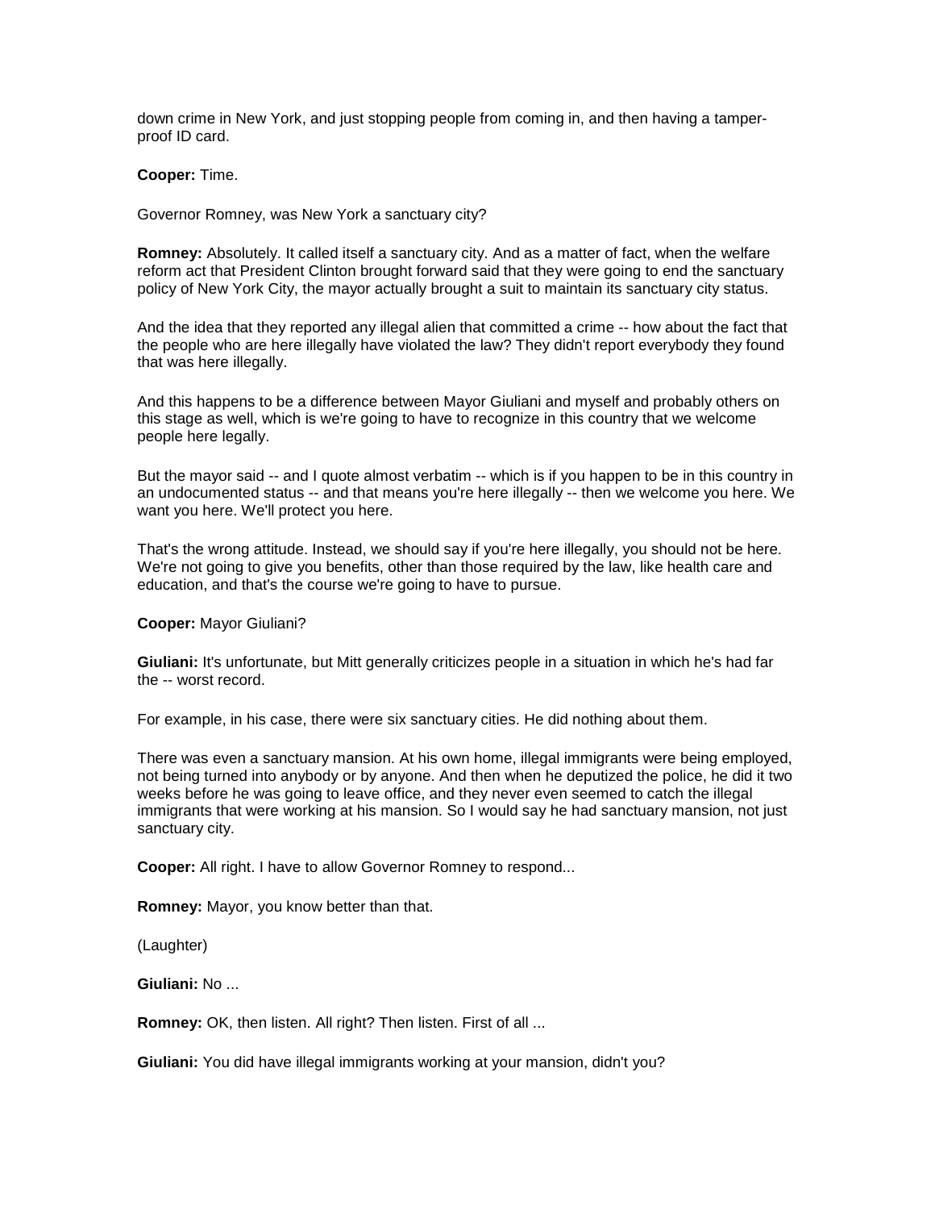down crime in New York, and just stopping people from coming in, and then having a tamper-proof ID card.

**Cooper:** Time.

Governor Romney, was New York a sanctuary city?

**Romney:** Absolutely. It called itself a sanctuary city. And as a matter of fact, when the welfare reform act that President Clinton brought forward said that they were going to end the sanctuary policy of New York City, the mayor actually brought a suit to maintain its sanctuary city status.

And the idea that they reported any illegal alien that committed a crime -- how about the fact that the people who are here illegally have violated the law? They didn't report everybody they found that was here illegally.

And this happens to be a difference between Mayor Giuliani and myself and probably others on this stage as well, which is we're going to have to recognize in this country that we welcome people here legally.

But the mayor said -- and I quote almost verbatim -- which is if you happen to be in this country in an undocumented status -- and that means you're here illegally -- then we welcome you here. We want you here. We'll protect you here.

That's the wrong attitude. Instead, we should say if you're here illegally, you should not be here. We're not going to give you benefits, other than those required by the law, like health care and education, and that's the course we're going to have to pursue.

**Cooper:** Mayor Giuliani?

**Giuliani:** It's unfortunate, but Mitt generally criticizes people in a situation in which he's had far the -- worst record.

For example, in his case, there were six sanctuary cities. He did nothing about them.

There was even a sanctuary mansion. At his own home, illegal immigrants were being employed, not being turned into anybody or by anyone. And then when he deputized the police, he did it two weeks before he was going to leave office, and they never even seemed to catch the illegal immigrants that were working at his mansion. So I would say he had sanctuary mansion, not just sanctuary city.

**Cooper:** All right. I have to allow Governor Romney to respond...

**Romney:** Mayor, you know better than that.

(Laughter)

**Giuliani:** No ...

**Romney:** OK, then listen. All right? Then listen. First of all ...

**Giuliani:** You did have illegal immigrants working at your mansion, didn't you?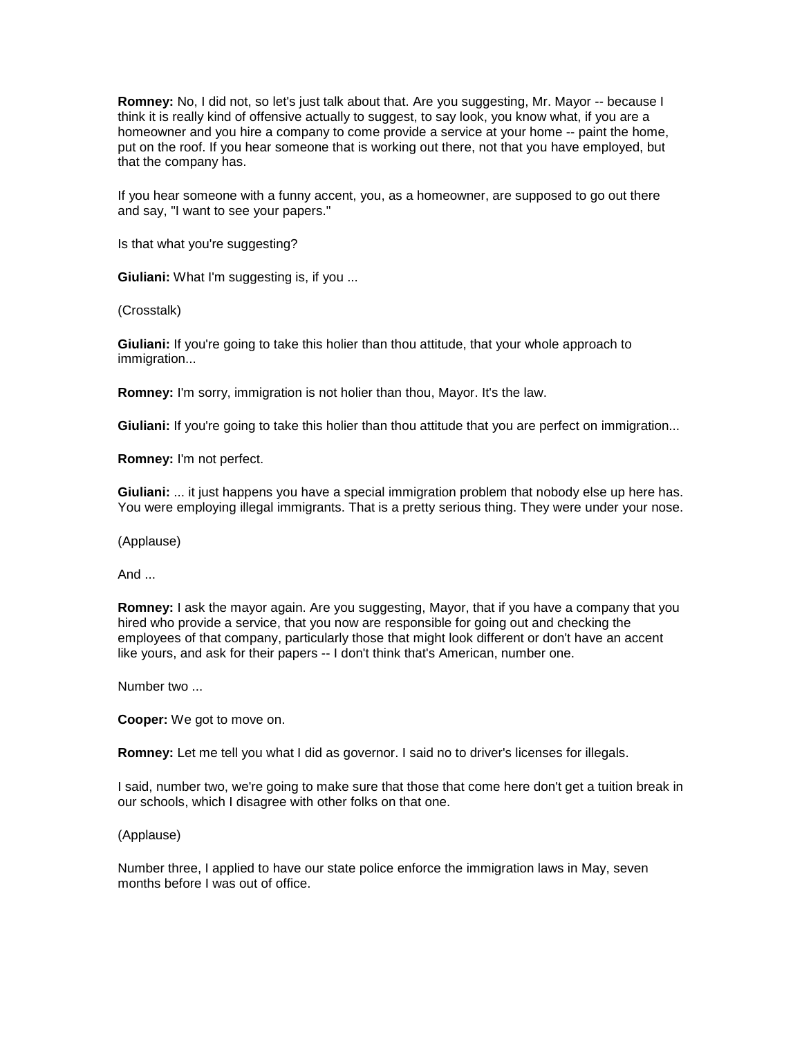**Romney:** No, I did not, so let's just talk about that. Are you suggesting, Mr. Mayor -- because I think it is really kind of offensive actually to suggest, to say look, you know what, if you are a homeowner and you hire a company to come provide a service at your home -- paint the home, put on the roof. If you hear someone that is working out there, not that you have employed, but that the company has.

If you hear someone with a funny accent, you, as a homeowner, are supposed to go out there and say, "I want to see your papers."

Is that what you're suggesting?

**Giuliani:** What I'm suggesting is, if you ...

(Crosstalk)

**Giuliani:** If you're going to take this holier than thou attitude, that your whole approach to immigration...

**Romney:** I'm sorry, immigration is not holier than thou, Mayor. It's the law.

**Giuliani:** If you're going to take this holier than thou attitude that you are perfect on immigration...

**Romney:** I'm not perfect.

**Giuliani:** ... it just happens you have a special immigration problem that nobody else up here has. You were employing illegal immigrants. That is a pretty serious thing. They were under your nose.

(Applause)

And ...

**Romney:** I ask the mayor again. Are you suggesting, Mayor, that if you have a company that you hired who provide a service, that you now are responsible for going out and checking the employees of that company, particularly those that might look different or don't have an accent like yours, and ask for their papers -- I don't think that's American, number one.

Number two ...

**Cooper:** We got to move on.

**Romney:** Let me tell you what I did as governor. I said no to driver's licenses for illegals.

I said, number two, we're going to make sure that those that come here don't get a tuition break in our schools, which I disagree with other folks on that one.

(Applause)

Number three, I applied to have our state police enforce the immigration laws in May, seven months before I was out of office.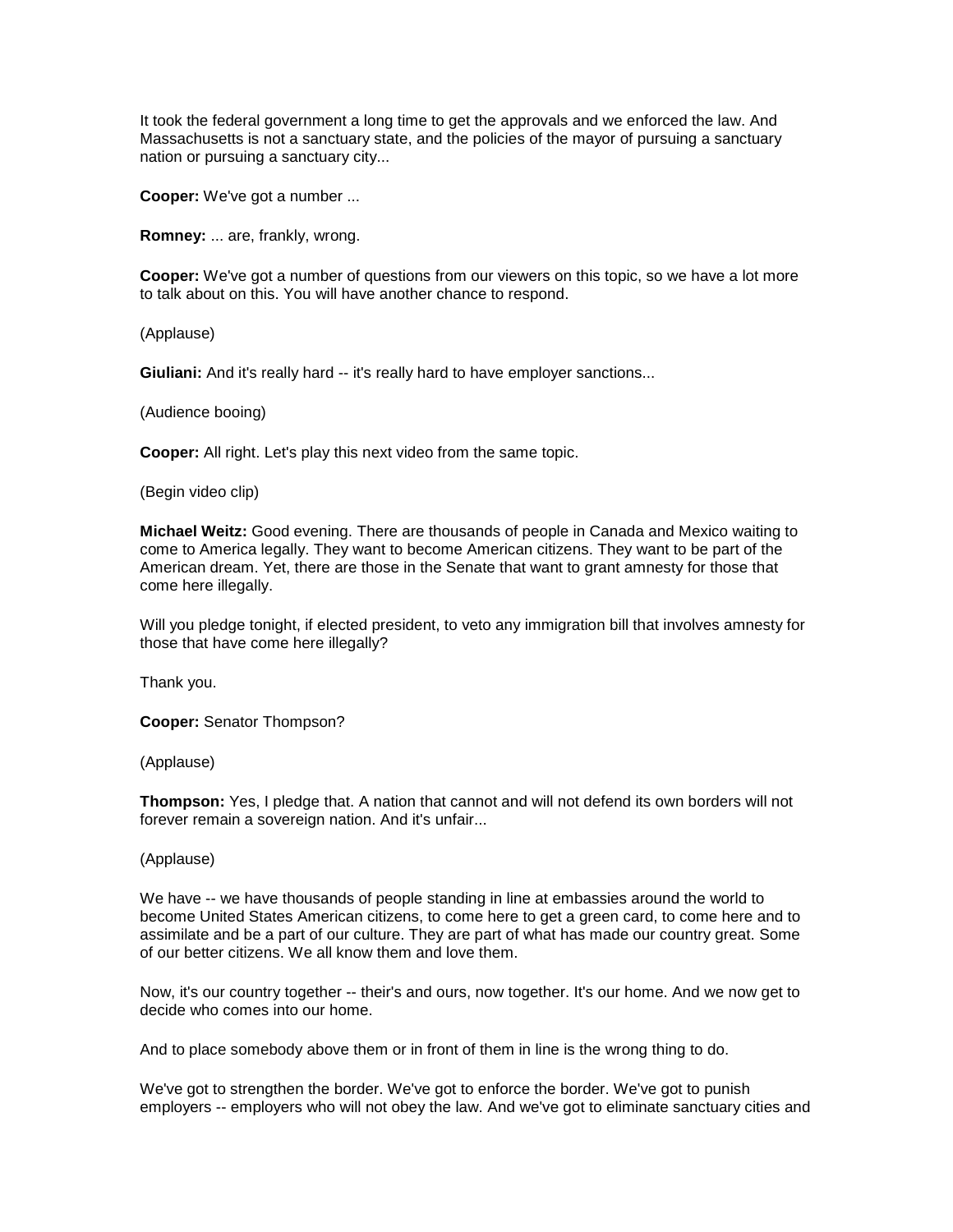It took the federal government a long time to get the approvals and we enforced the law. And Massachusetts is not a sanctuary state, and the policies of the mayor of pursuing a sanctuary nation or pursuing a sanctuary city...

**Cooper:** We've got a number ...

**Romney:** ... are, frankly, wrong.

**Cooper:** We've got a number of questions from our viewers on this topic, so we have a lot more to talk about on this. You will have another chance to respond.

(Applause)

**Giuliani:** And it's really hard -- it's really hard to have employer sanctions...

(Audience booing)

**Cooper:** All right. Let's play this next video from the same topic.

(Begin video clip)

**Michael Weitz:** Good evening. There are thousands of people in Canada and Mexico waiting to come to America legally. They want to become American citizens. They want to be part of the American dream. Yet, there are those in the Senate that want to grant amnesty for those that come here illegally.

Will you pledge tonight, if elected president, to veto any immigration bill that involves amnesty for those that have come here illegally?

Thank you.

**Cooper:** Senator Thompson?

(Applause)

**Thompson:** Yes, I pledge that. A nation that cannot and will not defend its own borders will not forever remain a sovereign nation. And it's unfair...

(Applause)

We have -- we have thousands of people standing in line at embassies around the world to become United States American citizens, to come here to get a green card, to come here and to assimilate and be a part of our culture. They are part of what has made our country great. Some of our better citizens. We all know them and love them.

Now, it's our country together -- their's and ours, now together. It's our home. And we now get to decide who comes into our home.

And to place somebody above them or in front of them in line is the wrong thing to do.

We've got to strengthen the border. We've got to enforce the border. We've got to punish employers -- employers who will not obey the law. And we've got to eliminate sanctuary cities and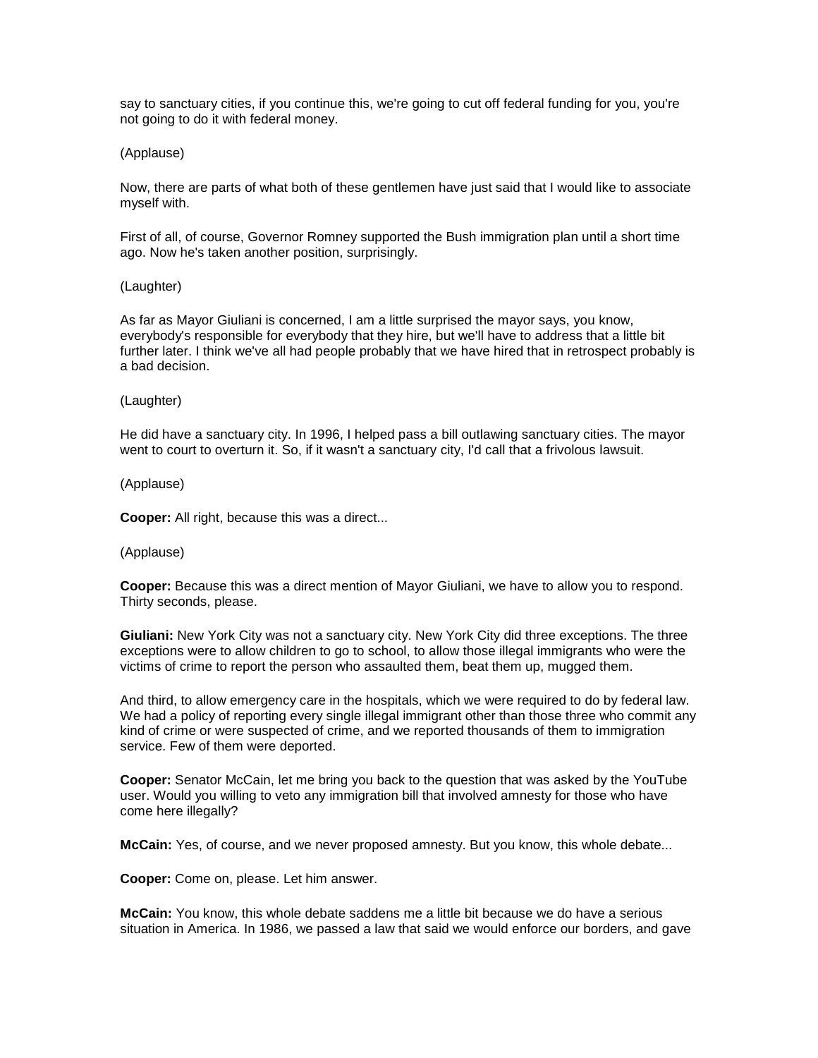say to sanctuary cities, if you continue this, we're going to cut off federal funding for you, you're not going to do it with federal money.

(Applause)

Now, there are parts of what both of these gentlemen have just said that I would like to associate myself with.

First of all, of course, Governor Romney supported the Bush immigration plan until a short time ago. Now he's taken another position, surprisingly.

(Laughter)

As far as Mayor Giuliani is concerned, I am a little surprised the mayor says, you know, everybody's responsible for everybody that they hire, but we'll have to address that a little bit further later. I think we've all had people probably that we have hired that in retrospect probably is a bad decision.

(Laughter)

He did have a sanctuary city. In 1996, I helped pass a bill outlawing sanctuary cities. The mayor went to court to overturn it. So, if it wasn't a sanctuary city, I'd call that a frivolous lawsuit.

(Applause)

**Cooper:** All right, because this was a direct...

(Applause)

**Cooper:** Because this was a direct mention of Mayor Giuliani, we have to allow you to respond. Thirty seconds, please.

**Giuliani:** New York City was not a sanctuary city. New York City did three exceptions. The three exceptions were to allow children to go to school, to allow those illegal immigrants who were the victims of crime to report the person who assaulted them, beat them up, mugged them.

And third, to allow emergency care in the hospitals, which we were required to do by federal law. We had a policy of reporting every single illegal immigrant other than those three who commit any kind of crime or were suspected of crime, and we reported thousands of them to immigration service. Few of them were deported.

**Cooper:** Senator McCain, let me bring you back to the question that was asked by the YouTube user. Would you willing to veto any immigration bill that involved amnesty for those who have come here illegally?

**McCain:** Yes, of course, and we never proposed amnesty. But you know, this whole debate...

**Cooper:** Come on, please. Let him answer.

**McCain:** You know, this whole debate saddens me a little bit because we do have a serious situation in America. In 1986, we passed a law that said we would enforce our borders, and gave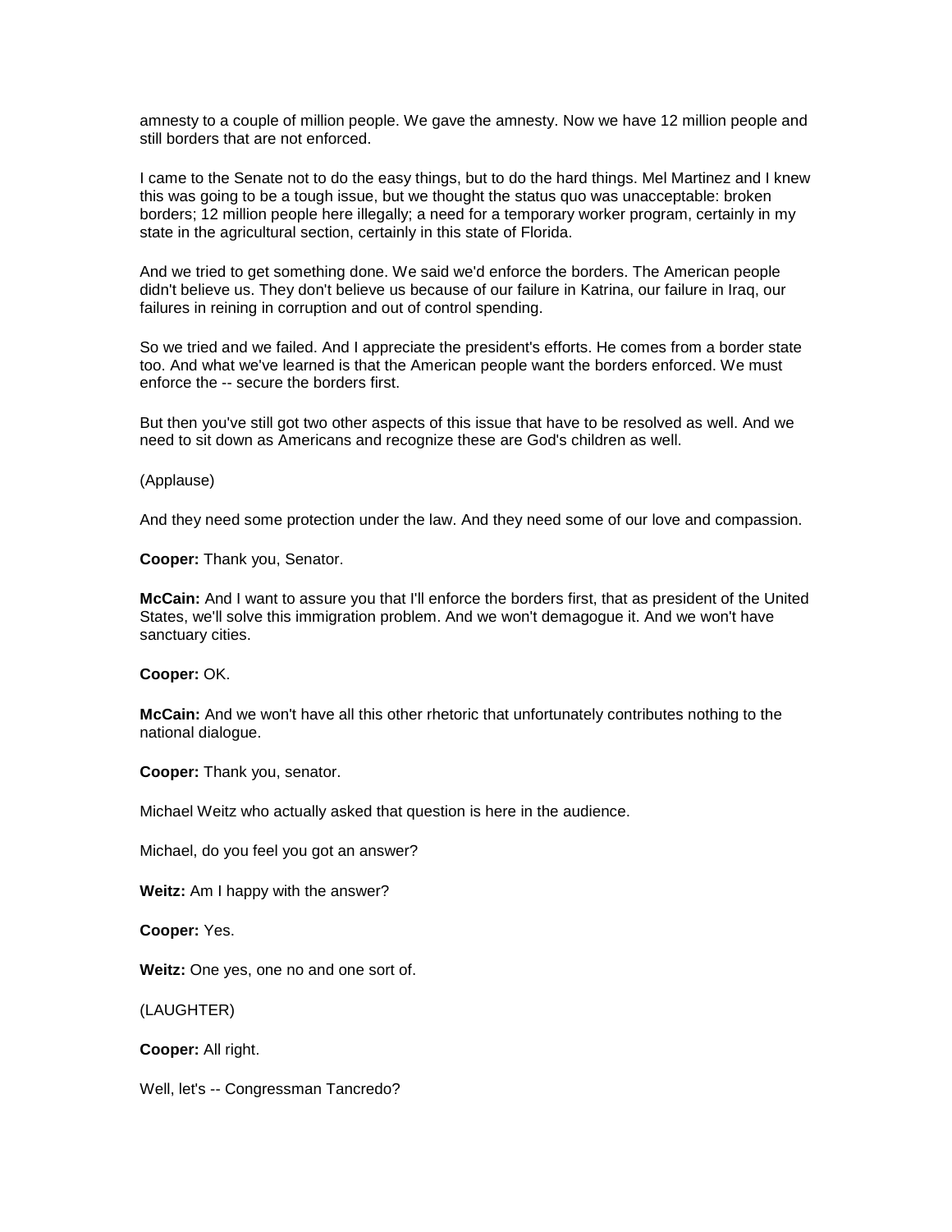amnesty to a couple of million people. We gave the amnesty. Now we have 12 million people and still borders that are not enforced.

I came to the Senate not to do the easy things, but to do the hard things. Mel Martinez and I knew this was going to be a tough issue, but we thought the status quo was unacceptable: broken borders; 12 million people here illegally; a need for a temporary worker program, certainly in my state in the agricultural section, certainly in this state of Florida.

And we tried to get something done. We said we'd enforce the borders. The American people didn't believe us. They don't believe us because of our failure in Katrina, our failure in Iraq, our failures in reining in corruption and out of control spending.

So we tried and we failed. And I appreciate the president's efforts. He comes from a border state too. And what we've learned is that the American people want the borders enforced. We must enforce the -- secure the borders first.

But then you've still got two other aspects of this issue that have to be resolved as well. And we need to sit down as Americans and recognize these are God's children as well.

(Applause)

And they need some protection under the law. And they need some of our love and compassion.

**Cooper:** Thank you, Senator.

**McCain:** And I want to assure you that I'll enforce the borders first, that as president of the United States, we'll solve this immigration problem. And we won't demagogue it. And we won't have sanctuary cities.

**Cooper:** OK.

**McCain:** And we won't have all this other rhetoric that unfortunately contributes nothing to the national dialogue.

**Cooper:** Thank you, senator.

Michael Weitz who actually asked that question is here in the audience.

Michael, do you feel you got an answer?

**Weitz:** Am I happy with the answer?

**Cooper:** Yes.

**Weitz:** One yes, one no and one sort of.

(LAUGHTER)

**Cooper:** All right.

Well, let's -- Congressman Tancredo?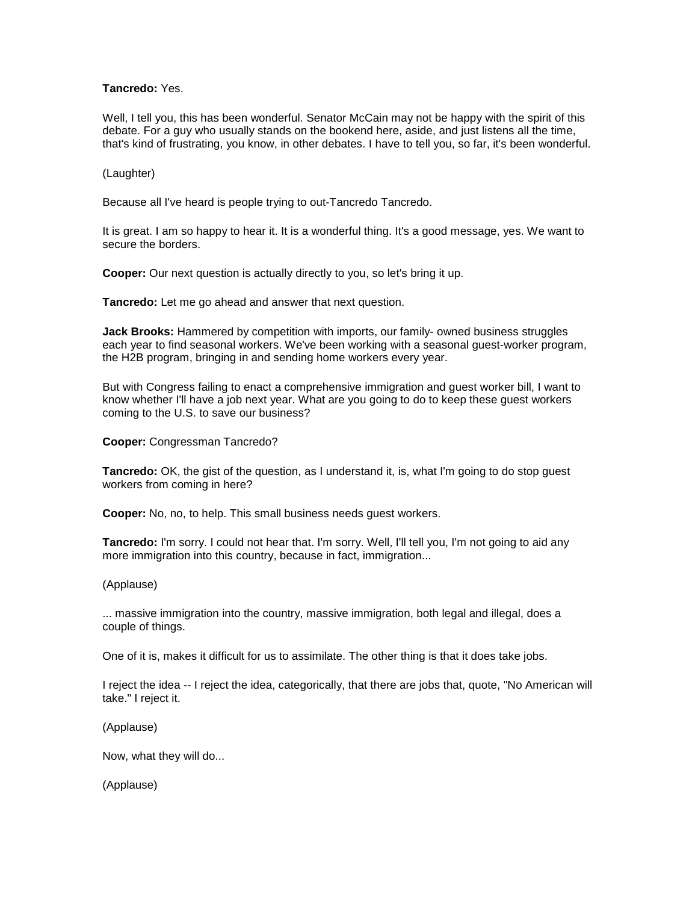**Tancredo:** Yes.

Well, I tell you, this has been wonderful. Senator McCain may not be happy with the spirit of this debate. For a guy who usually stands on the bookend here, aside, and just listens all the time, that's kind of frustrating, you know, in other debates. I have to tell you, so far, it's been wonderful.

(Laughter)

Because all I've heard is people trying to out-Tancredo Tancredo.

It is great. I am so happy to hear it. It is a wonderful thing. It's a good message, yes. We want to secure the borders.

**Cooper:** Our next question is actually directly to you, so let's bring it up.

**Tancredo:** Let me go ahead and answer that next question.

**Jack Brooks:** Hammered by competition with imports, our family- owned business struggles each year to find seasonal workers. We've been working with a seasonal guest-worker program, the H2B program, bringing in and sending home workers every year.

But with Congress failing to enact a comprehensive immigration and guest worker bill, I want to know whether I'll have a job next year. What are you going to do to keep these guest workers coming to the U.S. to save our business?

**Cooper:** Congressman Tancredo?

**Tancredo:** OK, the gist of the question, as I understand it, is, what I'm going to do stop guest workers from coming in here?

**Cooper:** No, no, to help. This small business needs guest workers.

**Tancredo:** I'm sorry. I could not hear that. I'm sorry. Well, I'll tell you, I'm not going to aid any more immigration into this country, because in fact, immigration...

(Applause)

... massive immigration into the country, massive immigration, both legal and illegal, does a couple of things.

One of it is, makes it difficult for us to assimilate. The other thing is that it does take jobs.

I reject the idea -- I reject the idea, categorically, that there are jobs that, quote, "No American will take." I reject it.

(Applause)

Now, what they will do...

(Applause)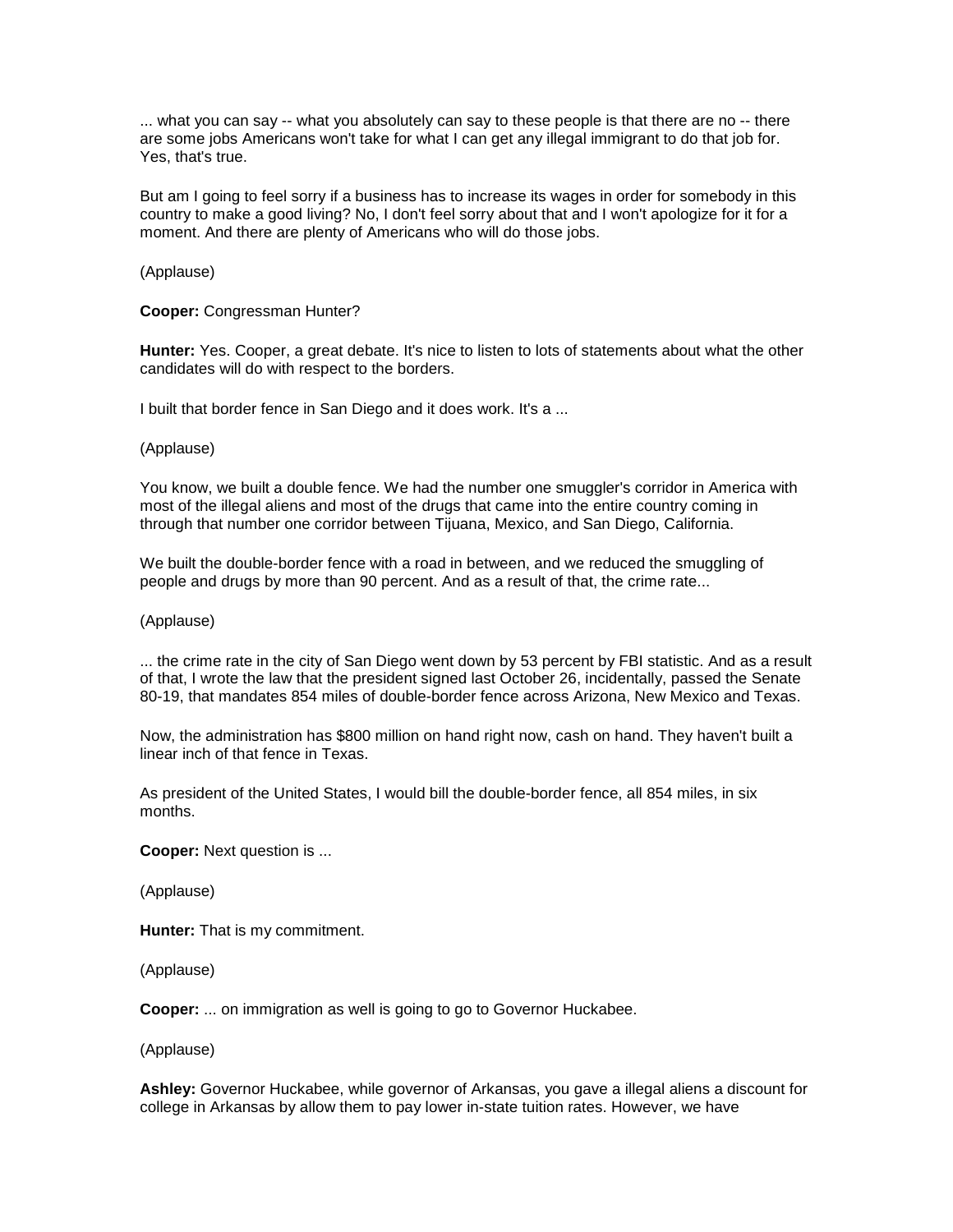... what you can say -- what you absolutely can say to these people is that there are no -- there are some jobs Americans won't take for what I can get any illegal immigrant to do that job for. Yes, that's true.

But am I going to feel sorry if a business has to increase its wages in order for somebody in this country to make a good living? No, I don't feel sorry about that and I won't apologize for it for a moment. And there are plenty of Americans who will do those jobs.

(Applause)

**Cooper:** Congressman Hunter?

**Hunter:** Yes. Cooper, a great debate. It's nice to listen to lots of statements about what the other candidates will do with respect to the borders.

I built that border fence in San Diego and it does work. It's a ...

(Applause)

You know, we built a double fence. We had the number one smuggler's corridor in America with most of the illegal aliens and most of the drugs that came into the entire country coming in through that number one corridor between Tijuana, Mexico, and San Diego, California.

We built the double-border fence with a road in between, and we reduced the smuggling of people and drugs by more than 90 percent. And as a result of that, the crime rate...

(Applause)

... the crime rate in the city of San Diego went down by 53 percent by FBI statistic. And as a result of that, I wrote the law that the president signed last October 26, incidentally, passed the Senate 80-19, that mandates 854 miles of double-border fence across Arizona, New Mexico and Texas.

Now, the administration has $800 million on hand right now, cash on hand. They haven't built a linear inch of that fence in Texas.

As president of the United States, I would bill the double-border fence, all 854 miles, in six months.

**Cooper:** Next question is ...

(Applause)

**Hunter:** That is my commitment.

(Applause)

**Cooper:** ... on immigration as well is going to go to Governor Huckabee.

(Applause)

**Ashley:** Governor Huckabee, while governor of Arkansas, you gave a illegal aliens a discount for college in Arkansas by allow them to pay lower in-state tuition rates. However, we have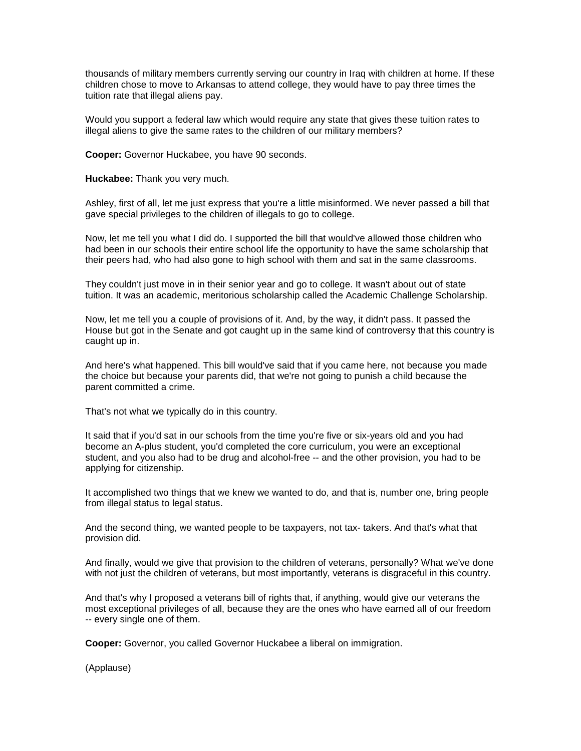thousands of military members currently serving our country in Iraq with children at home. If these children chose to move to Arkansas to attend college, they would have to pay three times the tuition rate that illegal aliens pay.

Would you support a federal law which would require any state that gives these tuition rates to illegal aliens to give the same rates to the children of our military members?

**Cooper:** Governor Huckabee, you have 90 seconds.

**Huckabee:** Thank you very much.

Ashley, first of all, let me just express that you're a little misinformed. We never passed a bill that gave special privileges to the children of illegals to go to college.

Now, let me tell you what I did do. I supported the bill that would've allowed those children who had been in our schools their entire school life the opportunity to have the same scholarship that their peers had, who had also gone to high school with them and sat in the same classrooms.

They couldn't just move in in their senior year and go to college. It wasn't about out of state tuition. It was an academic, meritorious scholarship called the Academic Challenge Scholarship.

Now, let me tell you a couple of provisions of it. And, by the way, it didn't pass. It passed the House but got in the Senate and got caught up in the same kind of controversy that this country is caught up in.

And here's what happened. This bill would've said that if you came here, not because you made the choice but because your parents did, that we're not going to punish a child because the parent committed a crime.

That's not what we typically do in this country.

It said that if you'd sat in our schools from the time you're five or six-years old and you had become an A-plus student, you'd completed the core curriculum, you were an exceptional student, and you also had to be drug and alcohol-free -- and the other provision, you had to be applying for citizenship.

It accomplished two things that we knew we wanted to do, and that is, number one, bring people from illegal status to legal status.

And the second thing, we wanted people to be taxpayers, not tax- takers. And that's what that provision did.

And finally, would we give that provision to the children of veterans, personally? What we've done with not just the children of veterans, but most importantly, veterans is disgraceful in this country.

And that's why I proposed a veterans bill of rights that, if anything, would give our veterans the most exceptional privileges of all, because they are the ones who have earned all of our freedom -- every single one of them.

**Cooper:** Governor, you called Governor Huckabee a liberal on immigration.

(Applause)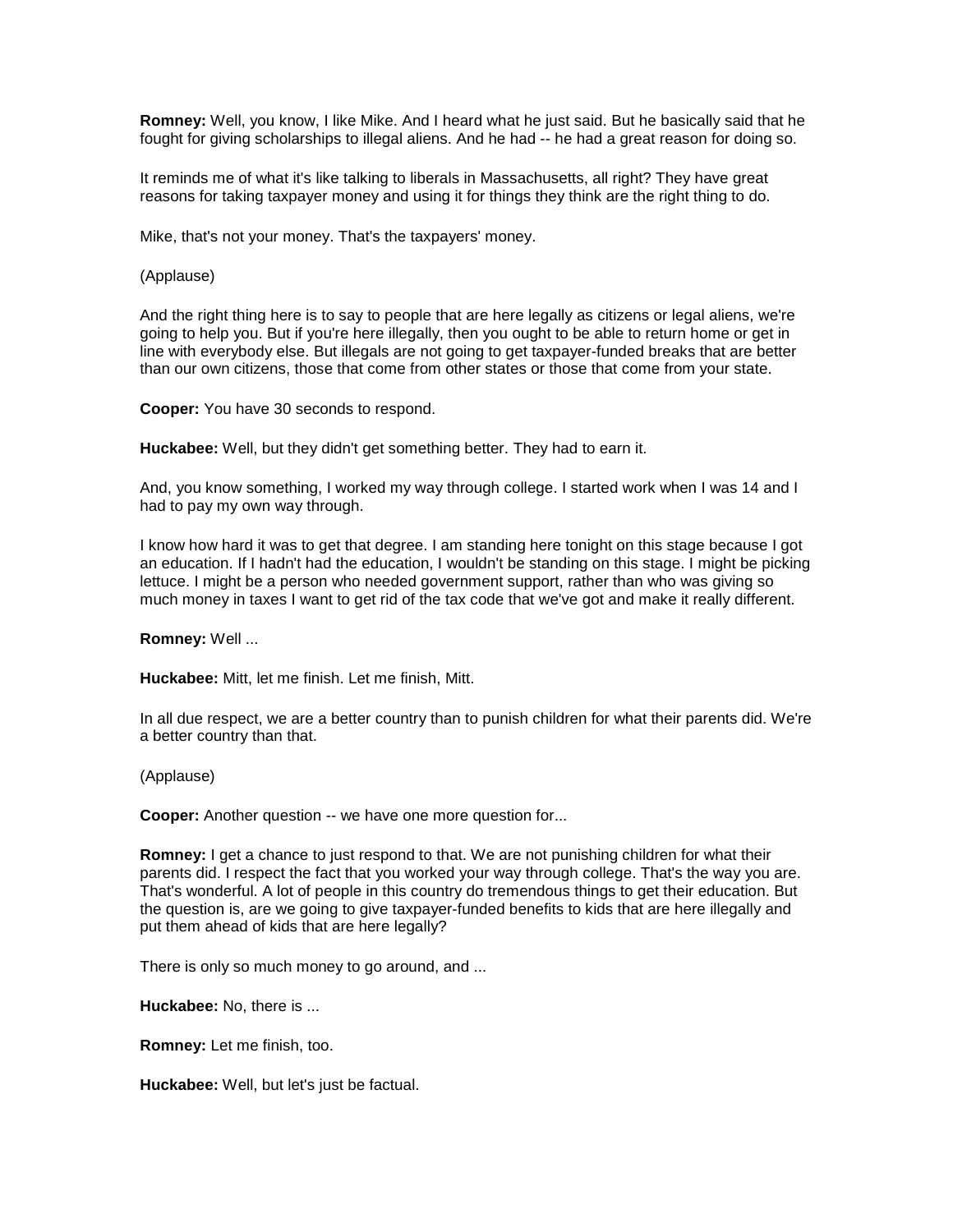**Romney:** Well, you know, I like Mike. And I heard what he just said. But he basically said that he fought for giving scholarships to illegal aliens. And he had -- he had a great reason for doing so.

It reminds me of what it's like talking to liberals in Massachusetts, all right? They have great reasons for taking taxpayer money and using it for things they think are the right thing to do.

Mike, that's not your money. That's the taxpayers' money.

(Applause)

And the right thing here is to say to people that are here legally as citizens or legal aliens, we're going to help you. But if you're here illegally, then you ought to be able to return home or get in line with everybody else. But illegals are not going to get taxpayer-funded breaks that are better than our own citizens, those that come from other states or those that come from your state.

**Cooper:** You have 30 seconds to respond.

**Huckabee:** Well, but they didn't get something better. They had to earn it.

And, you know something, I worked my way through college. I started work when I was 14 and I had to pay my own way through.

I know how hard it was to get that degree. I am standing here tonight on this stage because I got an education. If I hadn't had the education, I wouldn't be standing on this stage. I might be picking lettuce. I might be a person who needed government support, rather than who was giving so much money in taxes I want to get rid of the tax code that we've got and make it really different.

**Romney:** Well ...

**Huckabee:** Mitt, let me finish. Let me finish, Mitt.

In all due respect, we are a better country than to punish children for what their parents did. We're a better country than that.

(Applause)

**Cooper:** Another question -- we have one more question for...

**Romney:** I get a chance to just respond to that. We are not punishing children for what their parents did. I respect the fact that you worked your way through college. That's the way you are. That's wonderful. A lot of people in this country do tremendous things to get their education. But the question is, are we going to give taxpayer-funded benefits to kids that are here illegally and put them ahead of kids that are here legally?

There is only so much money to go around, and ...

**Huckabee:** No, there is ...

**Romney:** Let me finish, too.

**Huckabee:** Well, but let's just be factual.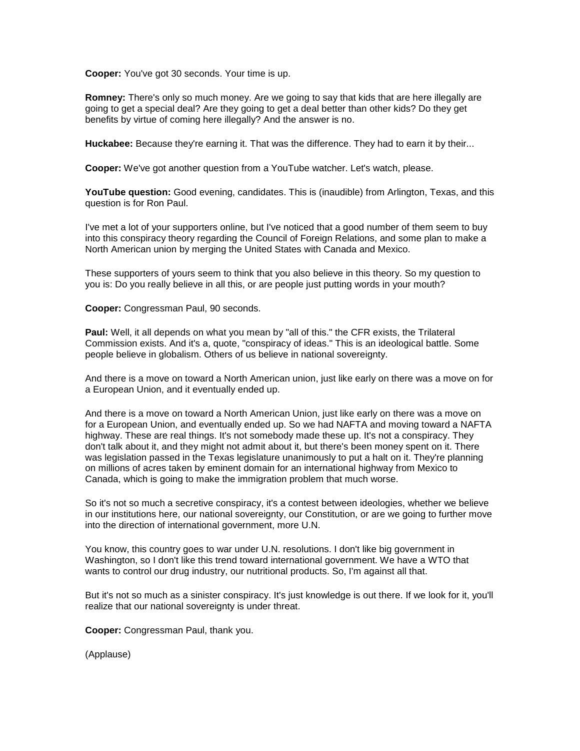**Cooper:** You've got 30 seconds. Your time is up.

**Romney:** There's only so much money. Are we going to say that kids that are here illegally are going to get a special deal? Are they going to get a deal better than other kids? Do they get benefits by virtue of coming here illegally? And the answer is no.

**Huckabee:** Because they're earning it. That was the difference. They had to earn it by their...

**Cooper:** We've got another question from a YouTube watcher. Let's watch, please.

**YouTube question:** Good evening, candidates. This is (inaudible) from Arlington, Texas, and this question is for Ron Paul.

I've met a lot of your supporters online, but I've noticed that a good number of them seem to buy into this conspiracy theory regarding the Council of Foreign Relations, and some plan to make a North American union by merging the United States with Canada and Mexico.

These supporters of yours seem to think that you also believe in this theory. So my question to you is: Do you really believe in all this, or are people just putting words in your mouth?

**Cooper:** Congressman Paul, 90 seconds.

**Paul:** Well, it all depends on what you mean by "all of this." the CFR exists, the Trilateral Commission exists. And it's a, quote, "conspiracy of ideas." This is an ideological battle. Some people believe in globalism. Others of us believe in national sovereignty.

And there is a move on toward a North American union, just like early on there was a move on for a European Union, and it eventually ended up.

And there is a move on toward a North American Union, just like early on there was a move on for a European Union, and eventually ended up. So we had NAFTA and moving toward a NAFTA highway. These are real things. It's not somebody made these up. It's not a conspiracy. They don't talk about it, and they might not admit about it, but there's been money spent on it. There was legislation passed in the Texas legislature unanimously to put a halt on it. They're planning on millions of acres taken by eminent domain for an international highway from Mexico to Canada, which is going to make the immigration problem that much worse.

So it's not so much a secretive conspiracy, it's a contest between ideologies, whether we believe in our institutions here, our national sovereignty, our Constitution, or are we going to further move into the direction of international government, more U.N.

You know, this country goes to war under U.N. resolutions. I don't like big government in Washington, so I don't like this trend toward international government. We have a WTO that wants to control our drug industry, our nutritional products. So, I'm against all that.

But it's not so much as a sinister conspiracy. It's just knowledge is out there. If we look for it, you'll realize that our national sovereignty is under threat.

**Cooper:** Congressman Paul, thank you.

(Applause)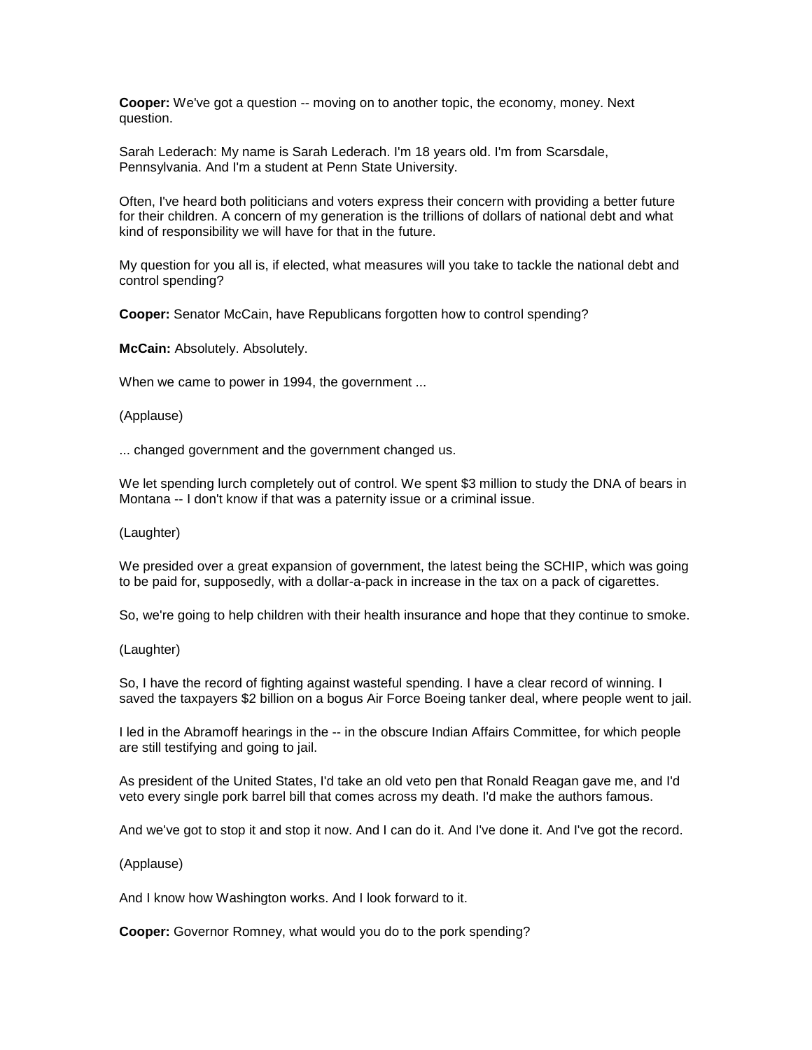**Cooper:** We've got a question -- moving on to another topic, the economy, money. Next question.

Sarah Lederach: My name is Sarah Lederach. I'm 18 years old. I'm from Scarsdale, Pennsylvania. And I'm a student at Penn State University.

Often, I've heard both politicians and voters express their concern with providing a better future for their children. A concern of my generation is the trillions of dollars of national debt and what kind of responsibility we will have for that in the future.

My question for you all is, if elected, what measures will you take to tackle the national debt and control spending?

**Cooper:** Senator McCain, have Republicans forgotten how to control spending?

**McCain:** Absolutely. Absolutely.

When we came to power in 1994, the government ...

(Applause)

... changed government and the government changed us.

We let spending lurch completely out of control. We spent $3 million to study the DNA of bears in Montana -- I don't know if that was a paternity issue or a criminal issue.

(Laughter)

We presided over a great expansion of government, the latest being the SCHIP, which was going to be paid for, supposedly, with a dollar-a-pack in increase in the tax on a pack of cigarettes.

So, we're going to help children with their health insurance and hope that they continue to smoke.

(Laughter)

So, I have the record of fighting against wasteful spending. I have a clear record of winning. I saved the taxpayers $2 billion on a bogus Air Force Boeing tanker deal, where people went to jail.

I led in the Abramoff hearings in the -- in the obscure Indian Affairs Committee, for which people are still testifying and going to jail.

As president of the United States, I'd take an old veto pen that Ronald Reagan gave me, and I'd veto every single pork barrel bill that comes across my death. I'd make the authors famous.

And we've got to stop it and stop it now. And I can do it. And I've done it. And I've got the record.

(Applause)

And I know how Washington works. And I look forward to it.

**Cooper:** Governor Romney, what would you do to the pork spending?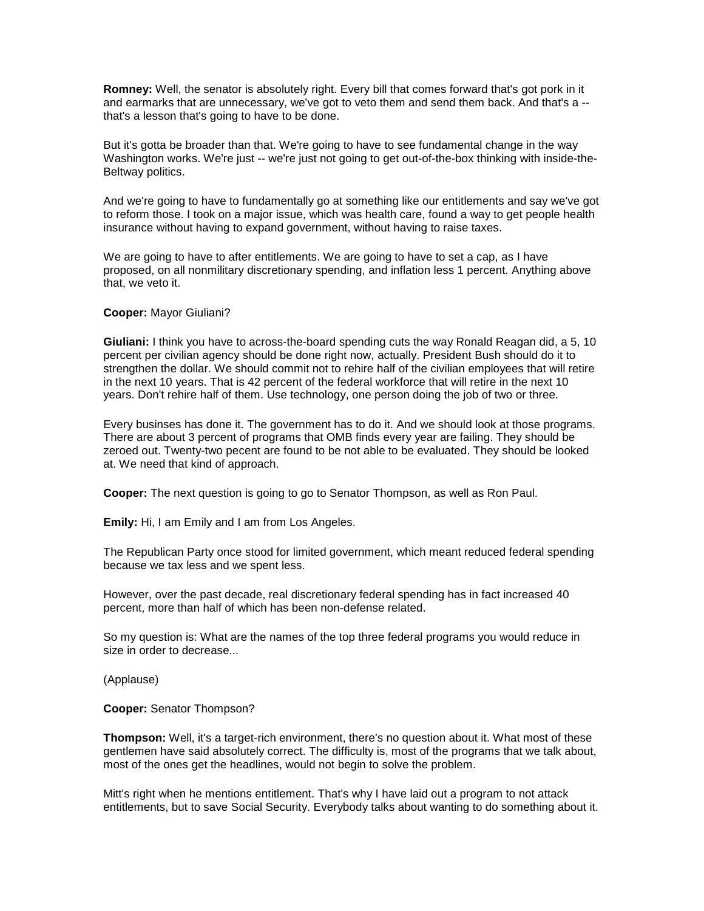**Romney:** Well, the senator is absolutely right. Every bill that comes forward that's got pork in it and earmarks that are unnecessary, we've got to veto them and send them back. And that's a -- that's a lesson that's going to have to be done.

But it's gotta be broader than that. We're going to have to see fundamental change in the way Washington works. We're just -- we're just not going to get out-of-the-box thinking with inside-the-Beltway politics.

And we're going to have to fundamentally go at something like our entitlements and say we've got to reform those. I took on a major issue, which was health care, found a way to get people health insurance without having to expand government, without having to raise taxes.

We are going to have to after entitlements. We are going to have to set a cap, as I have proposed, on all nonmilitary discretionary spending, and inflation less 1 percent. Anything above that, we veto it.

**Cooper:** Mayor Giuliani?

**Giuliani:** I think you have to across-the-board spending cuts the way Ronald Reagan did, a 5, 10 percent per civilian agency should be done right now, actually. President Bush should do it to strengthen the dollar. We should commit not to rehire half of the civilian employees that will retire in the next 10 years. That is 42 percent of the federal workforce that will retire in the next 10 years. Don't rehire half of them. Use technology, one person doing the job of two or three.

Every businses has done it. The government has to do it. And we should look at those programs. There are about 3 percent of programs that OMB finds every year are failing. They should be zeroed out. Twenty-two pecent are found to be not able to be evaluated. They should be looked at. We need that kind of approach.

**Cooper:** The next question is going to go to Senator Thompson, as well as Ron Paul.

**Emily:** Hi, I am Emily and I am from Los Angeles.

The Republican Party once stood for limited government, which meant reduced federal spending because we tax less and we spent less.

However, over the past decade, real discretionary federal spending has in fact increased 40 percent, more than half of which has been non-defense related.

So my question is: What are the names of the top three federal programs you would reduce in size in order to decrease...

(Applause)

**Cooper:** Senator Thompson?

**Thompson:** Well, it's a target-rich environment, there's no question about it. What most of these gentlemen have said absolutely correct. The difficulty is, most of the programs that we talk about, most of the ones get the headlines, would not begin to solve the problem.

Mitt's right when he mentions entitlement. That's why I have laid out a program to not attack entitlements, but to save Social Security. Everybody talks about wanting to do something about it.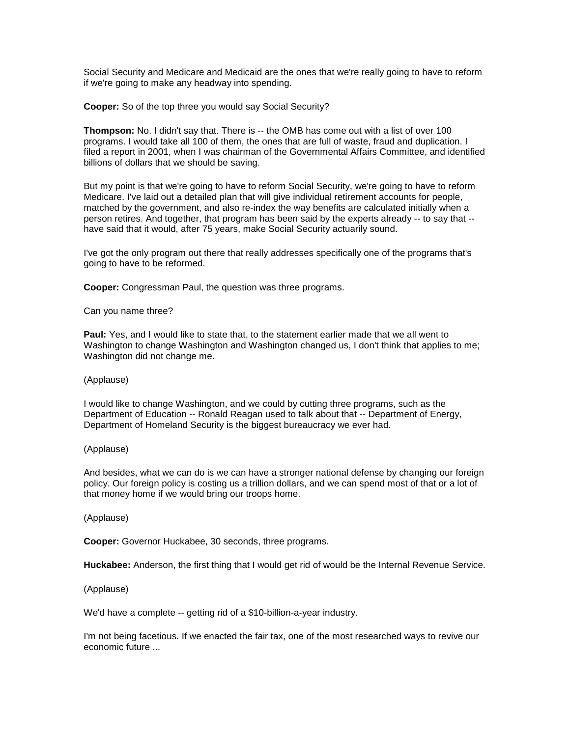Social Security and Medicare and Medicaid are the ones that we're really going to have to reform if we're going to make any headway into spending.

**Cooper:** So of the top three you would say Social Security?

**Thompson:** No. I didn't say that. There is -- the OMB has come out with a list of over 100 programs. I would take all 100 of them, the ones that are full of waste, fraud and duplication. I filed a report in 2001, when I was chairman of the Governmental Affairs Committee, and identified billions of dollars that we should be saving.

But my point is that we're going to have to reform Social Security, we're going to have to reform Medicare. I've laid out a detailed plan that will give individual retirement accounts for people, matched by the government, and also re-index the way benefits are calculated initially when a person retires. And together, that program has been said by the experts already -- to say that -- have said that it would, after 75 years, make Social Security actuarily sound.

I've got the only program out there that really addresses specifically one of the programs that's going to have to be reformed.

**Cooper:** Congressman Paul, the question was three programs.

Can you name three?

**Paul:** Yes, and I would like to state that, to the statement earlier made that we all went to Washington to change Washington and Washington changed us, I don't think that applies to me; Washington did not change me.

(Applause)

I would like to change Washington, and we could by cutting three programs, such as the Department of Education -- Ronald Reagan used to talk about that -- Department of Energy, Department of Homeland Security is the biggest bureaucracy we ever had.

(Applause)

And besides, what we can do is we can have a stronger national defense by changing our foreign policy. Our foreign policy is costing us a trillion dollars, and we can spend most of that or a lot of that money home if we would bring our troops home.

(Applause)

**Cooper:** Governor Huckabee, 30 seconds, three programs.

**Huckabee:** Anderson, the first thing that I would get rid of would be the Internal Revenue Service.

(Applause)

We'd have a complete -- getting rid of a $10-billion-a-year industry.

I'm not being facetious. If we enacted the fair tax, one of the most researched ways to revive our economic future ...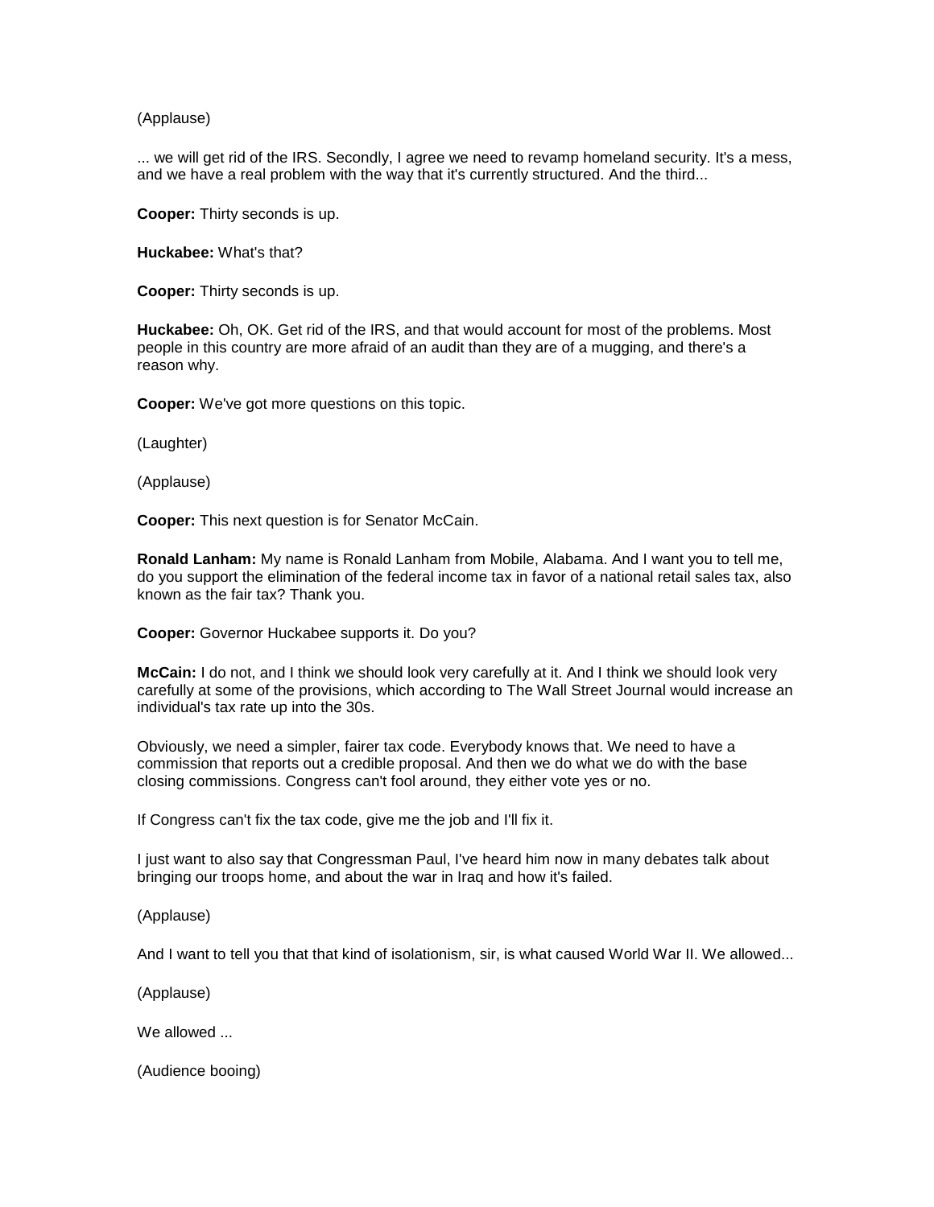(Applause)

... we will get rid of the IRS. Secondly, I agree we need to revamp homeland security. It's a mess, and we have a real problem with the way that it's currently structured. And the third...

**Cooper:** Thirty seconds is up.

**Huckabee:** What's that?

**Cooper:** Thirty seconds is up.

**Huckabee:** Oh, OK. Get rid of the IRS, and that would account for most of the problems. Most people in this country are more afraid of an audit than they are of a mugging, and there's a reason why.

**Cooper:** We've got more questions on this topic.

(Laughter)

(Applause)

**Cooper:** This next question is for Senator McCain.

**Ronald Lanham:** My name is Ronald Lanham from Mobile, Alabama. And I want you to tell me, do you support the elimination of the federal income tax in favor of a national retail sales tax, also known as the fair tax? Thank you.

**Cooper:** Governor Huckabee supports it. Do you?

**McCain:** I do not, and I think we should look very carefully at it. And I think we should look very carefully at some of the provisions, which according to The Wall Street Journal would increase an individual's tax rate up into the 30s.

Obviously, we need a simpler, fairer tax code. Everybody knows that. We need to have a commission that reports out a credible proposal. And then we do what we do with the base closing commissions. Congress can't fool around, they either vote yes or no.

If Congress can't fix the tax code, give me the job and I'll fix it.

I just want to also say that Congressman Paul, I've heard him now in many debates talk about bringing our troops home, and about the war in Iraq and how it's failed.

(Applause)

And I want to tell you that that kind of isolationism, sir, is what caused World War II. We allowed...

(Applause)

We allowed ...

(Audience booing)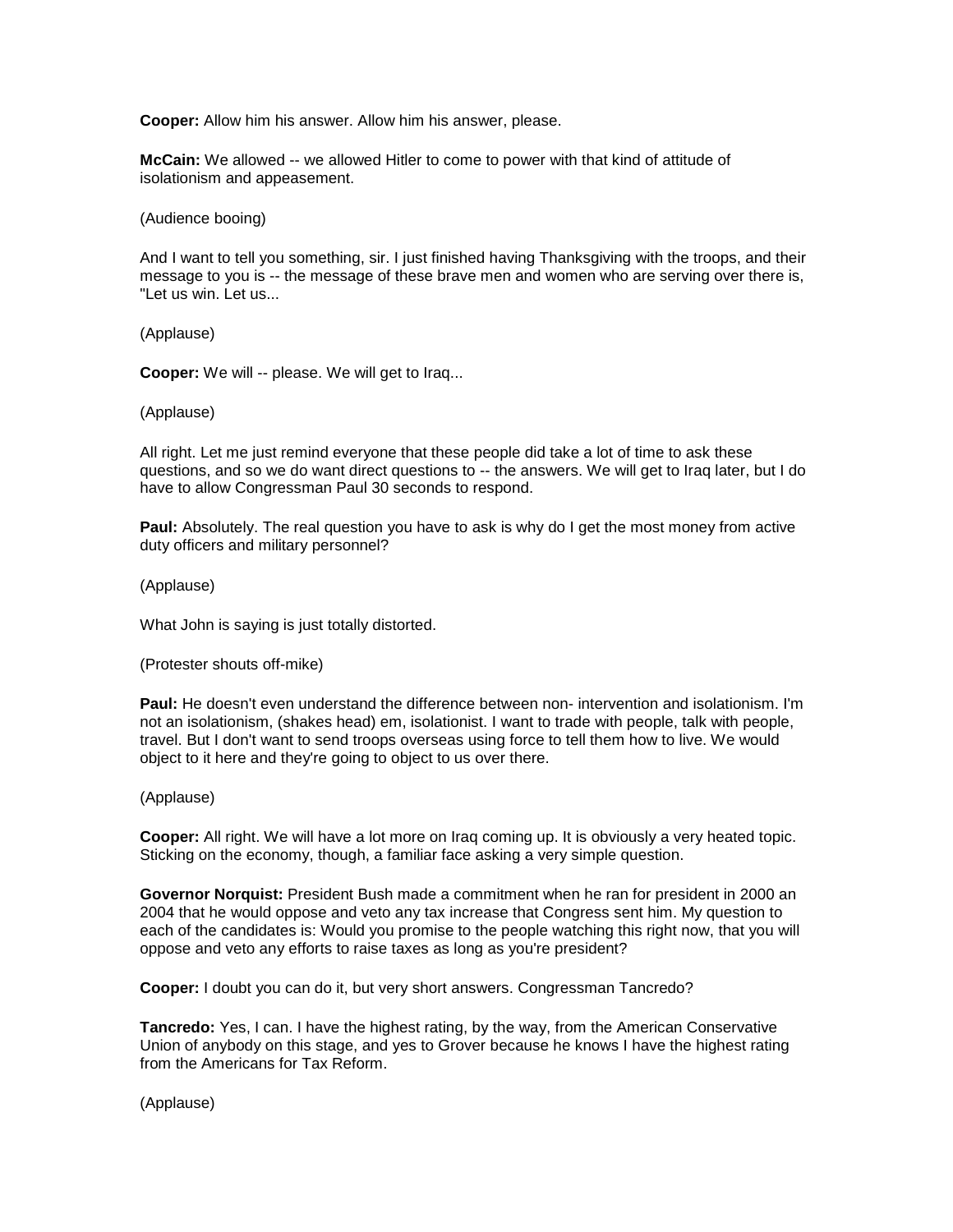**Cooper:** Allow him his answer. Allow him his answer, please.

**McCain:** We allowed -- we allowed Hitler to come to power with that kind of attitude of isolationism and appeasement.

(Audience booing)

And I want to tell you something, sir. I just finished having Thanksgiving with the troops, and their message to you is -- the message of these brave men and women who are serving over there is, "Let us win. Let us...

(Applause)

**Cooper:** We will -- please. We will get to Iraq...

(Applause)

All right. Let me just remind everyone that these people did take a lot of time to ask these questions, and so we do want direct questions to -- the answers. We will get to Iraq later, but I do have to allow Congressman Paul 30 seconds to respond.

**Paul:** Absolutely. The real question you have to ask is why do I get the most money from active duty officers and military personnel?

(Applause)

What John is saying is just totally distorted.

(Protester shouts off-mike)

**Paul:** He doesn't even understand the difference between non- intervention and isolationism. I'm not an isolationism, (shakes head) em, isolationist. I want to trade with people, talk with people, travel. But I don't want to send troops overseas using force to tell them how to live. We would object to it here and they're going to object to us over there.

(Applause)

**Cooper:** All right. We will have a lot more on Iraq coming up. It is obviously a very heated topic. Sticking on the economy, though, a familiar face asking a very simple question.

**Governor Norquist:** President Bush made a commitment when he ran for president in 2000 an 2004 that he would oppose and veto any tax increase that Congress sent him. My question to each of the candidates is: Would you promise to the people watching this right now, that you will oppose and veto any efforts to raise taxes as long as you're president?

**Cooper:** I doubt you can do it, but very short answers. Congressman Tancredo?

**Tancredo:** Yes, I can. I have the highest rating, by the way, from the American Conservative Union of anybody on this stage, and yes to Grover because he knows I have the highest rating from the Americans for Tax Reform.

(Applause)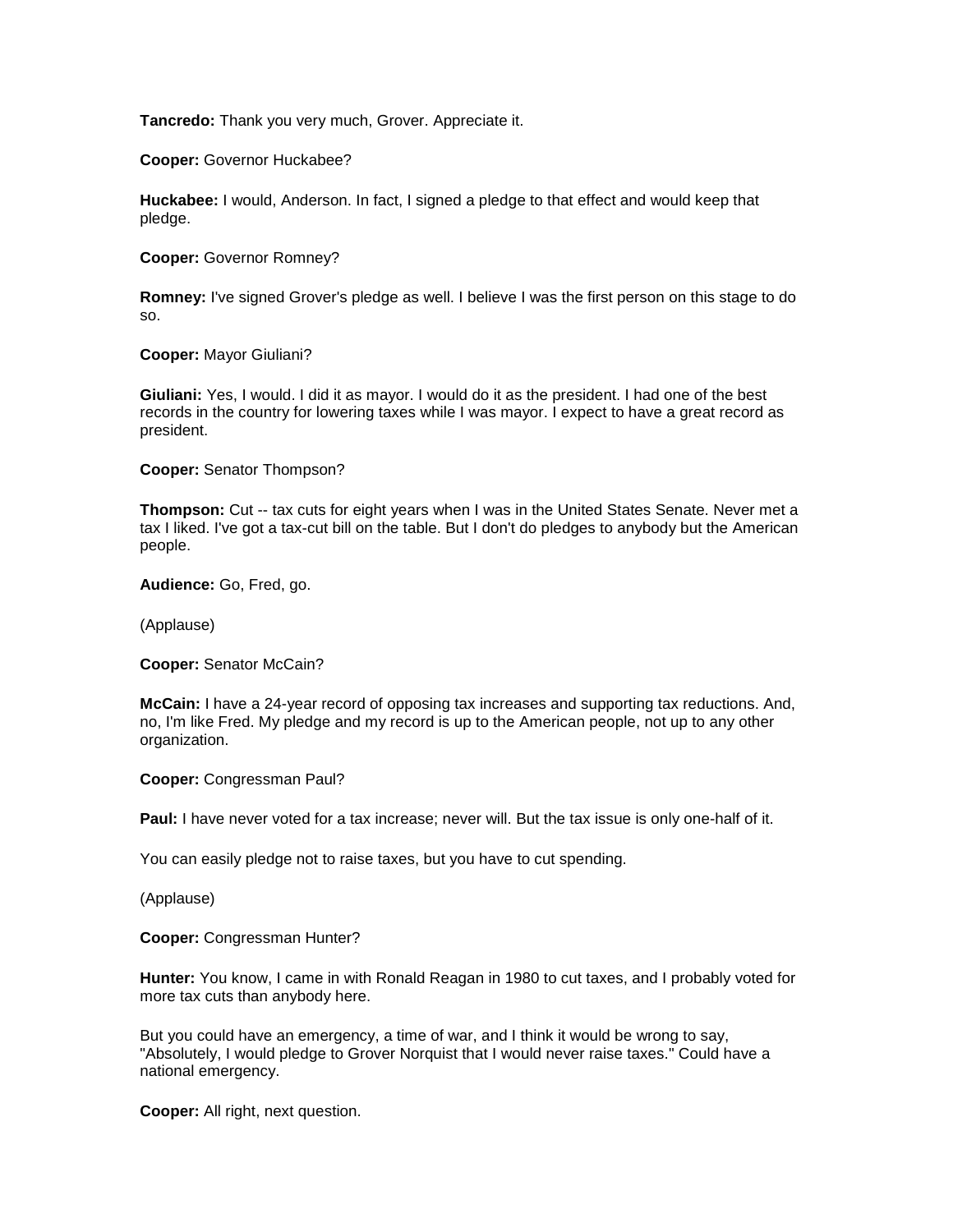**Tancredo:** Thank you very much, Grover. Appreciate it.

**Cooper:** Governor Huckabee?

**Huckabee:** I would, Anderson. In fact, I signed a pledge to that effect and would keep that pledge.

**Cooper:** Governor Romney?

**Romney:** I've signed Grover's pledge as well. I believe I was the first person on this stage to do so.

**Cooper:** Mayor Giuliani?

**Giuliani:** Yes, I would. I did it as mayor. I would do it as the president. I had one of the best records in the country for lowering taxes while I was mayor. I expect to have a great record as president.

**Cooper:** Senator Thompson?

**Thompson:** Cut -- tax cuts for eight years when I was in the United States Senate. Never met a tax I liked. I've got a tax-cut bill on the table. But I don't do pledges to anybody but the American people.

**Audience:** Go, Fred, go.

(Applause)

**Cooper:** Senator McCain?

**McCain:** I have a 24-year record of opposing tax increases and supporting tax reductions. And, no, I'm like Fred. My pledge and my record is up to the American people, not up to any other organization.

**Cooper:** Congressman Paul?

**Paul:** I have never voted for a tax increase; never will. But the tax issue is only one-half of it.

You can easily pledge not to raise taxes, but you have to cut spending.

(Applause)

**Cooper:** Congressman Hunter?

**Hunter:** You know, I came in with Ronald Reagan in 1980 to cut taxes, and I probably voted for more tax cuts than anybody here.

But you could have an emergency, a time of war, and I think it would be wrong to say, "Absolutely, I would pledge to Grover Norquist that I would never raise taxes." Could have a national emergency.

**Cooper:** All right, next question.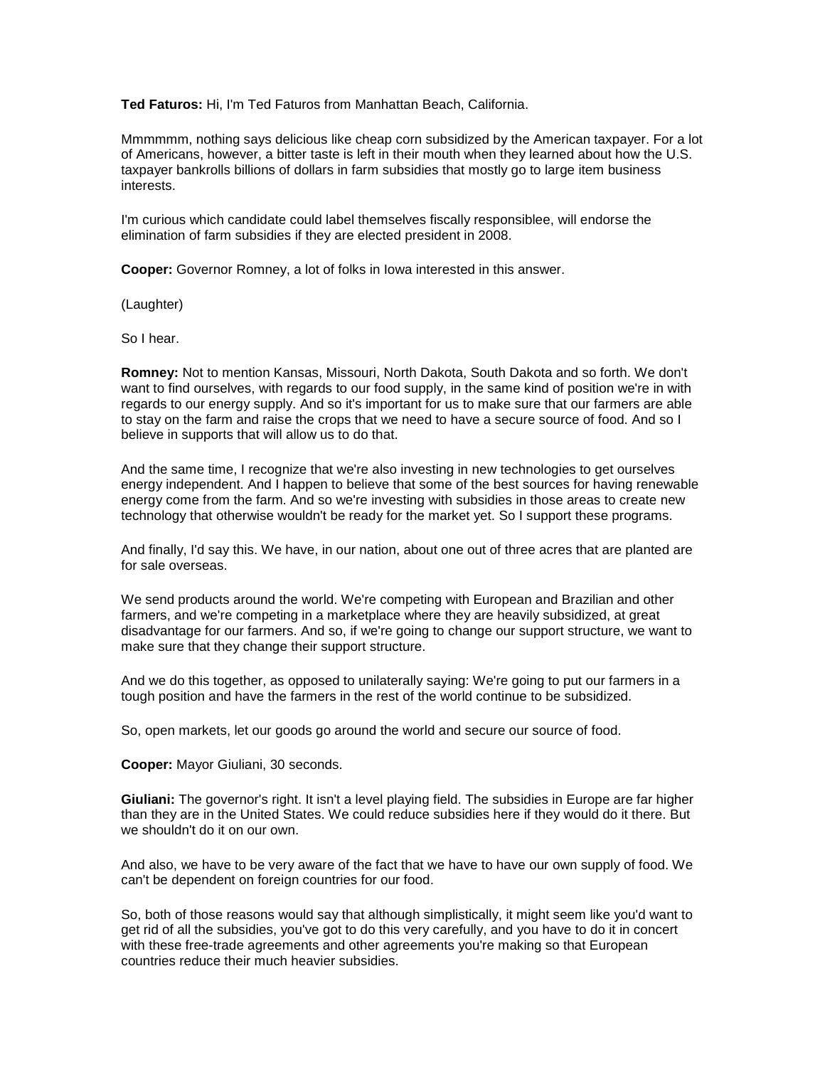**Ted Faturos:** Hi, I'm Ted Faturos from Manhattan Beach, California.

Mmmmmm, nothing says delicious like cheap corn subsidized by the American taxpayer. For a lot of Americans, however, a bitter taste is left in their mouth when they learned about how the U.S. taxpayer bankrolls billions of dollars in farm subsidies that mostly go to large item business interests.

I'm curious which candidate could label themselves fiscally responsiblee, will endorse the elimination of farm subsidies if they are elected president in 2008.

**Cooper:** Governor Romney, a lot of folks in Iowa interested in this answer.

(Laughter)

So I hear.

**Romney:** Not to mention Kansas, Missouri, North Dakota, South Dakota and so forth. We don't want to find ourselves, with regards to our food supply, in the same kind of position we're in with regards to our energy supply. And so it's important for us to make sure that our farmers are able to stay on the farm and raise the crops that we need to have a secure source of food. And so I believe in supports that will allow us to do that.

And the same time, I recognize that we're also investing in new technologies to get ourselves energy independent. And I happen to believe that some of the best sources for having renewable energy come from the farm. And so we're investing with subsidies in those areas to create new technology that otherwise wouldn't be ready for the market yet. So I support these programs.

And finally, I'd say this. We have, in our nation, about one out of three acres that are planted are for sale overseas.

We send products around the world. We're competing with European and Brazilian and other farmers, and we're competing in a marketplace where they are heavily subsidized, at great disadvantage for our farmers. And so, if we're going to change our support structure, we want to make sure that they change their support structure.

And we do this together, as opposed to unilaterally saying: We're going to put our farmers in a tough position and have the farmers in the rest of the world continue to be subsidized.

So, open markets, let our goods go around the world and secure our source of food.

**Cooper:** Mayor Giuliani, 30 seconds.

**Giuliani:** The governor's right. It isn't a level playing field. The subsidies in Europe are far higher than they are in the United States. We could reduce subsidies here if they would do it there. But we shouldn't do it on our own.

And also, we have to be very aware of the fact that we have to have our own supply of food. We can't be dependent on foreign countries for our food.

So, both of those reasons would say that although simplistically, it might seem like you'd want to get rid of all the subsidies, you've got to do this very carefully, and you have to do it in concert with these free-trade agreements and other agreements you're making so that European countries reduce their much heavier subsidies.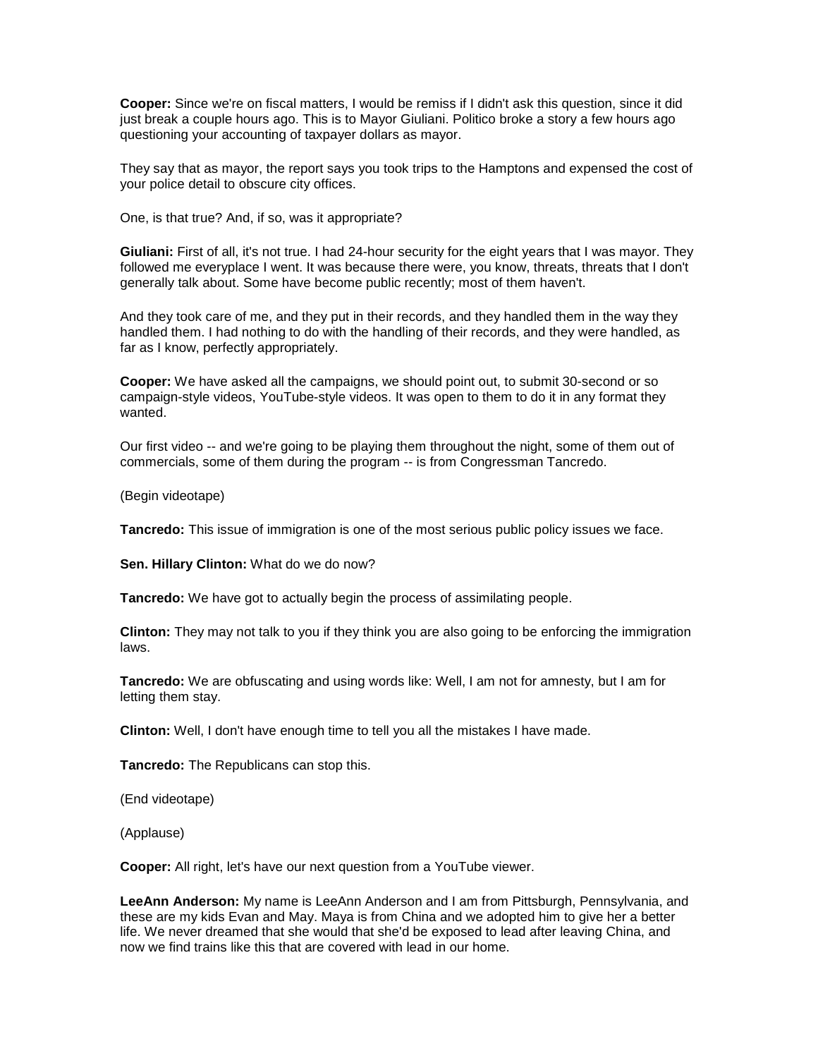**Cooper:** Since we're on fiscal matters, I would be remiss if I didn't ask this question, since it did just break a couple hours ago. This is to Mayor Giuliani. Politico broke a story a few hours ago questioning your accounting of taxpayer dollars as mayor.

They say that as mayor, the report says you took trips to the Hamptons and expensed the cost of your police detail to obscure city offices.

One, is that true? And, if so, was it appropriate?

**Giuliani:** First of all, it's not true. I had 24-hour security for the eight years that I was mayor. They followed me everyplace I went. It was because there were, you know, threats, threats that I don't generally talk about. Some have become public recently; most of them haven't.

And they took care of me, and they put in their records, and they handled them in the way they handled them. I had nothing to do with the handling of their records, and they were handled, as far as I know, perfectly appropriately.

**Cooper:** We have asked all the campaigns, we should point out, to submit 30-second or so campaign-style videos, YouTube-style videos. It was open to them to do it in any format they wanted.

Our first video -- and we're going to be playing them throughout the night, some of them out of commercials, some of them during the program -- is from Congressman Tancredo.

(Begin videotape)

**Tancredo:** This issue of immigration is one of the most serious public policy issues we face.

**Sen. Hillary Clinton:** What do we do now?

**Tancredo:** We have got to actually begin the process of assimilating people.

**Clinton:** They may not talk to you if they think you are also going to be enforcing the immigration laws.

**Tancredo:** We are obfuscating and using words like: Well, I am not for amnesty, but I am for letting them stay.

**Clinton:** Well, I don't have enough time to tell you all the mistakes I have made.

**Tancredo:** The Republicans can stop this.

(End videotape)

(Applause)

**Cooper:** All right, let's have our next question from a YouTube viewer.

**LeeAnn Anderson:** My name is LeeAnn Anderson and I am from Pittsburgh, Pennsylvania, and these are my kids Evan and May. Maya is from China and we adopted him to give her a better life. We never dreamed that she would that she'd be exposed to lead after leaving China, and now we find trains like this that are covered with lead in our home.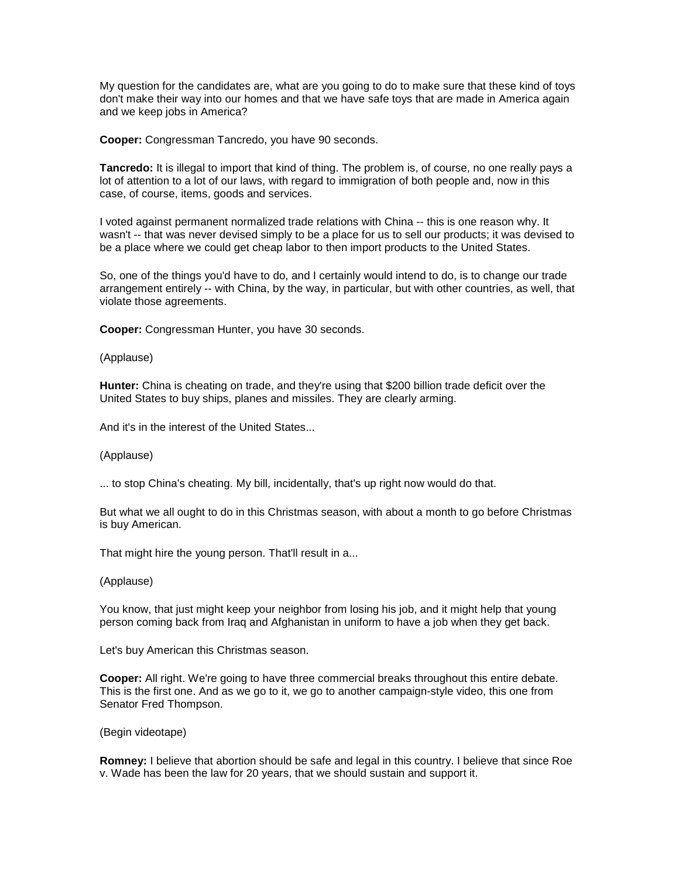My question for the candidates are, what are you going to do to make sure that these kind of toys don't make their way into our homes and that we have safe toys that are made in America again and we keep jobs in America?

**Cooper:** Congressman Tancredo, you have 90 seconds.

**Tancredo:** It is illegal to import that kind of thing. The problem is, of course, no one really pays a lot of attention to a lot of our laws, with regard to immigration of both people and, now in this case, of course, items, goods and services.

I voted against permanent normalized trade relations with China -- this is one reason why. It wasn't -- that was never devised simply to be a place for us to sell our products; it was devised to be a place where we could get cheap labor to then import products to the United States.

So, one of the things you'd have to do, and I certainly would intend to do, is to change our trade arrangement entirely -- with China, by the way, in particular, but with other countries, as well, that violate those agreements.

**Cooper:** Congressman Hunter, you have 30 seconds.

(Applause)

**Hunter:** China is cheating on trade, and they're using that $200 billion trade deficit over the United States to buy ships, planes and missiles. They are clearly arming.

And it's in the interest of the United States...

(Applause)

... to stop China's cheating. My bill, incidentally, that's up right now would do that.

But what we all ought to do in this Christmas season, with about a month to go before Christmas is buy American.

That might hire the young person. That'll result in a...

(Applause)

You know, that just might keep your neighbor from losing his job, and it might help that young person coming back from Iraq and Afghanistan in uniform to have a job when they get back.

Let's buy American this Christmas season.

**Cooper:** All right. We're going to have three commercial breaks throughout this entire debate. This is the first one. And as we go to it, we go to another campaign-style video, this one from Senator Fred Thompson.

(Begin videotape)

**Romney:** I believe that abortion should be safe and legal in this country. I believe that since Roe v. Wade has been the law for 20 years, that we should sustain and support it.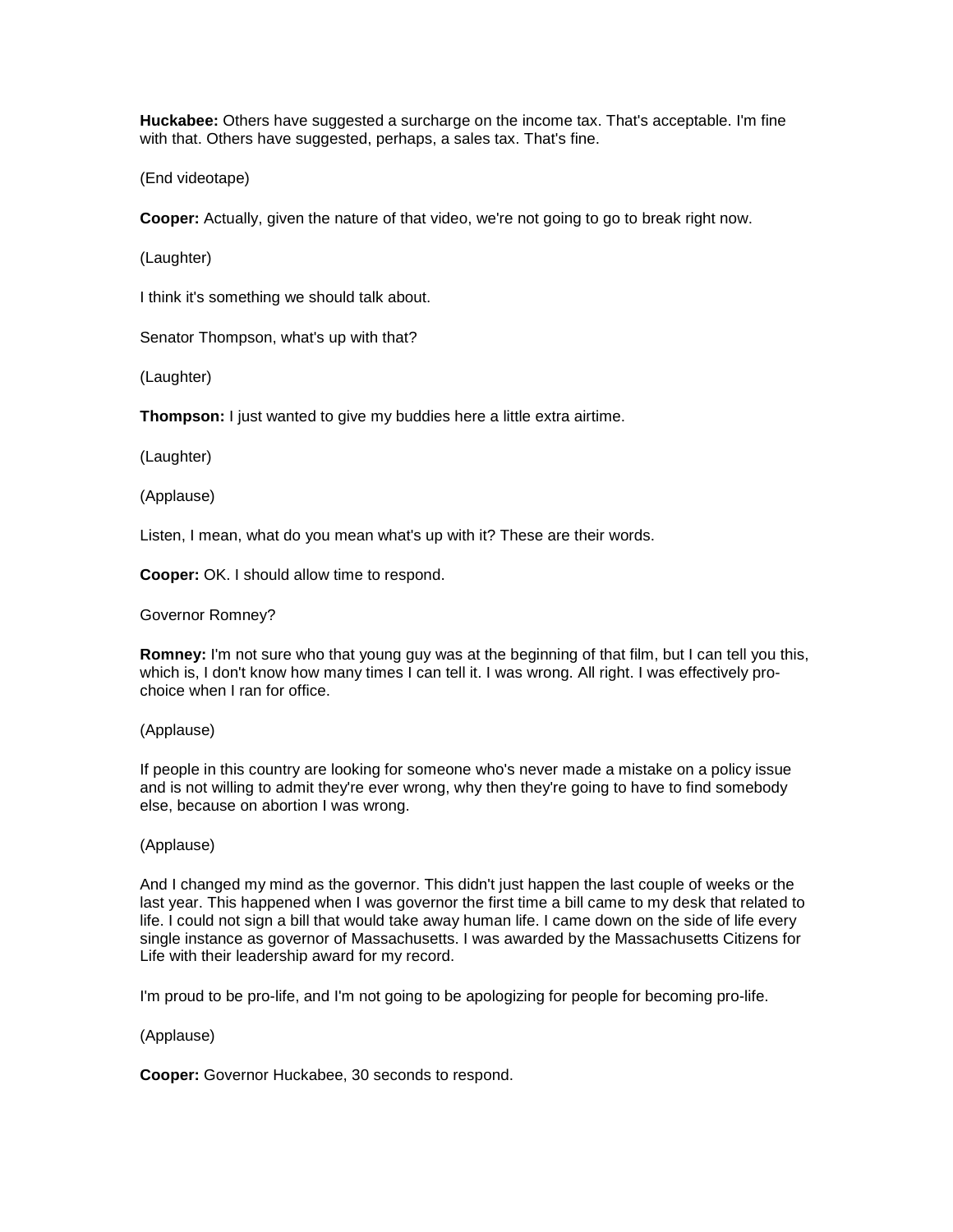**Huckabee:** Others have suggested a surcharge on the income tax. That's acceptable. I'm fine with that. Others have suggested, perhaps, a sales tax. That's fine.

(End videotape)

**Cooper:** Actually, given the nature of that video, we're not going to go to break right now.

(Laughter)

I think it's something we should talk about.

Senator Thompson, what's up with that?

(Laughter)

**Thompson:** I just wanted to give my buddies here a little extra airtime.

(Laughter)

(Applause)

Listen, I mean, what do you mean what's up with it? These are their words.

**Cooper:** OK. I should allow time to respond.

Governor Romney?

**Romney:** I'm not sure who that young guy was at the beginning of that film, but I can tell you this, which is, I don't know how many times I can tell it. I was wrong. All right. I was effectively pro-choice when I ran for office.

(Applause)

If people in this country are looking for someone who's never made a mistake on a policy issue and is not willing to admit they're ever wrong, why then they're going to have to find somebody else, because on abortion I was wrong.

(Applause)

And I changed my mind as the governor. This didn't just happen the last couple of weeks or the last year. This happened when I was governor the first time a bill came to my desk that related to life. I could not sign a bill that would take away human life. I came down on the side of life every single instance as governor of Massachusetts. I was awarded by the Massachusetts Citizens for Life with their leadership award for my record.

I'm proud to be pro-life, and I'm not going to be apologizing for people for becoming pro-life.

(Applause)

**Cooper:** Governor Huckabee, 30 seconds to respond.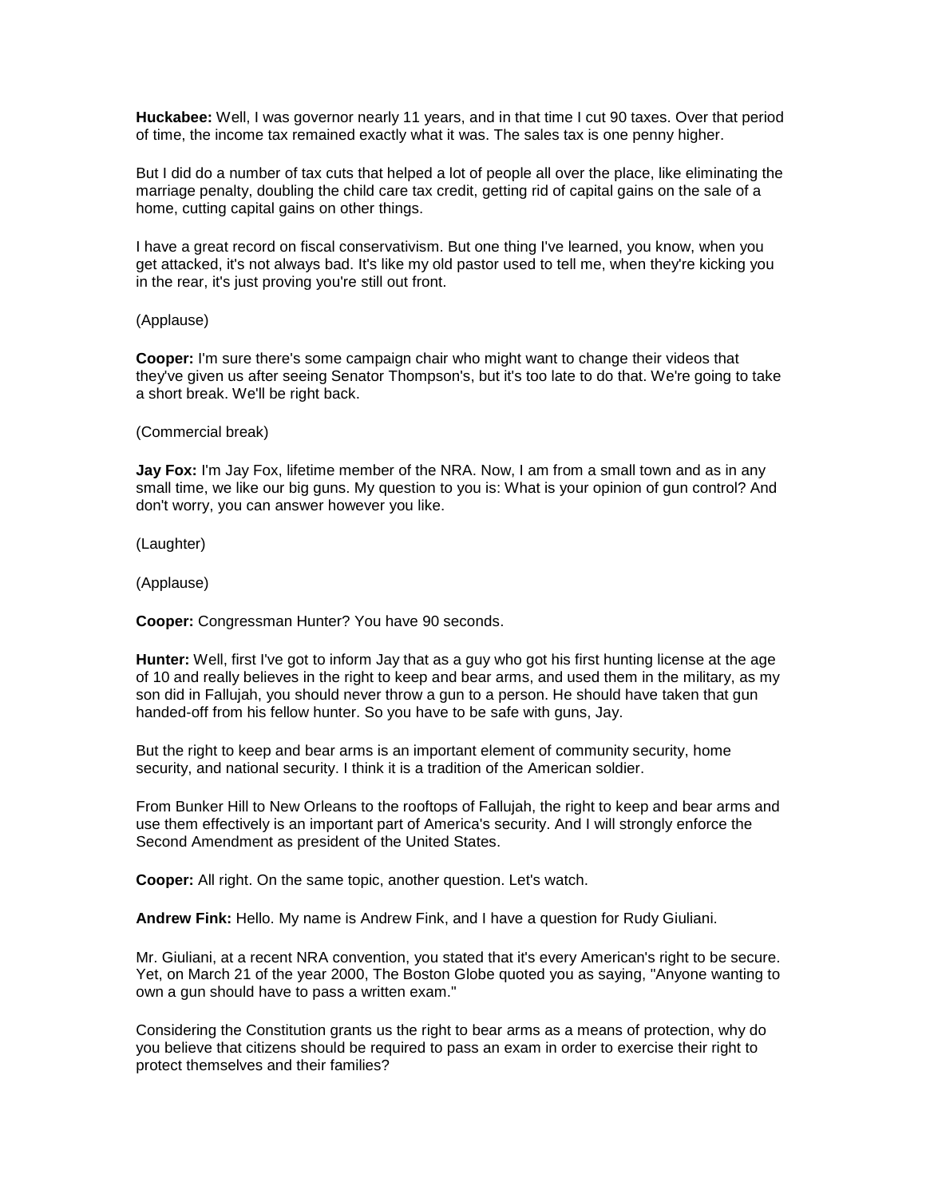**Huckabee:** Well, I was governor nearly 11 years, and in that time I cut 90 taxes. Over that period of time, the income tax remained exactly what it was. The sales tax is one penny higher.

But I did do a number of tax cuts that helped a lot of people all over the place, like eliminating the marriage penalty, doubling the child care tax credit, getting rid of capital gains on the sale of a home, cutting capital gains on other things.

I have a great record on fiscal conservativism. But one thing I've learned, you know, when you get attacked, it's not always bad. It's like my old pastor used to tell me, when they're kicking you in the rear, it's just proving you're still out front.

(Applause)

**Cooper:** I'm sure there's some campaign chair who might want to change their videos that they've given us after seeing Senator Thompson's, but it's too late to do that. We're going to take a short break. We'll be right back.

(Commercial break)

**Jay Fox:** I'm Jay Fox, lifetime member of the NRA. Now, I am from a small town and as in any small time, we like our big guns. My question to you is: What is your opinion of gun control? And don't worry, you can answer however you like.

(Laughter)

(Applause)

**Cooper:** Congressman Hunter? You have 90 seconds.

**Hunter:** Well, first I've got to inform Jay that as a guy who got his first hunting license at the age of 10 and really believes in the right to keep and bear arms, and used them in the military, as my son did in Fallujah, you should never throw a gun to a person. He should have taken that gun handed-off from his fellow hunter. So you have to be safe with guns, Jay.

But the right to keep and bear arms is an important element of community security, home security, and national security. I think it is a tradition of the American soldier.

From Bunker Hill to New Orleans to the rooftops of Fallujah, the right to keep and bear arms and use them effectively is an important part of America's security. And I will strongly enforce the Second Amendment as president of the United States.

**Cooper:** All right. On the same topic, another question. Let's watch.

**Andrew Fink:** Hello. My name is Andrew Fink, and I have a question for Rudy Giuliani.

Mr. Giuliani, at a recent NRA convention, you stated that it's every American's right to be secure. Yet, on March 21 of the year 2000, The Boston Globe quoted you as saying, "Anyone wanting to own a gun should have to pass a written exam."

Considering the Constitution grants us the right to bear arms as a means of protection, why do you believe that citizens should be required to pass an exam in order to exercise their right to protect themselves and their families?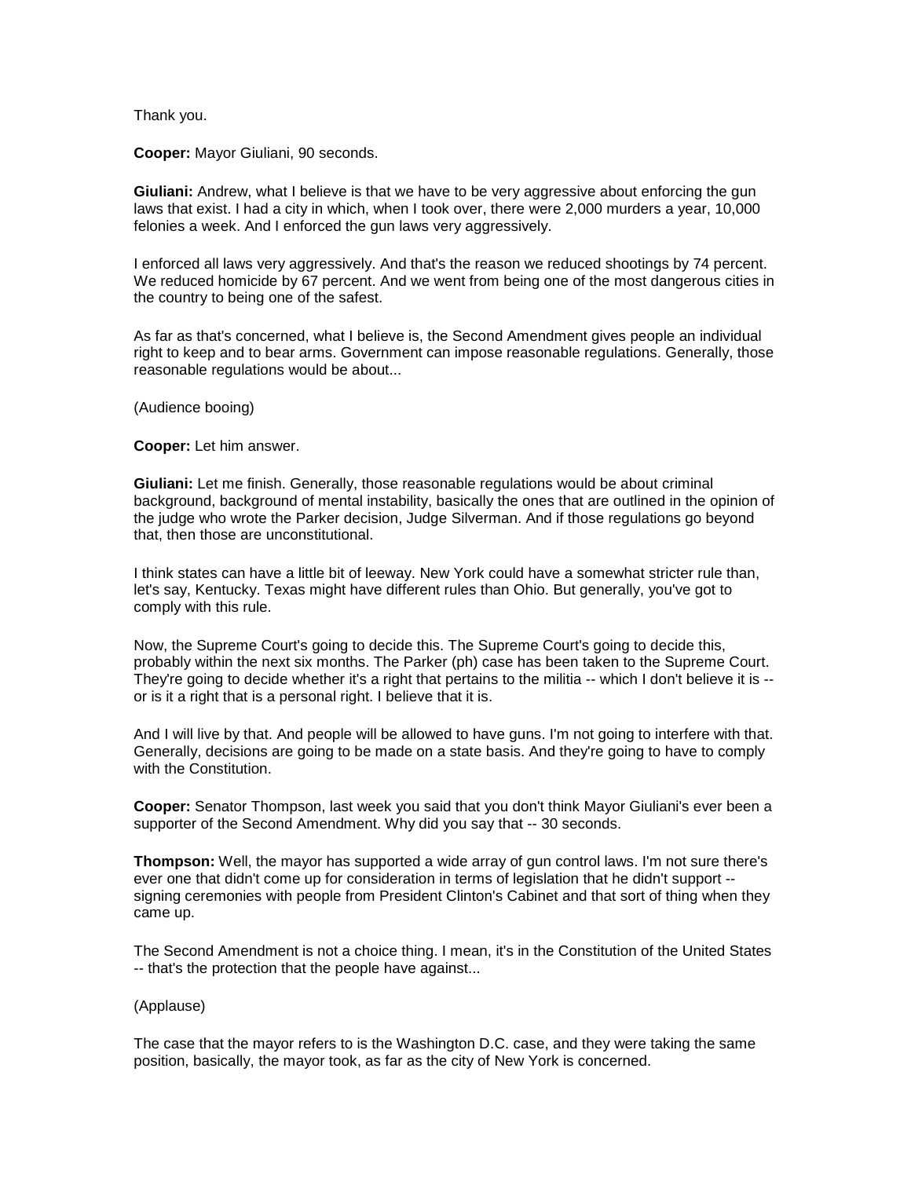Thank you.

**Cooper:** Mayor Giuliani, 90 seconds.

**Giuliani:** Andrew, what I believe is that we have to be very aggressive about enforcing the gun laws that exist. I had a city in which, when I took over, there were 2,000 murders a year, 10,000 felonies a week. And I enforced the gun laws very aggressively.

I enforced all laws very aggressively. And that's the reason we reduced shootings by 74 percent. We reduced homicide by 67 percent. And we went from being one of the most dangerous cities in the country to being one of the safest.

As far as that's concerned, what I believe is, the Second Amendment gives people an individual right to keep and to bear arms. Government can impose reasonable regulations. Generally, those reasonable regulations would be about...

(Audience booing)

**Cooper:** Let him answer.

**Giuliani:** Let me finish. Generally, those reasonable regulations would be about criminal background, background of mental instability, basically the ones that are outlined in the opinion of the judge who wrote the Parker decision, Judge Silverman. And if those regulations go beyond that, then those are unconstitutional.

I think states can have a little bit of leeway. New York could have a somewhat stricter rule than, let's say, Kentucky. Texas might have different rules than Ohio. But generally, you've got to comply with this rule.

Now, the Supreme Court's going to decide this. The Supreme Court's going to decide this, probably within the next six months. The Parker (ph) case has been taken to the Supreme Court. They're going to decide whether it's a right that pertains to the militia -- which I don't believe it is -- or is it a right that is a personal right. I believe that it is.

And I will live by that. And people will be allowed to have guns. I'm not going to interfere with that. Generally, decisions are going to be made on a state basis. And they're going to have to comply with the Constitution.

**Cooper:** Senator Thompson, last week you said that you don't think Mayor Giuliani's ever been a supporter of the Second Amendment. Why did you say that -- 30 seconds.

**Thompson:** Well, the mayor has supported a wide array of gun control laws. I'm not sure there's ever one that didn't come up for consideration in terms of legislation that he didn't support -- signing ceremonies with people from President Clinton's Cabinet and that sort of thing when they came up.

The Second Amendment is not a choice thing. I mean, it's in the Constitution of the United States -- that's the protection that the people have against...

(Applause)

The case that the mayor refers to is the Washington D.C. case, and they were taking the same position, basically, the mayor took, as far as the city of New York is concerned.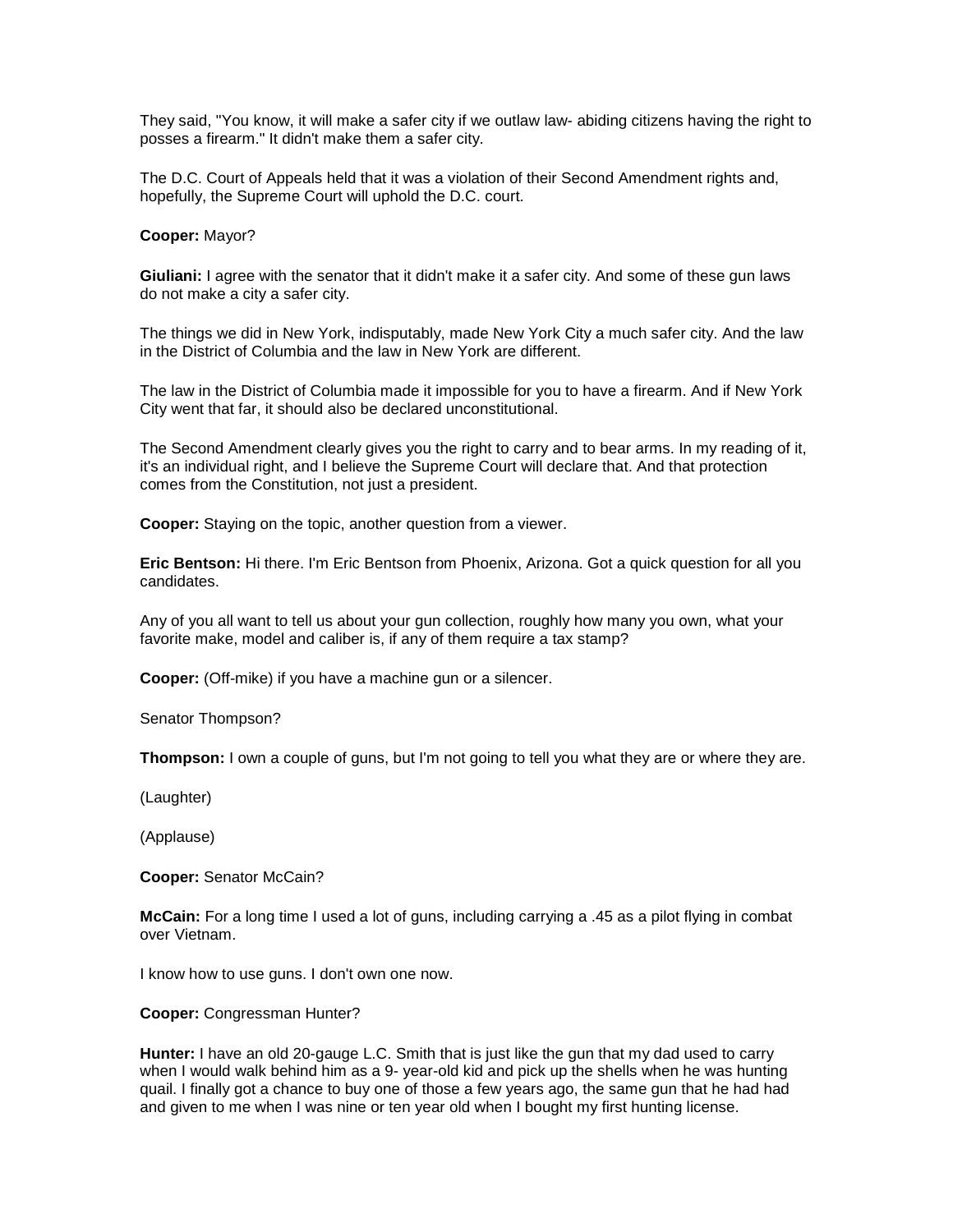They said, "You know, it will make a safer city if we outlaw law- abiding citizens having the right to posses a firearm." It didn't make them a safer city.

The D.C. Court of Appeals held that it was a violation of their Second Amendment rights and, hopefully, the Supreme Court will uphold the D.C. court.

**Cooper:** Mayor?

**Giuliani:** I agree with the senator that it didn't make it a safer city. And some of these gun laws do not make a city a safer city.

The things we did in New York, indisputably, made New York City a much safer city. And the law in the District of Columbia and the law in New York are different.

The law in the District of Columbia made it impossible for you to have a firearm. And if New York City went that far, it should also be declared unconstitutional.

The Second Amendment clearly gives you the right to carry and to bear arms. In my reading of it, it's an individual right, and I believe the Supreme Court will declare that. And that protection comes from the Constitution, not just a president.

**Cooper:** Staying on the topic, another question from a viewer.

**Eric Bentson:** Hi there. I'm Eric Bentson from Phoenix, Arizona. Got a quick question for all you candidates.

Any of you all want to tell us about your gun collection, roughly how many you own, what your favorite make, model and caliber is, if any of them require a tax stamp?

**Cooper:** (Off-mike) if you have a machine gun or a silencer.

Senator Thompson?

**Thompson:** I own a couple of guns, but I'm not going to tell you what they are or where they are.

(Laughter)

(Applause)

**Cooper:** Senator McCain?

**McCain:** For a long time I used a lot of guns, including carrying a .45 as a pilot flying in combat over Vietnam.

I know how to use guns. I don't own one now.

**Cooper:** Congressman Hunter?

**Hunter:** I have an old 20-gauge L.C. Smith that is just like the gun that my dad used to carry when I would walk behind him as a 9- year-old kid and pick up the shells when he was hunting quail. I finally got a chance to buy one of those a few years ago, the same gun that he had had and given to me when I was nine or ten year old when I bought my first hunting license.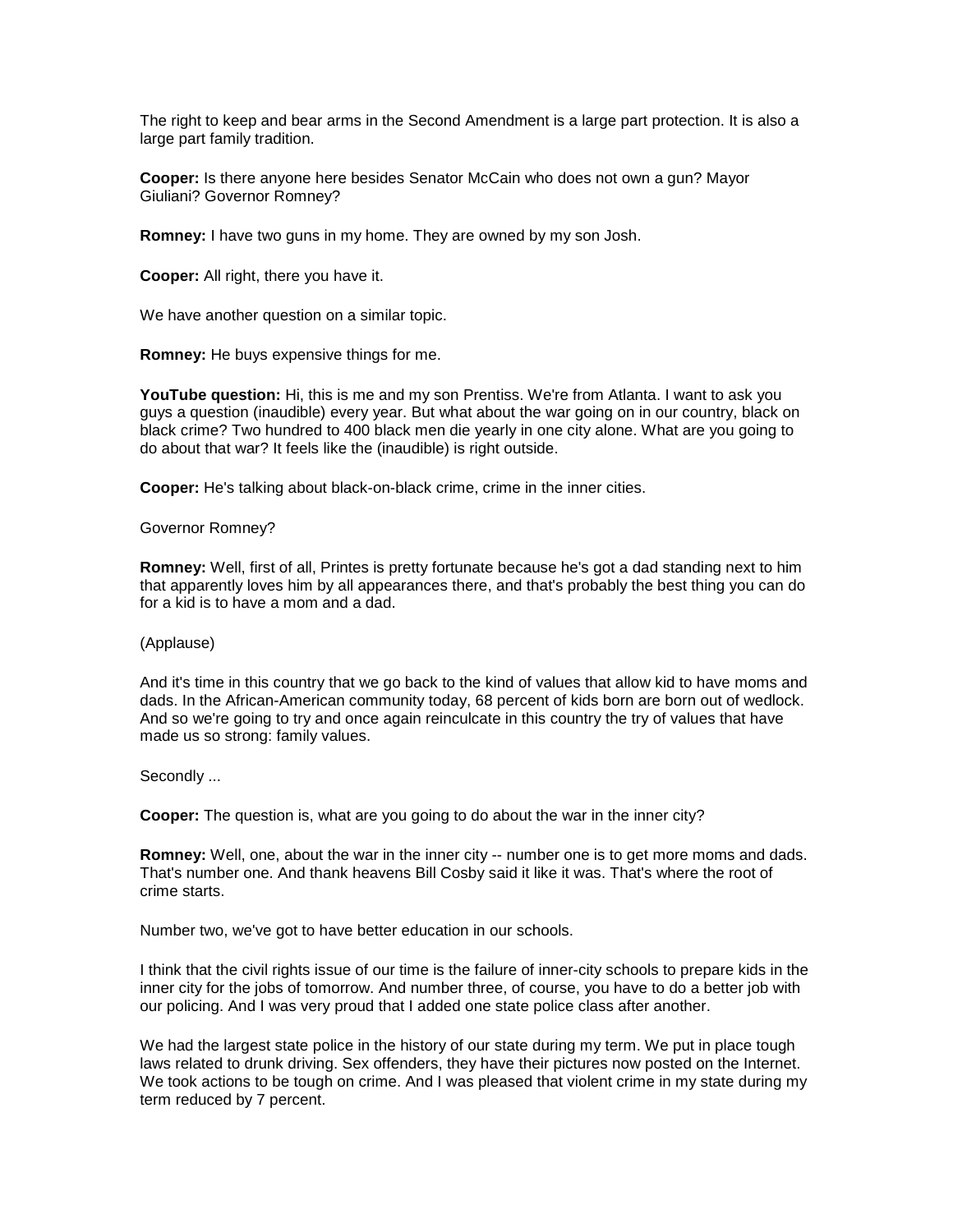The right to keep and bear arms in the Second Amendment is a large part protection. It is also a large part family tradition.

**Cooper:** Is there anyone here besides Senator McCain who does not own a gun? Mayor Giuliani? Governor Romney?

**Romney:** I have two guns in my home. They are owned by my son Josh.

**Cooper:** All right, there you have it.

We have another question on a similar topic.

**Romney:** He buys expensive things for me.

**YouTube question:** Hi, this is me and my son Prentiss. We're from Atlanta. I want to ask you guys a question (inaudible) every year. But what about the war going on in our country, black on black crime? Two hundred to 400 black men die yearly in one city alone. What are you going to do about that war? It feels like the (inaudible) is right outside.

**Cooper:** He's talking about black-on-black crime, crime in the inner cities.

Governor Romney?

**Romney:** Well, first of all, Printes is pretty fortunate because he's got a dad standing next to him that apparently loves him by all appearances there, and that's probably the best thing you can do for a kid is to have a mom and a dad.

(Applause)

And it's time in this country that we go back to the kind of values that allow kid to have moms and dads. In the African-American community today, 68 percent of kids born are born out of wedlock. And so we're going to try and once again reinculcate in this country the try of values that have made us so strong: family values.

Secondly ...

**Cooper:** The question is, what are you going to do about the war in the inner city?

**Romney:** Well, one, about the war in the inner city -- number one is to get more moms and dads. That's number one. And thank heavens Bill Cosby said it like it was. That's where the root of crime starts.

Number two, we've got to have better education in our schools.

I think that the civil rights issue of our time is the failure of inner-city schools to prepare kids in the inner city for the jobs of tomorrow. And number three, of course, you have to do a better job with our policing. And I was very proud that I added one state police class after another.

We had the largest state police in the history of our state during my term. We put in place tough laws related to drunk driving. Sex offenders, they have their pictures now posted on the Internet. We took actions to be tough on crime. And I was pleased that violent crime in my state during my term reduced by 7 percent.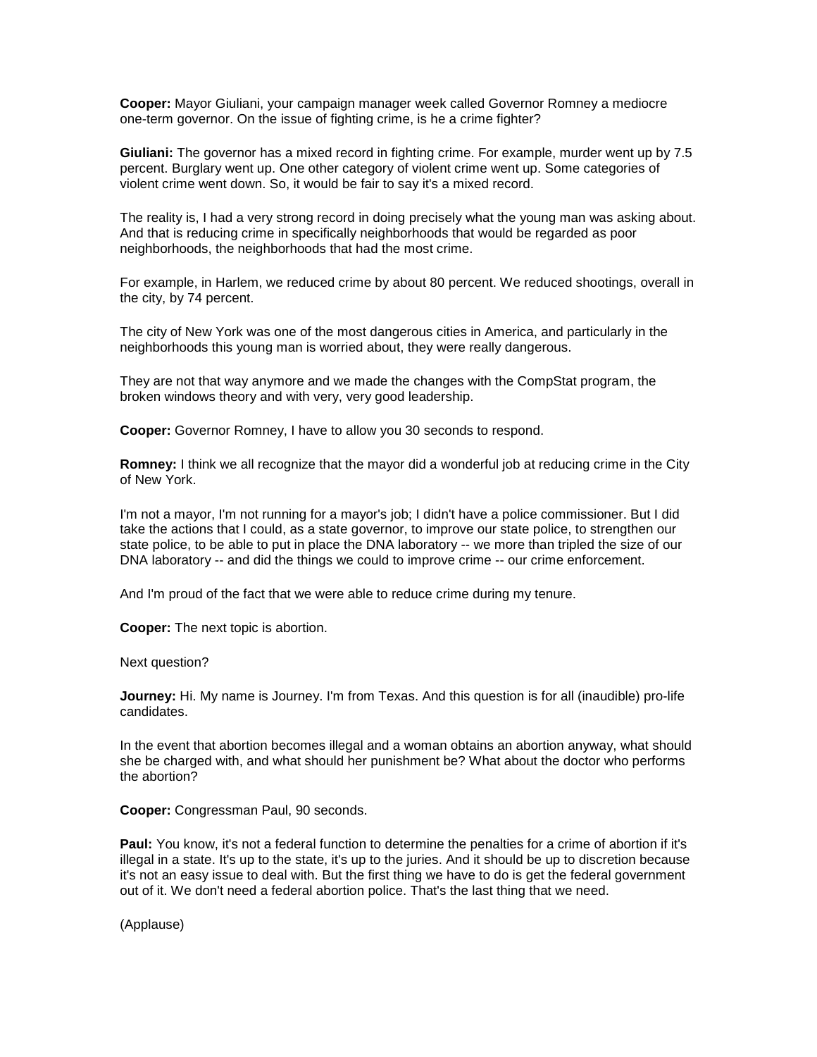**Cooper:** Mayor Giuliani, your campaign manager week called Governor Romney a mediocre one-term governor. On the issue of fighting crime, is he a crime fighter?

**Giuliani:** The governor has a mixed record in fighting crime. For example, murder went up by 7.5 percent. Burglary went up. One other category of violent crime went up. Some categories of violent crime went down. So, it would be fair to say it's a mixed record.

The reality is, I had a very strong record in doing precisely what the young man was asking about. And that is reducing crime in specifically neighborhoods that would be regarded as poor neighborhoods, the neighborhoods that had the most crime.

For example, in Harlem, we reduced crime by about 80 percent. We reduced shootings, overall in the city, by 74 percent.

The city of New York was one of the most dangerous cities in America, and particularly in the neighborhoods this young man is worried about, they were really dangerous.

They are not that way anymore and we made the changes with the CompStat program, the broken windows theory and with very, very good leadership.

**Cooper:** Governor Romney, I have to allow you 30 seconds to respond.

**Romney:** I think we all recognize that the mayor did a wonderful job at reducing crime in the City of New York.

I'm not a mayor, I'm not running for a mayor's job; I didn't have a police commissioner. But I did take the actions that I could, as a state governor, to improve our state police, to strengthen our state police, to be able to put in place the DNA laboratory -- we more than tripled the size of our DNA laboratory -- and did the things we could to improve crime -- our crime enforcement.

And I'm proud of the fact that we were able to reduce crime during my tenure.

**Cooper:** The next topic is abortion.

Next question?

**Journey:** Hi. My name is Journey. I'm from Texas. And this question is for all (inaudible) pro-life candidates.

In the event that abortion becomes illegal and a woman obtains an abortion anyway, what should she be charged with, and what should her punishment be? What about the doctor who performs the abortion?

**Cooper:** Congressman Paul, 90 seconds.

**Paul:** You know, it's not a federal function to determine the penalties for a crime of abortion if it's illegal in a state. It's up to the state, it's up to the juries. And it should be up to discretion because it's not an easy issue to deal with. But the first thing we have to do is get the federal government out of it. We don't need a federal abortion police. That's the last thing that we need.

(Applause)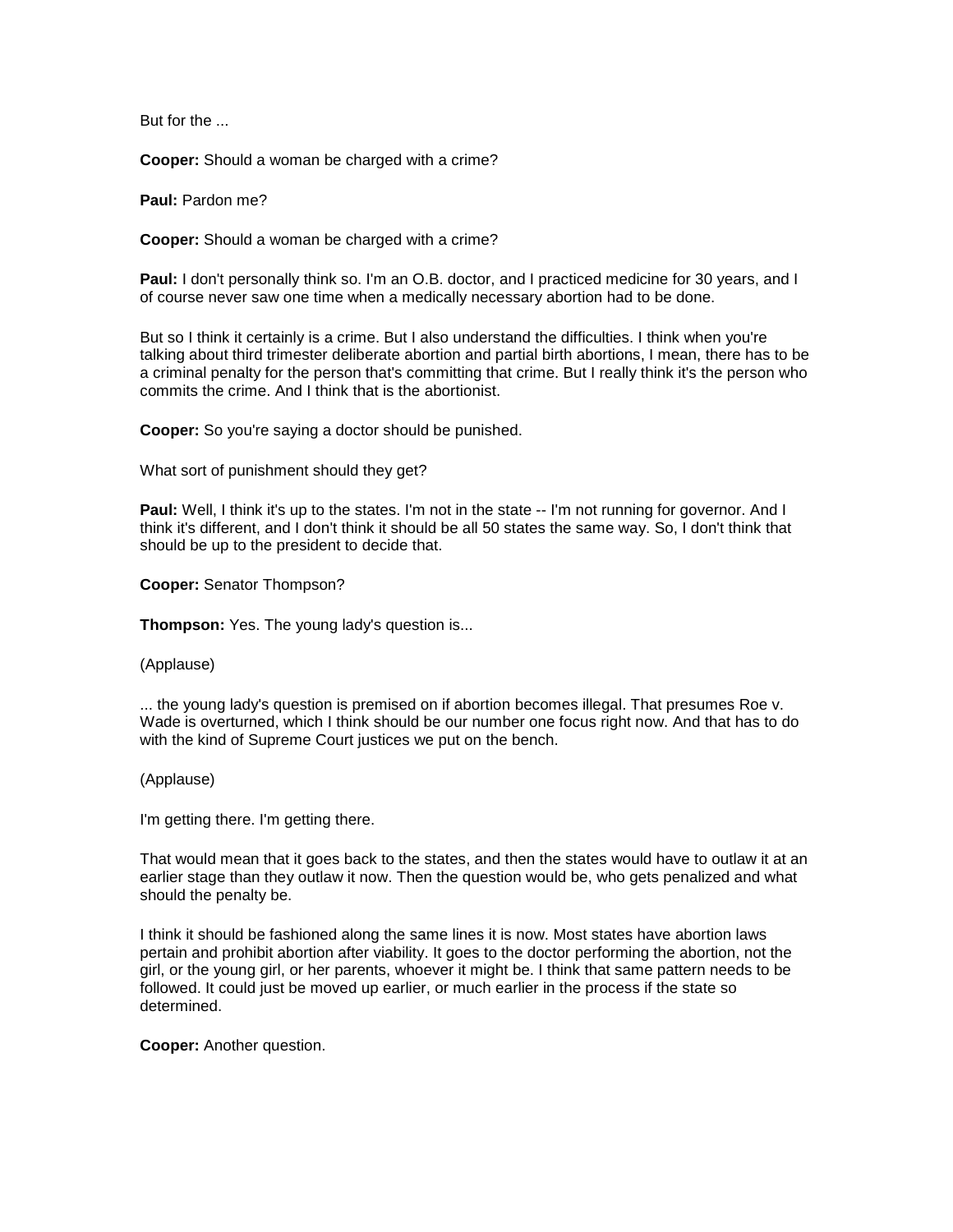But for the ...

**Cooper:** Should a woman be charged with a crime?

**Paul:** Pardon me?

**Cooper:** Should a woman be charged with a crime?

**Paul:** I don't personally think so. I'm an O.B. doctor, and I practiced medicine for 30 years, and I of course never saw one time when a medically necessary abortion had to be done.

But so I think it certainly is a crime. But I also understand the difficulties. I think when you're talking about third trimester deliberate abortion and partial birth abortions, I mean, there has to be a criminal penalty for the person that's committing that crime. But I really think it's the person who commits the crime. And I think that is the abortionist.

**Cooper:** So you're saying a doctor should be punished.

What sort of punishment should they get?

**Paul:** Well, I think it's up to the states. I'm not in the state -- I'm not running for governor. And I think it's different, and I don't think it should be all 50 states the same way. So, I don't think that should be up to the president to decide that.

**Cooper:** Senator Thompson?

**Thompson:** Yes. The young lady's question is...

(Applause)

... the young lady's question is premised on if abortion becomes illegal. That presumes Roe v. Wade is overturned, which I think should be our number one focus right now. And that has to do with the kind of Supreme Court justices we put on the bench.

(Applause)

I'm getting there. I'm getting there.

That would mean that it goes back to the states, and then the states would have to outlaw it at an earlier stage than they outlaw it now. Then the question would be, who gets penalized and what should the penalty be.

I think it should be fashioned along the same lines it is now. Most states have abortion laws pertain and prohibit abortion after viability. It goes to the doctor performing the abortion, not the girl, or the young girl, or her parents, whoever it might be. I think that same pattern needs to be followed. It could just be moved up earlier, or much earlier in the process if the state so determined.

**Cooper:** Another question.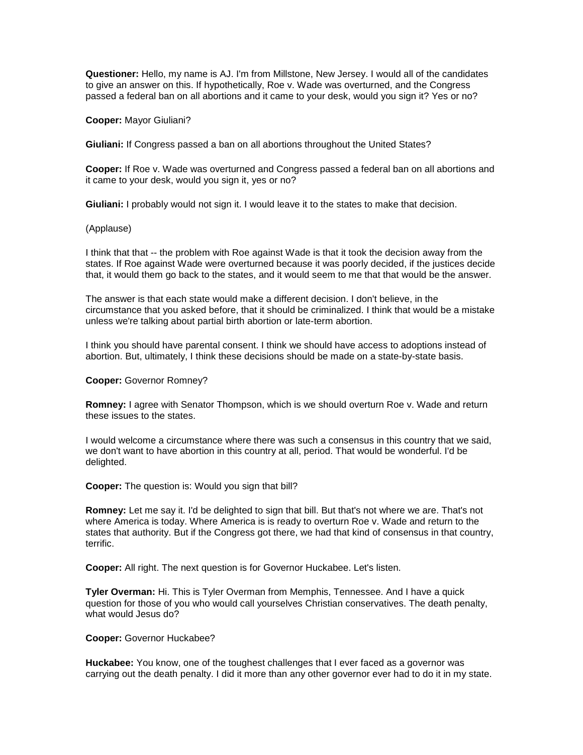**Questioner:** Hello, my name is AJ. I'm from Millstone, New Jersey. I would all of the candidates to give an answer on this. If hypothetically, Roe v. Wade was overturned, and the Congress passed a federal ban on all abortions and it came to your desk, would you sign it? Yes or no?

**Cooper:** Mayor Giuliani?

**Giuliani:** If Congress passed a ban on all abortions throughout the United States?

**Cooper:** If Roe v. Wade was overturned and Congress passed a federal ban on all abortions and it came to your desk, would you sign it, yes or no?

**Giuliani:** I probably would not sign it. I would leave it to the states to make that decision.

(Applause)

I think that that -- the problem with Roe against Wade is that it took the decision away from the states. If Roe against Wade were overturned because it was poorly decided, if the justices decide that, it would them go back to the states, and it would seem to me that that would be the answer.

The answer is that each state would make a different decision. I don't believe, in the circumstance that you asked before, that it should be criminalized. I think that would be a mistake unless we're talking about partial birth abortion or late-term abortion.

I think you should have parental consent. I think we should have access to adoptions instead of abortion. But, ultimately, I think these decisions should be made on a state-by-state basis.

**Cooper:** Governor Romney?

**Romney:** I agree with Senator Thompson, which is we should overturn Roe v. Wade and return these issues to the states.

I would welcome a circumstance where there was such a consensus in this country that we said, we don't want to have abortion in this country at all, period. That would be wonderful. I'd be delighted.

**Cooper:** The question is: Would you sign that bill?

**Romney:** Let me say it. I'd be delighted to sign that bill. But that's not where we are. That's not where America is today. Where America is is ready to overturn Roe v. Wade and return to the states that authority. But if the Congress got there, we had that kind of consensus in that country, terrific.

**Cooper:** All right. The next question is for Governor Huckabee. Let's listen.

**Tyler Overman:** Hi. This is Tyler Overman from Memphis, Tennessee. And I have a quick question for those of you who would call yourselves Christian conservatives. The death penalty, what would Jesus do?

**Cooper:** Governor Huckabee?

**Huckabee:** You know, one of the toughest challenges that I ever faced as a governor was carrying out the death penalty. I did it more than any other governor ever had to do it in my state.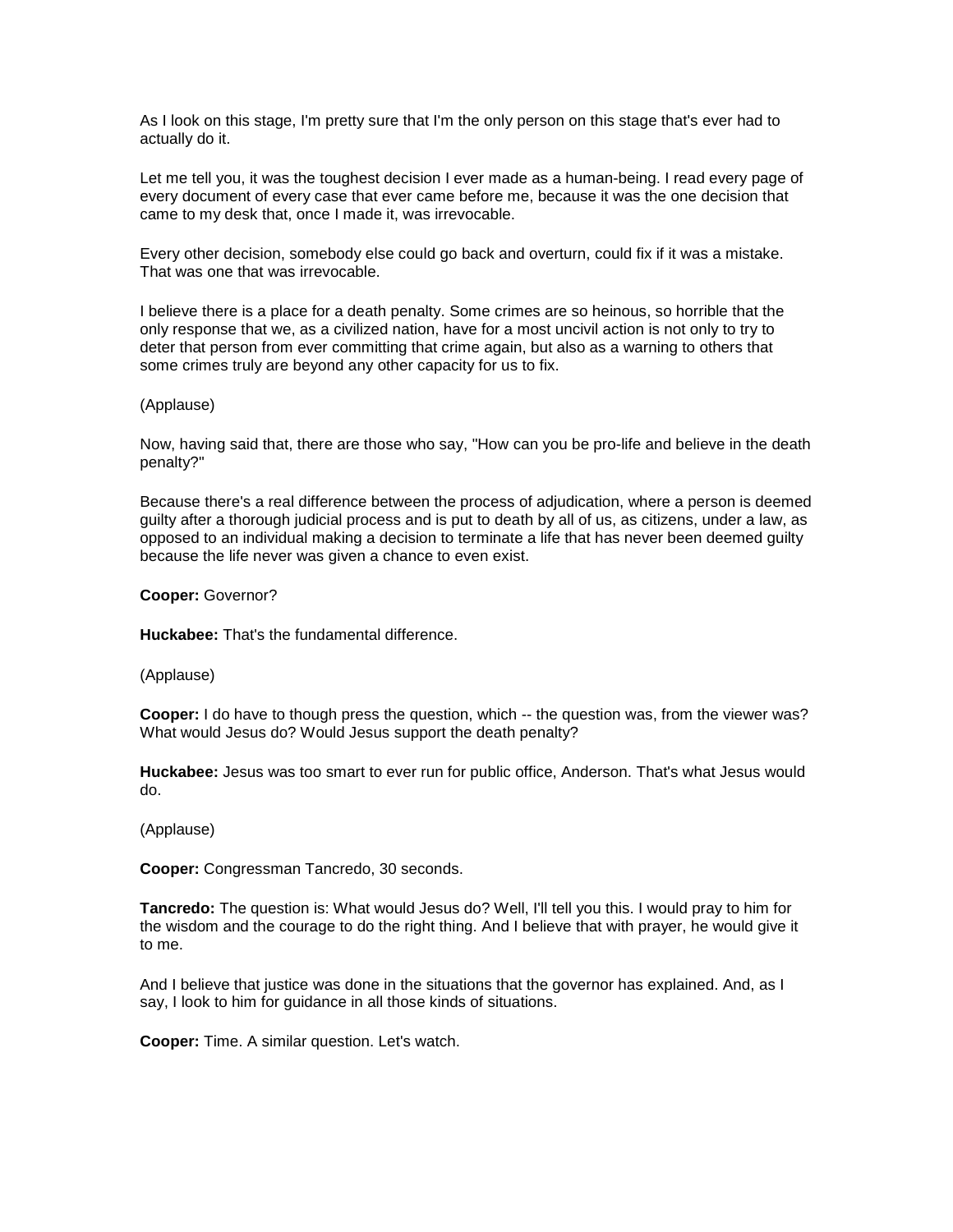As I look on this stage, I'm pretty sure that I'm the only person on this stage that's ever had to actually do it.

Let me tell you, it was the toughest decision I ever made as a human-being. I read every page of every document of every case that ever came before me, because it was the one decision that came to my desk that, once I made it, was irrevocable.

Every other decision, somebody else could go back and overturn, could fix if it was a mistake. That was one that was irrevocable.

I believe there is a place for a death penalty. Some crimes are so heinous, so horrible that the only response that we, as a civilized nation, have for a most uncivil action is not only to try to deter that person from ever committing that crime again, but also as a warning to others that some crimes truly are beyond any other capacity for us to fix.

(Applause)

Now, having said that, there are those who say, "How can you be pro-life and believe in the death penalty?"

Because there's a real difference between the process of adjudication, where a person is deemed guilty after a thorough judicial process and is put to death by all of us, as citizens, under a law, as opposed to an individual making a decision to terminate a life that has never been deemed guilty because the life never was given a chance to even exist.

**Cooper:** Governor?

**Huckabee:** That's the fundamental difference.

(Applause)

**Cooper:** I do have to though press the question, which -- the question was, from the viewer was? What would Jesus do? Would Jesus support the death penalty?

**Huckabee:** Jesus was too smart to ever run for public office, Anderson. That's what Jesus would do.

(Applause)

**Cooper:** Congressman Tancredo, 30 seconds.

**Tancredo:** The question is: What would Jesus do? Well, I'll tell you this. I would pray to him for the wisdom and the courage to do the right thing. And I believe that with prayer, he would give it to me.

And I believe that justice was done in the situations that the governor has explained. And, as I say, I look to him for guidance in all those kinds of situations.

**Cooper:** Time. A similar question. Let's watch.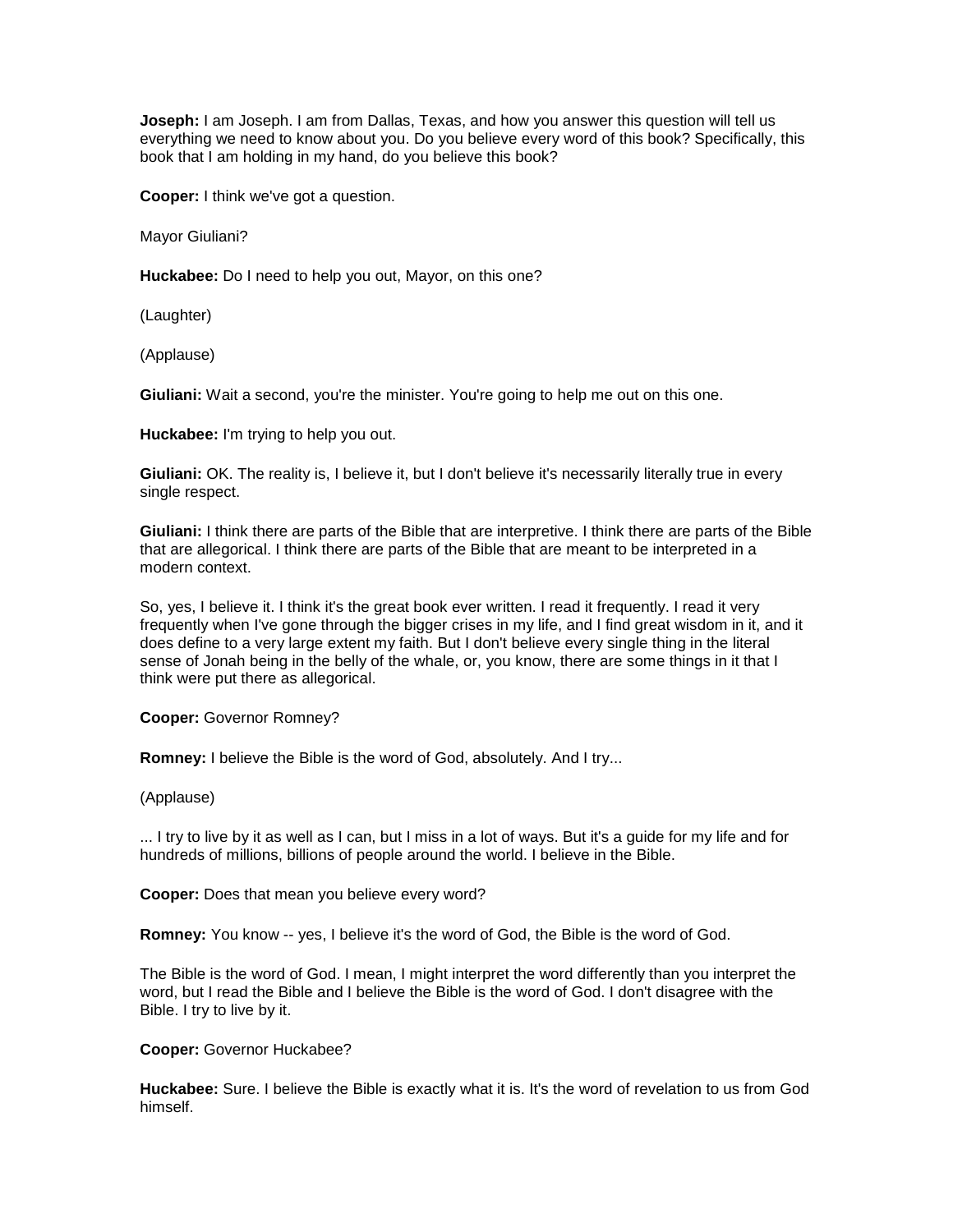**Joseph:** I am Joseph. I am from Dallas, Texas, and how you answer this question will tell us everything we need to know about you. Do you believe every word of this book? Specifically, this book that I am holding in my hand, do you believe this book?

**Cooper:** I think we've got a question.

Mayor Giuliani?

**Huckabee:** Do I need to help you out, Mayor, on this one?

(Laughter)

(Applause)

**Giuliani:** Wait a second, you're the minister. You're going to help me out on this one.

**Huckabee:** I'm trying to help you out.

**Giuliani:** OK. The reality is, I believe it, but I don't believe it's necessarily literally true in every single respect.

**Giuliani:** I think there are parts of the Bible that are interpretive. I think there are parts of the Bible that are allegorical. I think there are parts of the Bible that are meant to be interpreted in a modern context.

So, yes, I believe it. I think it's the great book ever written. I read it frequently. I read it very frequently when I've gone through the bigger crises in my life, and I find great wisdom in it, and it does define to a very large extent my faith. But I don't believe every single thing in the literal sense of Jonah being in the belly of the whale, or, you know, there are some things in it that I think were put there as allegorical.

**Cooper:** Governor Romney?

**Romney:** I believe the Bible is the word of God, absolutely. And I try...

(Applause)

... I try to live by it as well as I can, but I miss in a lot of ways. But it's a guide for my life and for hundreds of millions, billions of people around the world. I believe in the Bible.

**Cooper:** Does that mean you believe every word?

**Romney:** You know -- yes, I believe it's the word of God, the Bible is the word of God.

The Bible is the word of God. I mean, I might interpret the word differently than you interpret the word, but I read the Bible and I believe the Bible is the word of God. I don't disagree with the Bible. I try to live by it.

**Cooper:** Governor Huckabee?

**Huckabee:** Sure. I believe the Bible is exactly what it is. It's the word of revelation to us from God himself.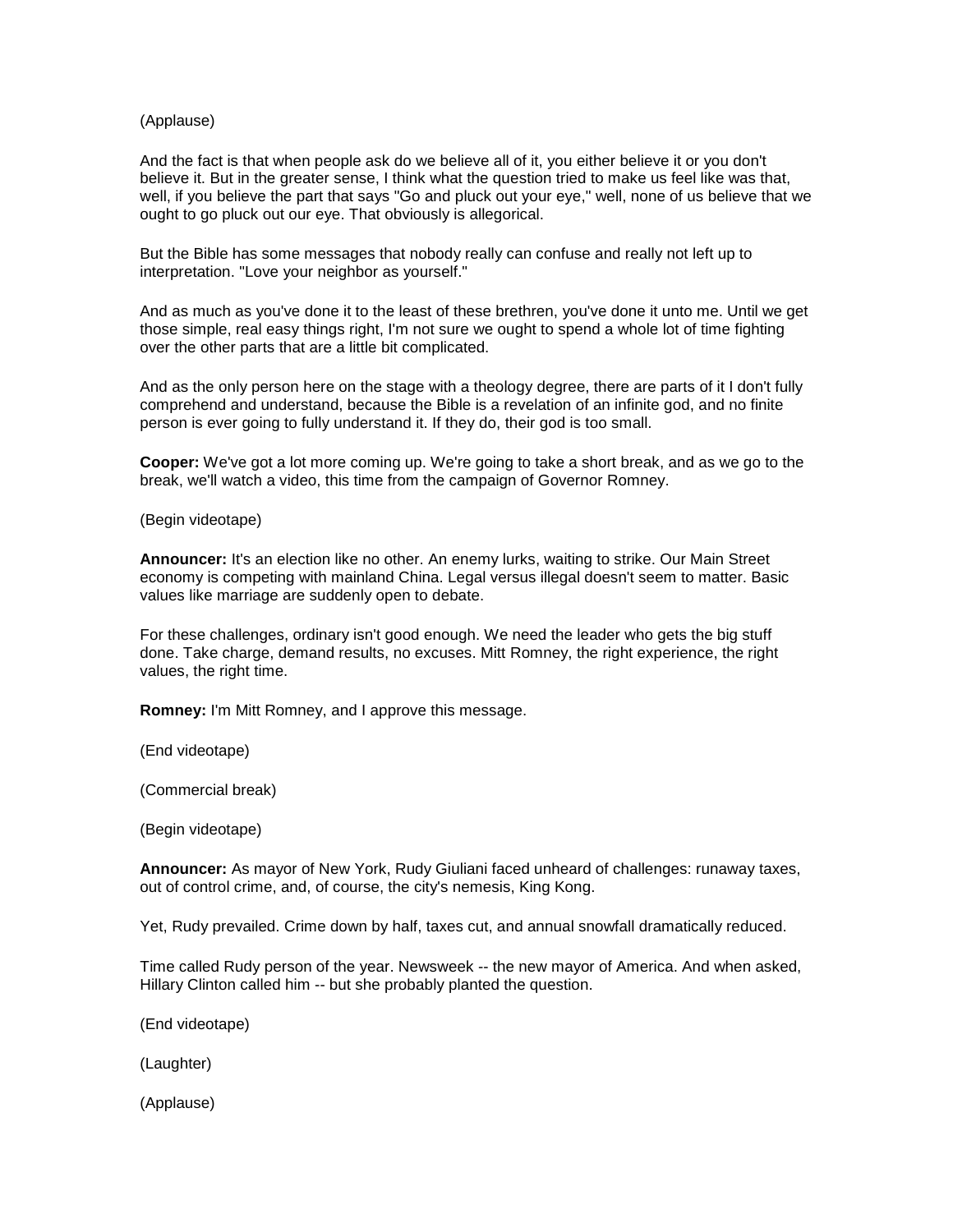(Applause)

And the fact is that when people ask do we believe all of it, you either believe it or you don't believe it. But in the greater sense, I think what the question tried to make us feel like was that, well, if you believe the part that says "Go and pluck out your eye," well, none of us believe that we ought to go pluck out our eye. That obviously is allegorical.

But the Bible has some messages that nobody really can confuse and really not left up to interpretation. "Love your neighbor as yourself."

And as much as you've done it to the least of these brethren, you've done it unto me. Until we get those simple, real easy things right, I'm not sure we ought to spend a whole lot of time fighting over the other parts that are a little bit complicated.

And as the only person here on the stage with a theology degree, there are parts of it I don't fully comprehend and understand, because the Bible is a revelation of an infinite god, and no finite person is ever going to fully understand it. If they do, their god is too small.

**Cooper:** We've got a lot more coming up. We're going to take a short break, and as we go to the break, we'll watch a video, this time from the campaign of Governor Romney.

(Begin videotape)

**Announcer:** It's an election like no other. An enemy lurks, waiting to strike. Our Main Street economy is competing with mainland China. Legal versus illegal doesn't seem to matter. Basic values like marriage are suddenly open to debate.

For these challenges, ordinary isn't good enough. We need the leader who gets the big stuff done. Take charge, demand results, no excuses. Mitt Romney, the right experience, the right values, the right time.

**Romney:** I'm Mitt Romney, and I approve this message.

(End videotape)

(Commercial break)

(Begin videotape)

**Announcer:** As mayor of New York, Rudy Giuliani faced unheard of challenges: runaway taxes, out of control crime, and, of course, the city's nemesis, King Kong.

Yet, Rudy prevailed. Crime down by half, taxes cut, and annual snowfall dramatically reduced.

Time called Rudy person of the year. Newsweek -- the new mayor of America. And when asked, Hillary Clinton called him -- but she probably planted the question.

(End videotape)

(Laughter)

(Applause)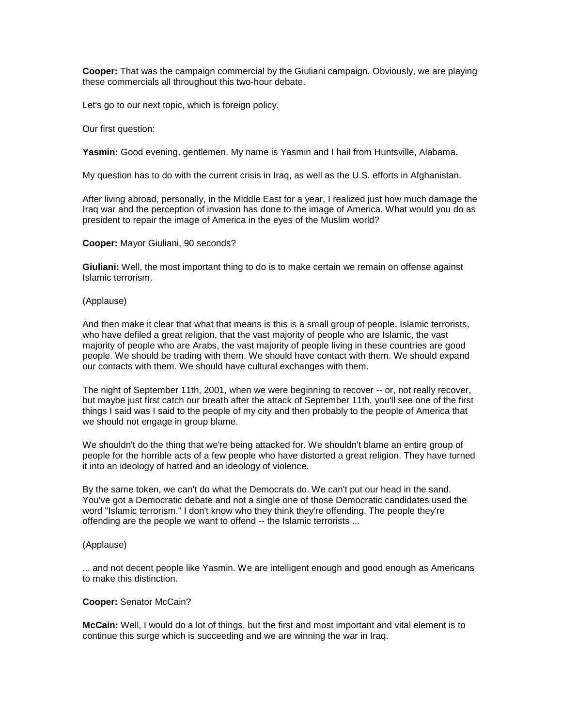**Cooper:** That was the campaign commercial by the Giuliani campaign. Obviously, we are playing these commercials all throughout this two-hour debate.

Let's go to our next topic, which is foreign policy.

Our first question:

**Yasmin:** Good evening, gentlemen. My name is Yasmin and I hail from Huntsville, Alabama.

My question has to do with the current crisis in Iraq, as well as the U.S. efforts in Afghanistan.

After living abroad, personally, in the Middle East for a year, I realized just how much damage the Iraq war and the perception of invasion has done to the image of America. What would you do as president to repair the image of America in the eyes of the Muslim world?

**Cooper:** Mayor Giuliani, 90 seconds?

**Giuliani:** Well, the most important thing to do is to make certain we remain on offense against Islamic terrorism.

(Applause)

And then make it clear that what that means is this is a small group of people, Islamic terrorists, who have defiled a great religion, that the vast majority of people who are Islamic, the vast majority of people who are Arabs, the vast majority of people living in these countries are good people. We should be trading with them. We should have contact with them. We should expand our contacts with them. We should have cultural exchanges with them.

The night of September 11th, 2001, when we were beginning to recover -- or, not really recover, but maybe just first catch our breath after the attack of September 11th, you'll see one of the first things I said was I said to the people of my city and then probably to the people of America that we should not engage in group blame.

We shouldn't do the thing that we're being attacked for. We shouldn't blame an entire group of people for the horrible acts of a few people who have distorted a great religion. They have turned it into an ideology of hatred and an ideology of violence.

By the same token, we can't do what the Democrats do. We can't put our head in the sand. You've got a Democratic debate and not a single one of those Democratic candidates used the word "Islamic terrorism." I don't know who they think they're offending. The people they're offending are the people we want to offend -- the Islamic terrorists ...

(Applause)

... and not decent people like Yasmin. We are intelligent enough and good enough as Americans to make this distinction.

**Cooper:** Senator McCain?

**McCain:** Well, I would do a lot of things, but the first and most important and vital element is to continue this surge which is succeeding and we are winning the war in Iraq.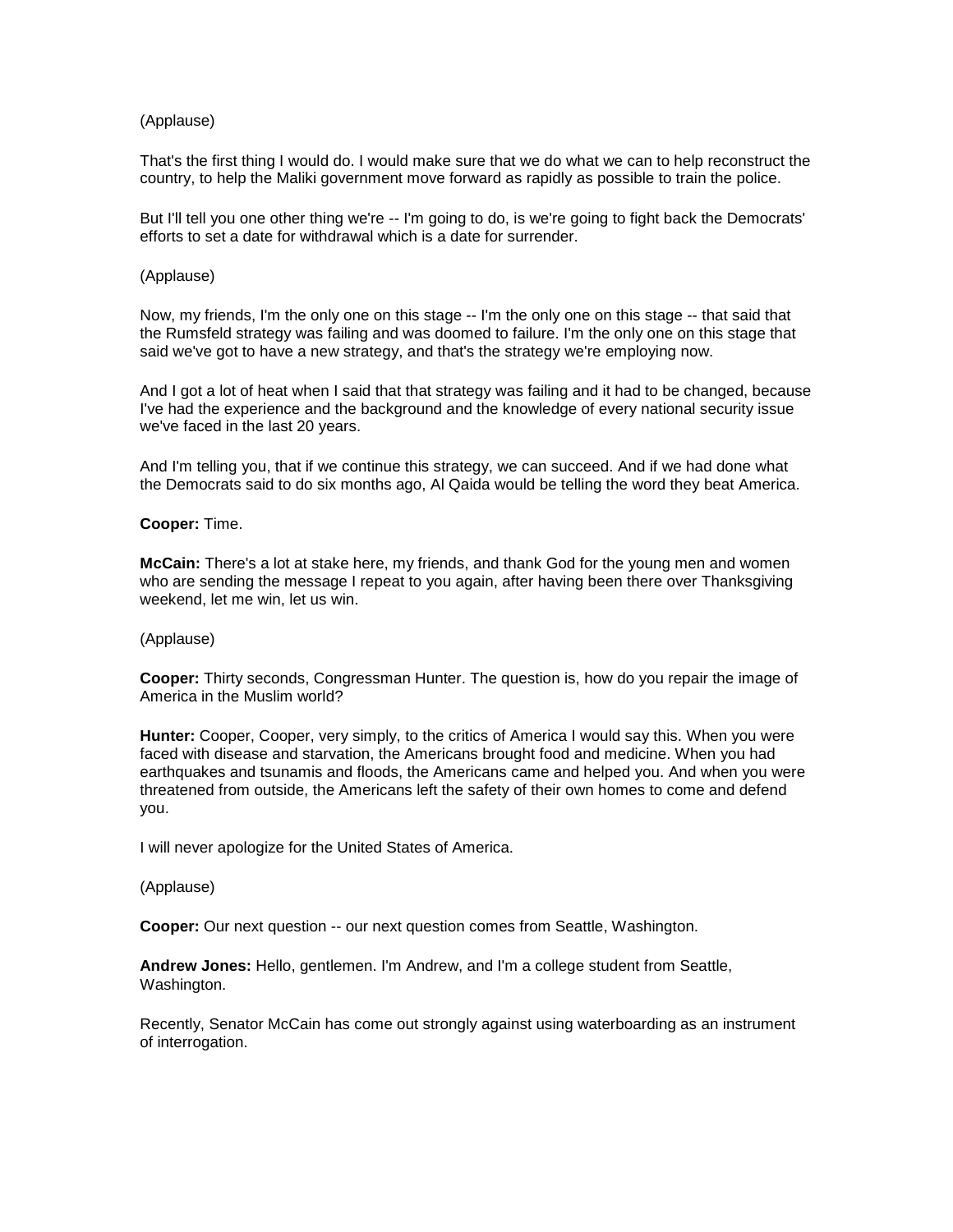(Applause)

That's the first thing I would do. I would make sure that we do what we can to help reconstruct the country, to help the Maliki government move forward as rapidly as possible to train the police.

But I'll tell you one other thing we're -- I'm going to do, is we're going to fight back the Democrats' efforts to set a date for withdrawal which is a date for surrender.

(Applause)

Now, my friends, I'm the only one on this stage -- I'm the only one on this stage -- that said that the Rumsfeld strategy was failing and was doomed to failure. I'm the only one on this stage that said we've got to have a new strategy, and that's the strategy we're employing now.

And I got a lot of heat when I said that that strategy was failing and it had to be changed, because I've had the experience and the background and the knowledge of every national security issue we've faced in the last 20 years.

And I'm telling you, that if we continue this strategy, we can succeed. And if we had done what the Democrats said to do six months ago, Al Qaida would be telling the word they beat America.

**Cooper:** Time.

**McCain:** There's a lot at stake here, my friends, and thank God for the young men and women who are sending the message I repeat to you again, after having been there over Thanksgiving weekend, let me win, let us win.

(Applause)

**Cooper:** Thirty seconds, Congressman Hunter. The question is, how do you repair the image of America in the Muslim world?

**Hunter:** Cooper, Cooper, very simply, to the critics of America I would say this. When you were faced with disease and starvation, the Americans brought food and medicine. When you had earthquakes and tsunamis and floods, the Americans came and helped you. And when you were threatened from outside, the Americans left the safety of their own homes to come and defend you.

I will never apologize for the United States of America.

(Applause)

**Cooper:** Our next question -- our next question comes from Seattle, Washington.

**Andrew Jones:** Hello, gentlemen. I'm Andrew, and I'm a college student from Seattle, Washington.

Recently, Senator McCain has come out strongly against using waterboarding as an instrument of interrogation.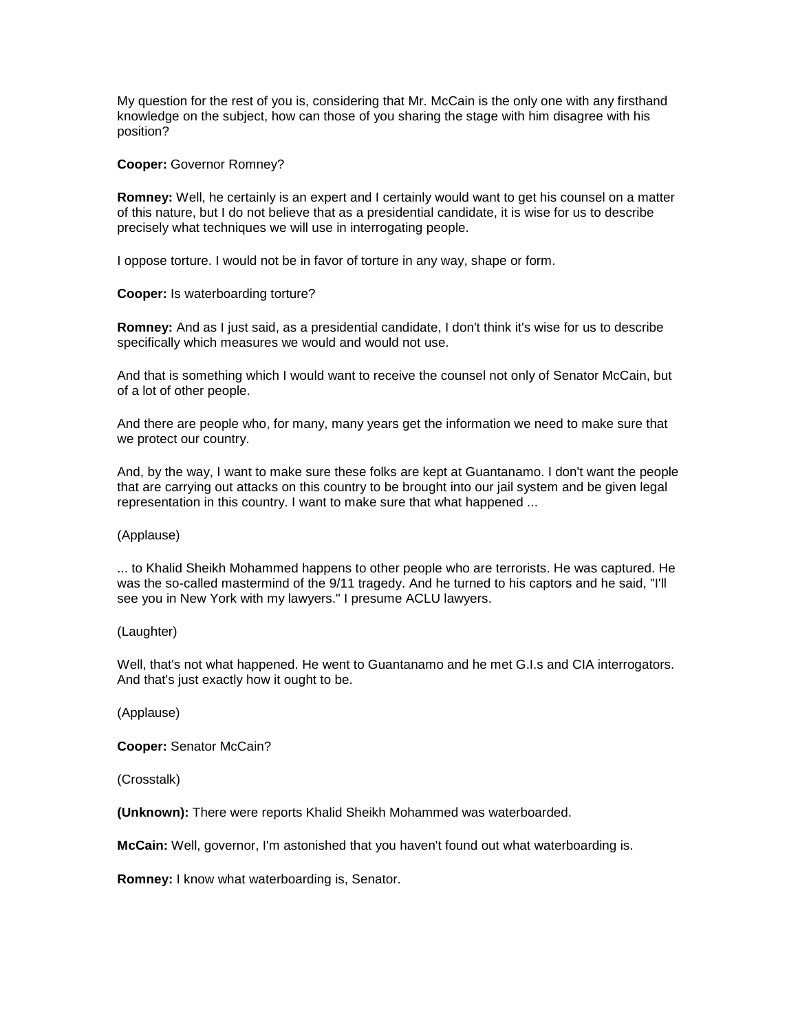My question for the rest of you is, considering that Mr. McCain is the only one with any firsthand knowledge on the subject, how can those of you sharing the stage with him disagree with his position?

**Cooper:** Governor Romney?

**Romney:** Well, he certainly is an expert and I certainly would want to get his counsel on a matter of this nature, but I do not believe that as a presidential candidate, it is wise for us to describe precisely what techniques we will use in interrogating people.

I oppose torture. I would not be in favor of torture in any way, shape or form.

**Cooper:** Is waterboarding torture?

**Romney:** And as I just said, as a presidential candidate, I don't think it's wise for us to describe specifically which measures we would and would not use.

And that is something which I would want to receive the counsel not only of Senator McCain, but of a lot of other people.

And there are people who, for many, many years get the information we need to make sure that we protect our country.

And, by the way, I want to make sure these folks are kept at Guantanamo. I don't want the people that are carrying out attacks on this country to be brought into our jail system and be given legal representation in this country. I want to make sure that what happened ...

(Applause)

... to Khalid Sheikh Mohammed happens to other people who are terrorists. He was captured. He was the so-called mastermind of the 9/11 tragedy. And he turned to his captors and he said, "I'll see you in New York with my lawyers." I presume ACLU lawyers.

(Laughter)

Well, that's not what happened. He went to Guantanamo and he met G.I.s and CIA interrogators. And that's just exactly how it ought to be.

(Applause)

**Cooper:** Senator McCain?

(Crosstalk)

**(Unknown):** There were reports Khalid Sheikh Mohammed was waterboarded.

**McCain:** Well, governor, I'm astonished that you haven't found out what waterboarding is.

**Romney:** I know what waterboarding is, Senator.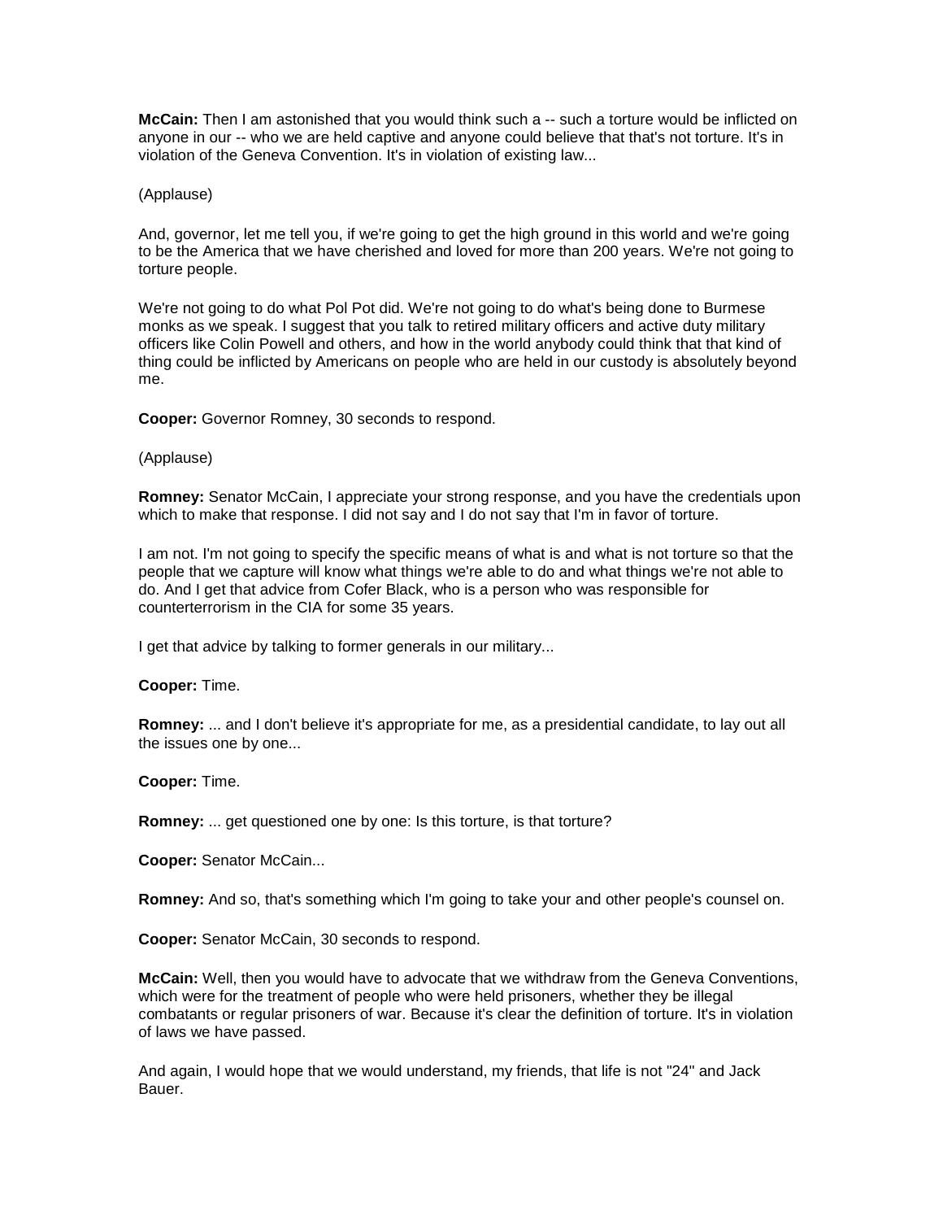**McCain:** Then I am astonished that you would think such a -- such a torture would be inflicted on anyone in our -- who we are held captive and anyone could believe that that's not torture. It's in violation of the Geneva Convention. It's in violation of existing law...

(Applause)

And, governor, let me tell you, if we're going to get the high ground in this world and we're going to be the America that we have cherished and loved for more than 200 years. We're not going to torture people.

We're not going to do what Pol Pot did. We're not going to do what's being done to Burmese monks as we speak. I suggest that you talk to retired military officers and active duty military officers like Colin Powell and others, and how in the world anybody could think that that kind of thing could be inflicted by Americans on people who are held in our custody is absolutely beyond me.

**Cooper:** Governor Romney, 30 seconds to respond.

(Applause)

**Romney:** Senator McCain, I appreciate your strong response, and you have the credentials upon which to make that response. I did not say and I do not say that I'm in favor of torture.

I am not. I'm not going to specify the specific means of what is and what is not torture so that the people that we capture will know what things we're able to do and what things we're not able to do. And I get that advice from Cofer Black, who is a person who was responsible for counterterrorism in the CIA for some 35 years.

I get that advice by talking to former generals in our military...

**Cooper:** Time.

**Romney:** ... and I don't believe it's appropriate for me, as a presidential candidate, to lay out all the issues one by one...

**Cooper:** Time.

**Romney:** ... get questioned one by one: Is this torture, is that torture?

**Cooper:** Senator McCain...

**Romney:** And so, that's something which I'm going to take your and other people's counsel on.

**Cooper:** Senator McCain, 30 seconds to respond.

**McCain:** Well, then you would have to advocate that we withdraw from the Geneva Conventions, which were for the treatment of people who were held prisoners, whether they be illegal combatants or regular prisoners of war. Because it's clear the definition of torture. It's in violation of laws we have passed.

And again, I would hope that we would understand, my friends, that life is not "24" and Jack Bauer.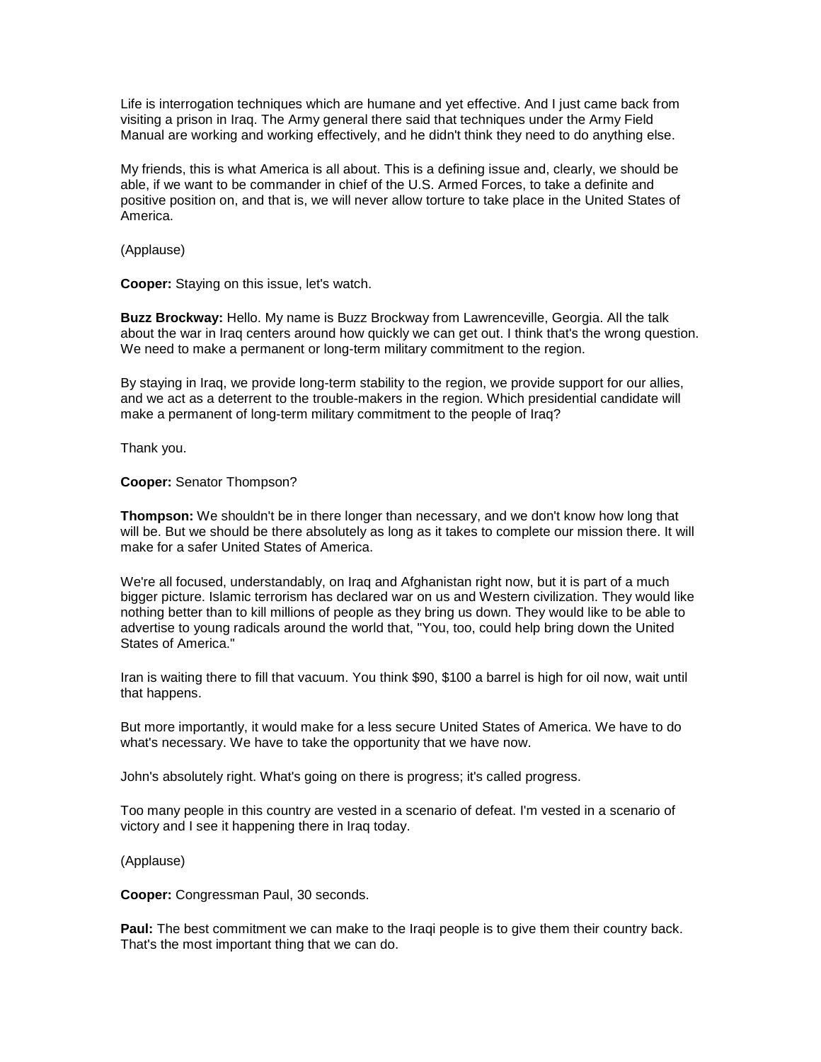Life is interrogation techniques which are humane and yet effective. And I just came back from visiting a prison in Iraq. The Army general there said that techniques under the Army Field Manual are working and working effectively, and he didn't think they need to do anything else.

My friends, this is what America is all about. This is a defining issue and, clearly, we should be able, if we want to be commander in chief of the U.S. Armed Forces, to take a definite and positive position on, and that is, we will never allow torture to take place in the United States of America.

(Applause)

**Cooper:** Staying on this issue, let's watch.

**Buzz Brockway:** Hello. My name is Buzz Brockway from Lawrenceville, Georgia. All the talk about the war in Iraq centers around how quickly we can get out. I think that's the wrong question. We need to make a permanent or long-term military commitment to the region.

By staying in Iraq, we provide long-term stability to the region, we provide support for our allies, and we act as a deterrent to the trouble-makers in the region. Which presidential candidate will make a permanent of long-term military commitment to the people of Iraq?

Thank you.

**Cooper:** Senator Thompson?

**Thompson:** We shouldn't be in there longer than necessary, and we don't know how long that will be. But we should be there absolutely as long as it takes to complete our mission there. It will make for a safer United States of America.

We're all focused, understandably, on Iraq and Afghanistan right now, but it is part of a much bigger picture. Islamic terrorism has declared war on us and Western civilization. They would like nothing better than to kill millions of people as they bring us down. They would like to be able to advertise to young radicals around the world that, "You, too, could help bring down the United States of America."

Iran is waiting there to fill that vacuum. You think $90, $100 a barrel is high for oil now, wait until that happens.

But more importantly, it would make for a less secure United States of America. We have to do what's necessary. We have to take the opportunity that we have now.

John's absolutely right. What's going on there is progress; it's called progress.

Too many people in this country are vested in a scenario of defeat. I'm vested in a scenario of victory and I see it happening there in Iraq today.

(Applause)

**Cooper:** Congressman Paul, 30 seconds.

**Paul:** The best commitment we can make to the Iraqi people is to give them their country back. That's the most important thing that we can do.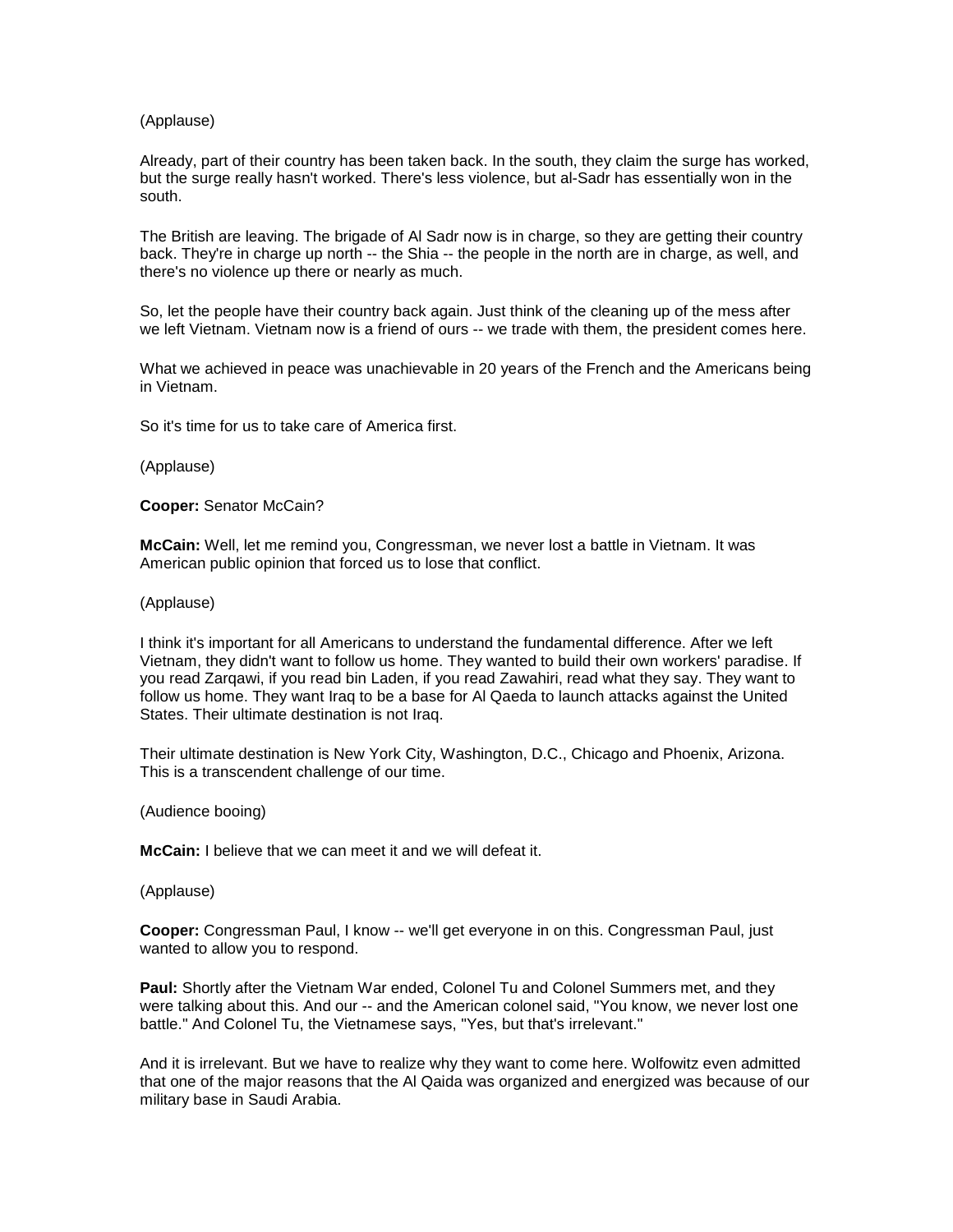(Applause)

Already, part of their country has been taken back. In the south, they claim the surge has worked, but the surge really hasn't worked. There's less violence, but al-Sadr has essentially won in the south.

The British are leaving. The brigade of Al Sadr now is in charge, so they are getting their country back. They're in charge up north -- the Shia -- the people in the north are in charge, as well, and there's no violence up there or nearly as much.

So, let the people have their country back again. Just think of the cleaning up of the mess after we left Vietnam. Vietnam now is a friend of ours -- we trade with them, the president comes here.

What we achieved in peace was unachievable in 20 years of the French and the Americans being in Vietnam.

So it's time for us to take care of America first.

(Applause)

**Cooper:** Senator McCain?

**McCain:** Well, let me remind you, Congressman, we never lost a battle in Vietnam. It was American public opinion that forced us to lose that conflict.

(Applause)

I think it's important for all Americans to understand the fundamental difference. After we left Vietnam, they didn't want to follow us home. They wanted to build their own workers' paradise. If you read Zarqawi, if you read bin Laden, if you read Zawahiri, read what they say. They want to follow us home. They want Iraq to be a base for Al Qaeda to launch attacks against the United States. Their ultimate destination is not Iraq.

Their ultimate destination is New York City, Washington, D.C., Chicago and Phoenix, Arizona. This is a transcendent challenge of our time.

(Audience booing)

**McCain:** I believe that we can meet it and we will defeat it.

(Applause)

**Cooper:** Congressman Paul, I know -- we'll get everyone in on this. Congressman Paul, just wanted to allow you to respond.

**Paul:** Shortly after the Vietnam War ended, Colonel Tu and Colonel Summers met, and they were talking about this. And our -- and the American colonel said, "You know, we never lost one battle." And Colonel Tu, the Vietnamese says, "Yes, but that's irrelevant."

And it is irrelevant. But we have to realize why they want to come here. Wolfowitz even admitted that one of the major reasons that the Al Qaida was organized and energized was because of our military base in Saudi Arabia.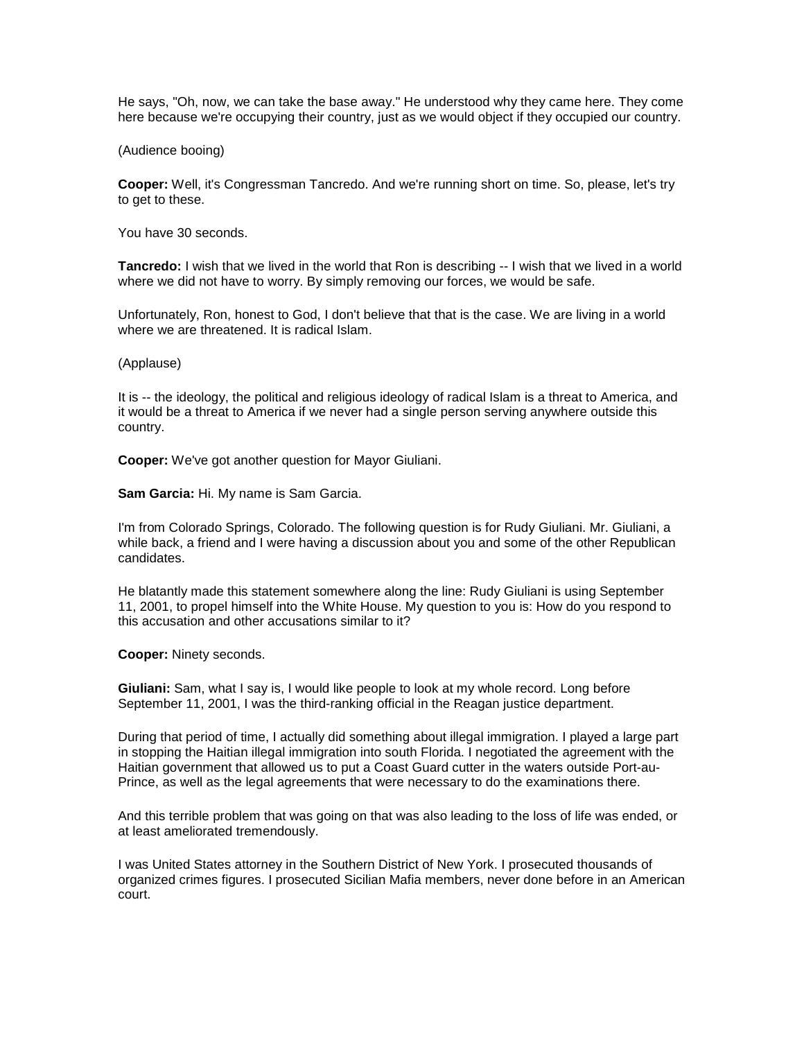He says, "Oh, now, we can take the base away." He understood why they came here. They come here because we're occupying their country, just as we would object if they occupied our country.

(Audience booing)

**Cooper:** Well, it's Congressman Tancredo. And we're running short on time. So, please, let's try to get to these.

You have 30 seconds.

**Tancredo:** I wish that we lived in the world that Ron is describing -- I wish that we lived in a world where we did not have to worry. By simply removing our forces, we would be safe.

Unfortunately, Ron, honest to God, I don't believe that that is the case. We are living in a world where we are threatened. It is radical Islam.

(Applause)

It is -- the ideology, the political and religious ideology of radical Islam is a threat to America, and it would be a threat to America if we never had a single person serving anywhere outside this country.

**Cooper:** We've got another question for Mayor Giuliani.

**Sam Garcia:** Hi. My name is Sam Garcia.

I'm from Colorado Springs, Colorado. The following question is for Rudy Giuliani. Mr. Giuliani, a while back, a friend and I were having a discussion about you and some of the other Republican candidates.

He blatantly made this statement somewhere along the line: Rudy Giuliani is using September 11, 2001, to propel himself into the White House. My question to you is: How do you respond to this accusation and other accusations similar to it?

**Cooper:** Ninety seconds.

**Giuliani:** Sam, what I say is, I would like people to look at my whole record. Long before September 11, 2001, I was the third-ranking official in the Reagan justice department.

During that period of time, I actually did something about illegal immigration. I played a large part in stopping the Haitian illegal immigration into south Florida. I negotiated the agreement with the Haitian government that allowed us to put a Coast Guard cutter in the waters outside Port-au-Prince, as well as the legal agreements that were necessary to do the examinations there.

And this terrible problem that was going on that was also leading to the loss of life was ended, or at least ameliorated tremendously.

I was United States attorney in the Southern District of New York. I prosecuted thousands of organized crimes figures. I prosecuted Sicilian Mafia members, never done before in an American court.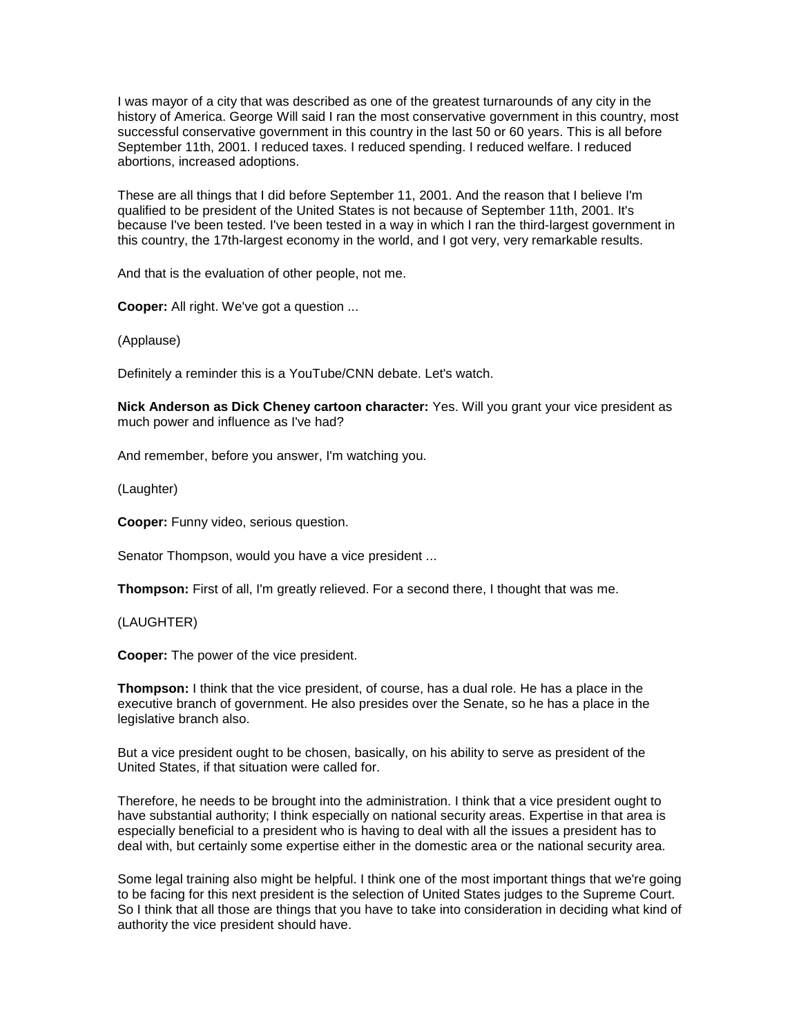I was mayor of a city that was described as one of the greatest turnarounds of any city in the history of America. George Will said I ran the most conservative government in this country, most successful conservative government in this country in the last 50 or 60 years. This is all before September 11th, 2001. I reduced taxes. I reduced spending. I reduced welfare. I reduced abortions, increased adoptions.

These are all things that I did before September 11, 2001. And the reason that I believe I'm qualified to be president of the United States is not because of September 11th, 2001. It's because I've been tested. I've been tested in a way in which I ran the third-largest government in this country, the 17th-largest economy in the world, and I got very, very remarkable results.

And that is the evaluation of other people, not me.

**Cooper:** All right. We've got a question ...

(Applause)

Definitely a reminder this is a YouTube/CNN debate. Let's watch.

**Nick Anderson as Dick Cheney cartoon character:** Yes. Will you grant your vice president as much power and influence as I've had?

And remember, before you answer, I'm watching you.

(Laughter)

**Cooper:** Funny video, serious question.

Senator Thompson, would you have a vice president ...

**Thompson:** First of all, I'm greatly relieved. For a second there, I thought that was me.

(LAUGHTER)

**Cooper:** The power of the vice president.

**Thompson:** I think that the vice president, of course, has a dual role. He has a place in the executive branch of government. He also presides over the Senate, so he has a place in the legislative branch also.

But a vice president ought to be chosen, basically, on his ability to serve as president of the United States, if that situation were called for.

Therefore, he needs to be brought into the administration. I think that a vice president ought to have substantial authority; I think especially on national security areas. Expertise in that area is especially beneficial to a president who is having to deal with all the issues a president has to deal with, but certainly some expertise either in the domestic area or the national security area.

Some legal training also might be helpful. I think one of the most important things that we're going to be facing for this next president is the selection of United States judges to the Supreme Court. So I think that all those are things that you have to take into consideration in deciding what kind of authority the vice president should have.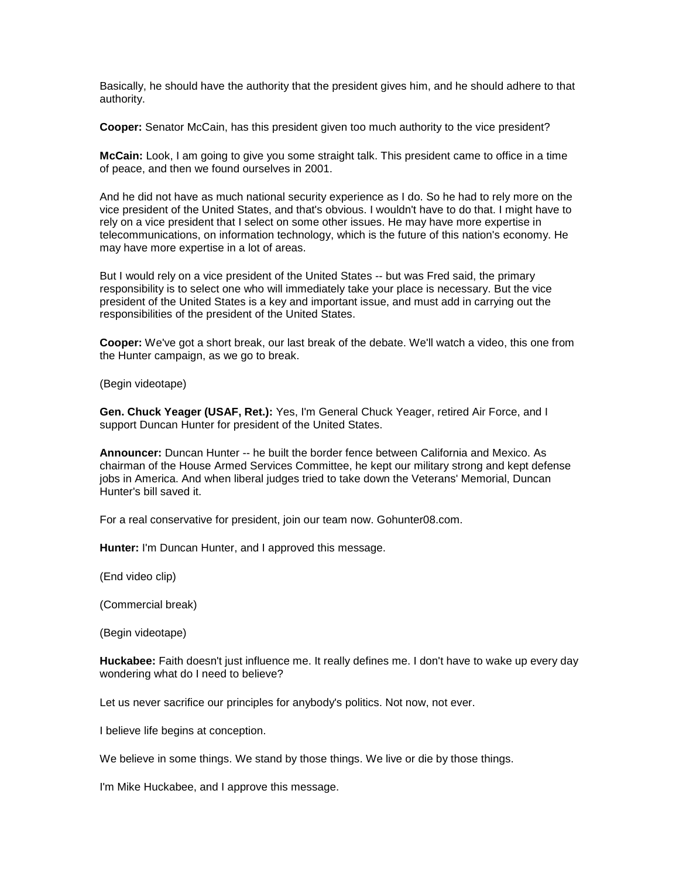Basically, he should have the authority that the president gives him, and he should adhere to that authority.

**Cooper:** Senator McCain, has this president given too much authority to the vice president?

**McCain:** Look, I am going to give you some straight talk. This president came to office in a time of peace, and then we found ourselves in 2001.

And he did not have as much national security experience as I do. So he had to rely more on the vice president of the United States, and that's obvious. I wouldn't have to do that. I might have to rely on a vice president that I select on some other issues. He may have more expertise in telecommunications, on information technology, which is the future of this nation's economy. He may have more expertise in a lot of areas.

But I would rely on a vice president of the United States -- but was Fred said, the primary responsibility is to select one who will immediately take your place is necessary. But the vice president of the United States is a key and important issue, and must add in carrying out the responsibilities of the president of the United States.

**Cooper:** We've got a short break, our last break of the debate. We'll watch a video, this one from the Hunter campaign, as we go to break.

(Begin videotape)

**Gen. Chuck Yeager (USAF, Ret.):** Yes, I'm General Chuck Yeager, retired Air Force, and I support Duncan Hunter for president of the United States.

**Announcer:** Duncan Hunter -- he built the border fence between California and Mexico. As chairman of the House Armed Services Committee, he kept our military strong and kept defense jobs in America. And when liberal judges tried to take down the Veterans' Memorial, Duncan Hunter's bill saved it.

For a real conservative for president, join our team now. Gohunter08.com.

**Hunter:** I'm Duncan Hunter, and I approved this message.

(End video clip)

(Commercial break)

(Begin videotape)

**Huckabee:** Faith doesn't just influence me. It really defines me. I don't have to wake up every day wondering what do I need to believe?

Let us never sacrifice our principles for anybody's politics. Not now, not ever.

I believe life begins at conception.

We believe in some things. We stand by those things. We live or die by those things.

I'm Mike Huckabee, and I approve this message.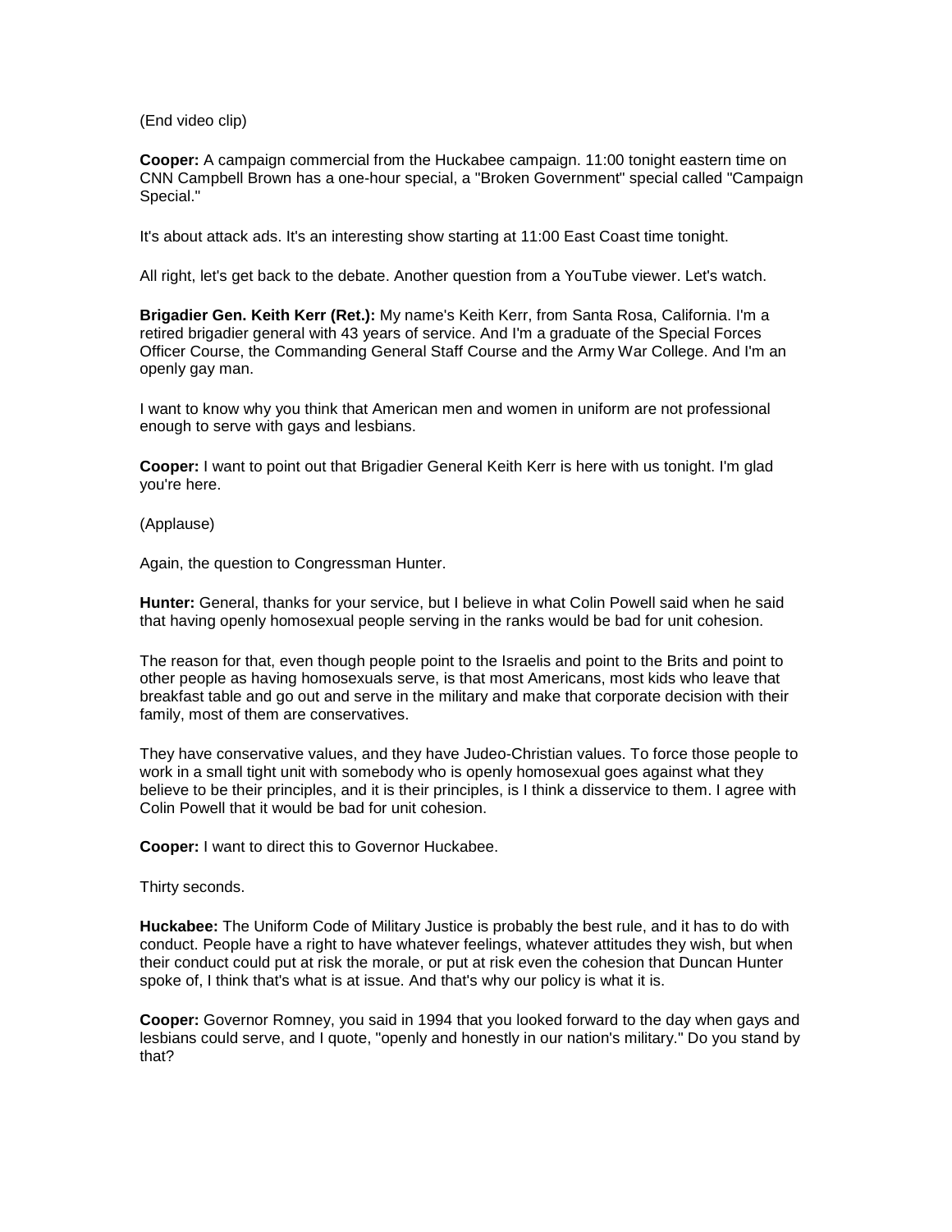(End video clip)

**Cooper:** A campaign commercial from the Huckabee campaign. 11:00 tonight eastern time on CNN Campbell Brown has a one-hour special, a "Broken Government" special called "Campaign Special."

It's about attack ads. It's an interesting show starting at 11:00 East Coast time tonight.

All right, let's get back to the debate. Another question from a YouTube viewer. Let's watch.

**Brigadier Gen. Keith Kerr (Ret.):** My name's Keith Kerr, from Santa Rosa, California. I'm a retired brigadier general with 43 years of service. And I'm a graduate of the Special Forces Officer Course, the Commanding General Staff Course and the Army War College. And I'm an openly gay man.

I want to know why you think that American men and women in uniform are not professional enough to serve with gays and lesbians.

**Cooper:** I want to point out that Brigadier General Keith Kerr is here with us tonight. I'm glad you're here.

(Applause)

Again, the question to Congressman Hunter.

**Hunter:** General, thanks for your service, but I believe in what Colin Powell said when he said that having openly homosexual people serving in the ranks would be bad for unit cohesion.

The reason for that, even though people point to the Israelis and point to the Brits and point to other people as having homosexuals serve, is that most Americans, most kids who leave that breakfast table and go out and serve in the military and make that corporate decision with their family, most of them are conservatives.

They have conservative values, and they have Judeo-Christian values. To force those people to work in a small tight unit with somebody who is openly homosexual goes against what they believe to be their principles, and it is their principles, is I think a disservice to them. I agree with Colin Powell that it would be bad for unit cohesion.

**Cooper:** I want to direct this to Governor Huckabee.

Thirty seconds.

**Huckabee:** The Uniform Code of Military Justice is probably the best rule, and it has to do with conduct. People have a right to have whatever feelings, whatever attitudes they wish, but when their conduct could put at risk the morale, or put at risk even the cohesion that Duncan Hunter spoke of, I think that's what is at issue. And that's why our policy is what it is.

**Cooper:** Governor Romney, you said in 1994 that you looked forward to the day when gays and lesbians could serve, and I quote, "openly and honestly in our nation's military." Do you stand by that?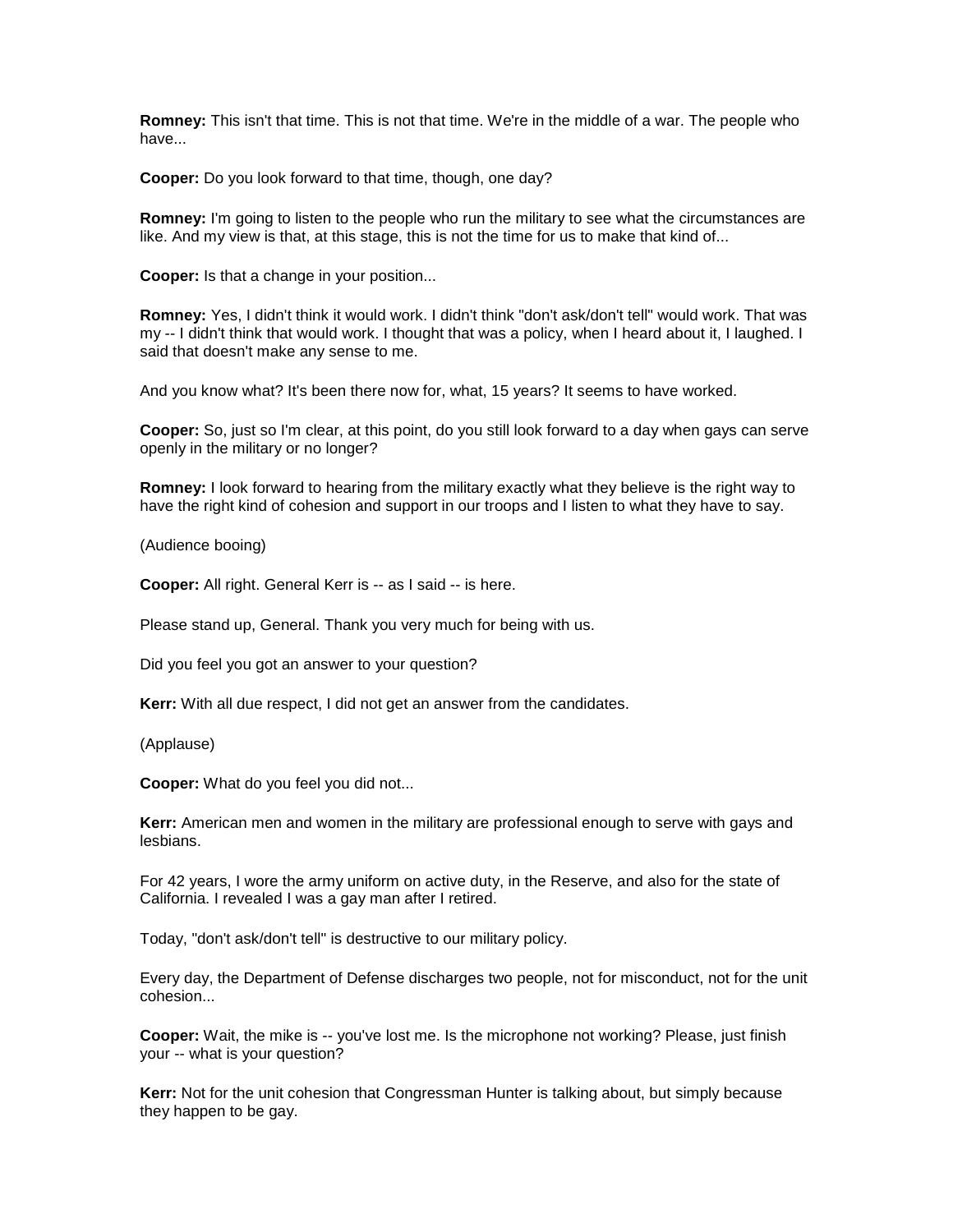**Romney:** This isn't that time. This is not that time. We're in the middle of a war. The people who have...

**Cooper:** Do you look forward to that time, though, one day?

**Romney:** I'm going to listen to the people who run the military to see what the circumstances are like. And my view is that, at this stage, this is not the time for us to make that kind of...

**Cooper:** Is that a change in your position...

**Romney:** Yes, I didn't think it would work. I didn't think "don't ask/don't tell" would work. That was my -- I didn't think that would work. I thought that was a policy, when I heard about it, I laughed. I said that doesn't make any sense to me.

And you know what? It's been there now for, what, 15 years? It seems to have worked.

**Cooper:** So, just so I'm clear, at this point, do you still look forward to a day when gays can serve openly in the military or no longer?

**Romney:** I look forward to hearing from the military exactly what they believe is the right way to have the right kind of cohesion and support in our troops and I listen to what they have to say.

(Audience booing)

**Cooper:** All right. General Kerr is -- as I said -- is here.

Please stand up, General. Thank you very much for being with us.

Did you feel you got an answer to your question?

**Kerr:** With all due respect, I did not get an answer from the candidates.

(Applause)

**Cooper:** What do you feel you did not...

**Kerr:** American men and women in the military are professional enough to serve with gays and lesbians.

For 42 years, I wore the army uniform on active duty, in the Reserve, and also for the state of California. I revealed I was a gay man after I retired.

Today, "don't ask/don't tell" is destructive to our military policy.

Every day, the Department of Defense discharges two people, not for misconduct, not for the unit cohesion...

**Cooper:** Wait, the mike is -- you've lost me. Is the microphone not working? Please, just finish your -- what is your question?

**Kerr:** Not for the unit cohesion that Congressman Hunter is talking about, but simply because they happen to be gay.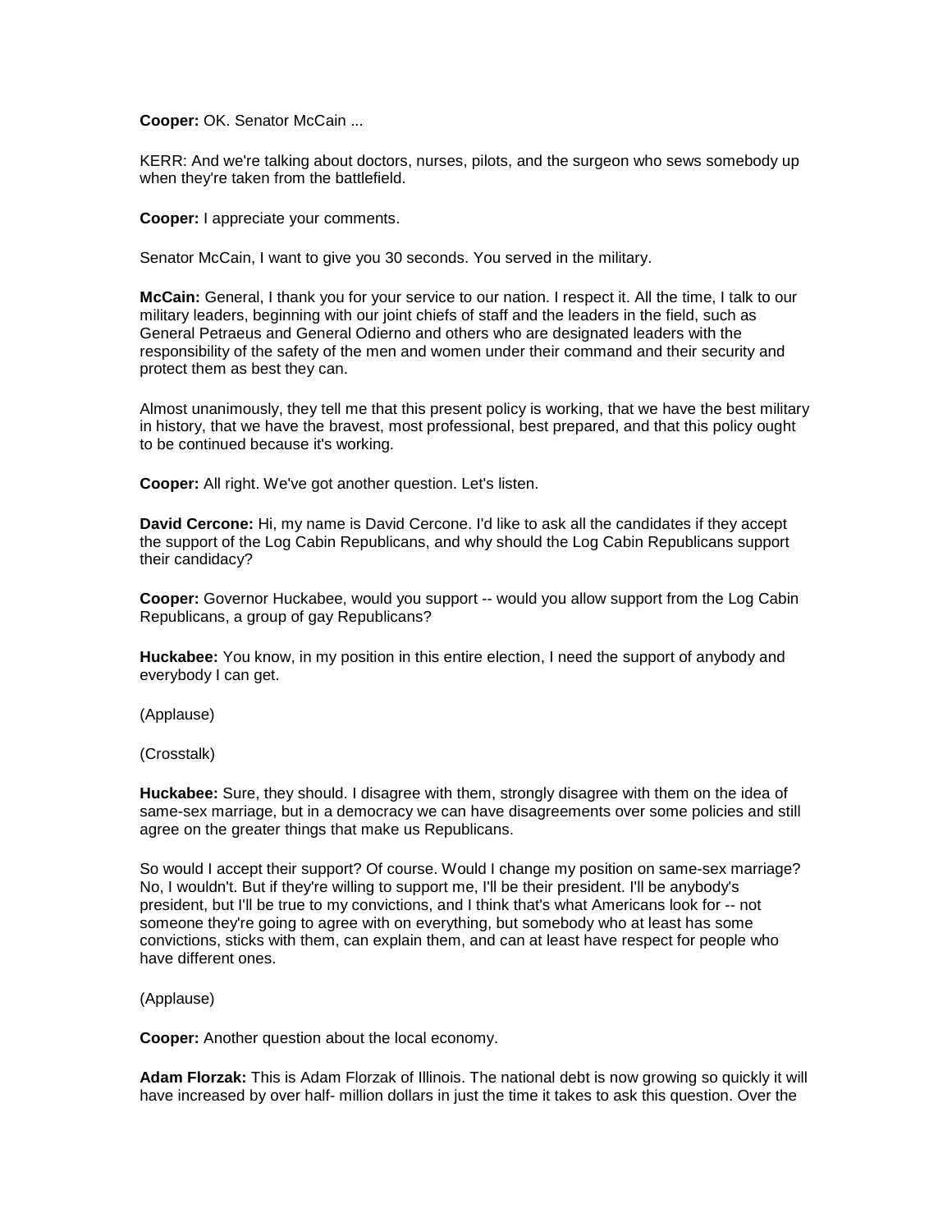**Cooper:** OK. Senator McCain ...

KERR: And we're talking about doctors, nurses, pilots, and the surgeon who sews somebody up when they're taken from the battlefield.

**Cooper:** I appreciate your comments.

Senator McCain, I want to give you 30 seconds. You served in the military.

**McCain:** General, I thank you for your service to our nation. I respect it. All the time, I talk to our military leaders, beginning with our joint chiefs of staff and the leaders in the field, such as General Petraeus and General Odierno and others who are designated leaders with the responsibility of the safety of the men and women under their command and their security and protect them as best they can.

Almost unanimously, they tell me that this present policy is working, that we have the best military in history, that we have the bravest, most professional, best prepared, and that this policy ought to be continued because it's working.

**Cooper:** All right. We've got another question. Let's listen.

**David Cercone:** Hi, my name is David Cercone. I'd like to ask all the candidates if they accept the support of the Log Cabin Republicans, and why should the Log Cabin Republicans support their candidacy?

**Cooper:** Governor Huckabee, would you support -- would you allow support from the Log Cabin Republicans, a group of gay Republicans?

**Huckabee:** You know, in my position in this entire election, I need the support of anybody and everybody I can get.

(Applause)

(Crosstalk)

**Huckabee:** Sure, they should. I disagree with them, strongly disagree with them on the idea of same-sex marriage, but in a democracy we can have disagreements over some policies and still agree on the greater things that make us Republicans.

So would I accept their support? Of course. Would I change my position on same-sex marriage? No, I wouldn't. But if they're willing to support me, I'll be their president. I'll be anybody's president, but I'll be true to my convictions, and I think that's what Americans look for -- not someone they're going to agree with on everything, but somebody who at least has some convictions, sticks with them, can explain them, and can at least have respect for people who have different ones.

(Applause)

**Cooper:** Another question about the local economy.

**Adam Florzak:** This is Adam Florzak of Illinois. The national debt is now growing so quickly it will have increased by over half- million dollars in just the time it takes to ask this question. Over the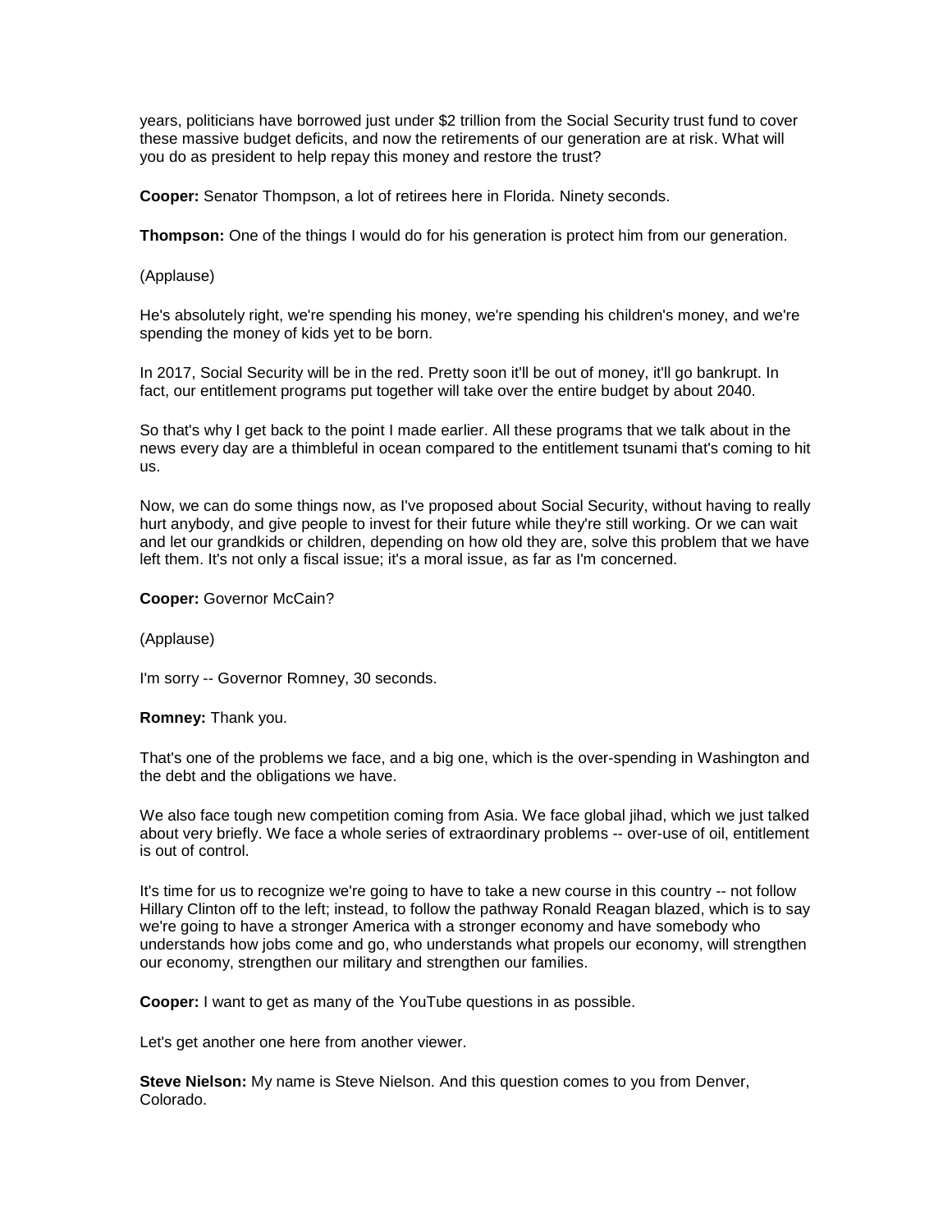years, politicians have borrowed just under $2 trillion from the Social Security trust fund to cover these massive budget deficits, and now the retirements of our generation are at risk. What will you do as president to help repay this money and restore the trust?

**Cooper:** Senator Thompson, a lot of retirees here in Florida. Ninety seconds.

**Thompson:** One of the things I would do for his generation is protect him from our generation.

(Applause)

He's absolutely right, we're spending his money, we're spending his children's money, and we're spending the money of kids yet to be born.

In 2017, Social Security will be in the red. Pretty soon it'll be out of money, it'll go bankrupt. In fact, our entitlement programs put together will take over the entire budget by about 2040.

So that's why I get back to the point I made earlier. All these programs that we talk about in the news every day are a thimbleful in ocean compared to the entitlement tsunami that's coming to hit us.

Now, we can do some things now, as I've proposed about Social Security, without having to really hurt anybody, and give people to invest for their future while they're still working. Or we can wait and let our grandkids or children, depending on how old they are, solve this problem that we have left them. It's not only a fiscal issue; it's a moral issue, as far as I'm concerned.

**Cooper:** Governor McCain?

(Applause)

I'm sorry -- Governor Romney, 30 seconds.

**Romney:** Thank you.

That's one of the problems we face, and a big one, which is the over-spending in Washington and the debt and the obligations we have.

We also face tough new competition coming from Asia. We face global jihad, which we just talked about very briefly. We face a whole series of extraordinary problems -- over-use of oil, entitlement is out of control.

It's time for us to recognize we're going to have to take a new course in this country -- not follow Hillary Clinton off to the left; instead, to follow the pathway Ronald Reagan blazed, which is to say we're going to have a stronger America with a stronger economy and have somebody who understands how jobs come and go, who understands what propels our economy, will strengthen our economy, strengthen our military and strengthen our families.

**Cooper:** I want to get as many of the YouTube questions in as possible.

Let's get another one here from another viewer.

**Steve Nielson:** My name is Steve Nielson. And this question comes to you from Denver, Colorado.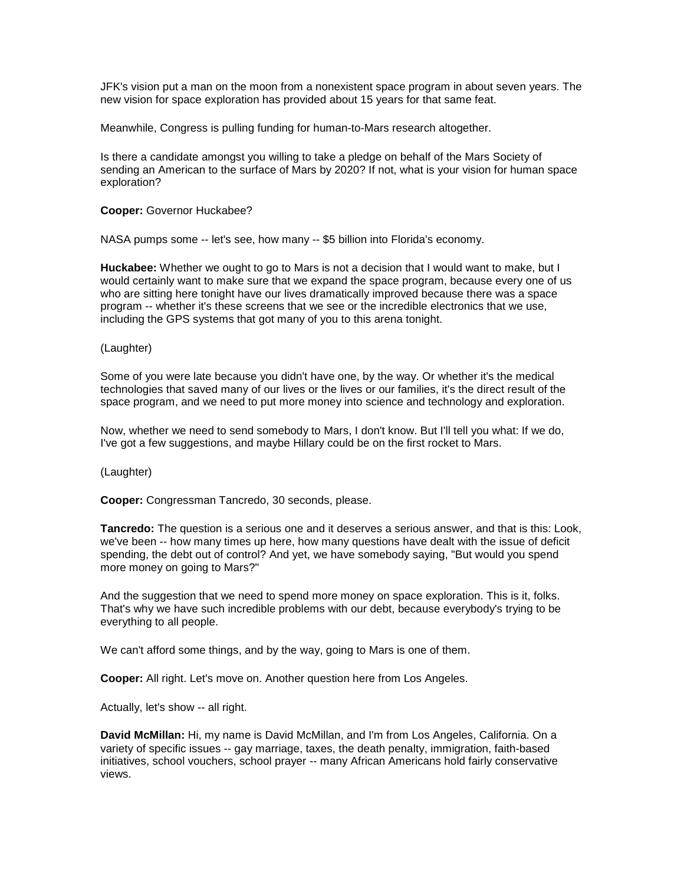JFK's vision put a man on the moon from a nonexistent space program in about seven years. The new vision for space exploration has provided about 15 years for that same feat.

Meanwhile, Congress is pulling funding for human-to-Mars research altogether.

Is there a candidate amongst you willing to take a pledge on behalf of the Mars Society of sending an American to the surface of Mars by 2020? If not, what is your vision for human space exploration?

**Cooper:** Governor Huckabee?

NASA pumps some -- let's see, how many -- $5 billion into Florida's economy.

**Huckabee:** Whether we ought to go to Mars is not a decision that I would want to make, but I would certainly want to make sure that we expand the space program, because every one of us who are sitting here tonight have our lives dramatically improved because there was a space program -- whether it's these screens that we see or the incredible electronics that we use, including the GPS systems that got many of you to this arena tonight.

(Laughter)

Some of you were late because you didn't have one, by the way. Or whether it's the medical technologies that saved many of our lives or the lives or our families, it's the direct result of the space program, and we need to put more money into science and technology and exploration.

Now, whether we need to send somebody to Mars, I don't know. But I'll tell you what: If we do, I've got a few suggestions, and maybe Hillary could be on the first rocket to Mars.

(Laughter)

**Cooper:** Congressman Tancredo, 30 seconds, please.

**Tancredo:** The question is a serious one and it deserves a serious answer, and that is this: Look, we've been -- how many times up here, how many questions have dealt with the issue of deficit spending, the debt out of control? And yet, we have somebody saying, "But would you spend more money on going to Mars?"

And the suggestion that we need to spend more money on space exploration. This is it, folks. That's why we have such incredible problems with our debt, because everybody's trying to be everything to all people.

We can't afford some things, and by the way, going to Mars is one of them.

**Cooper:** All right. Let's move on. Another question here from Los Angeles.

Actually, let's show -- all right.

**David McMillan:** Hi, my name is David McMillan, and I'm from Los Angeles, California. On a variety of specific issues -- gay marriage, taxes, the death penalty, immigration, faith-based initiatives, school vouchers, school prayer -- many African Americans hold fairly conservative views.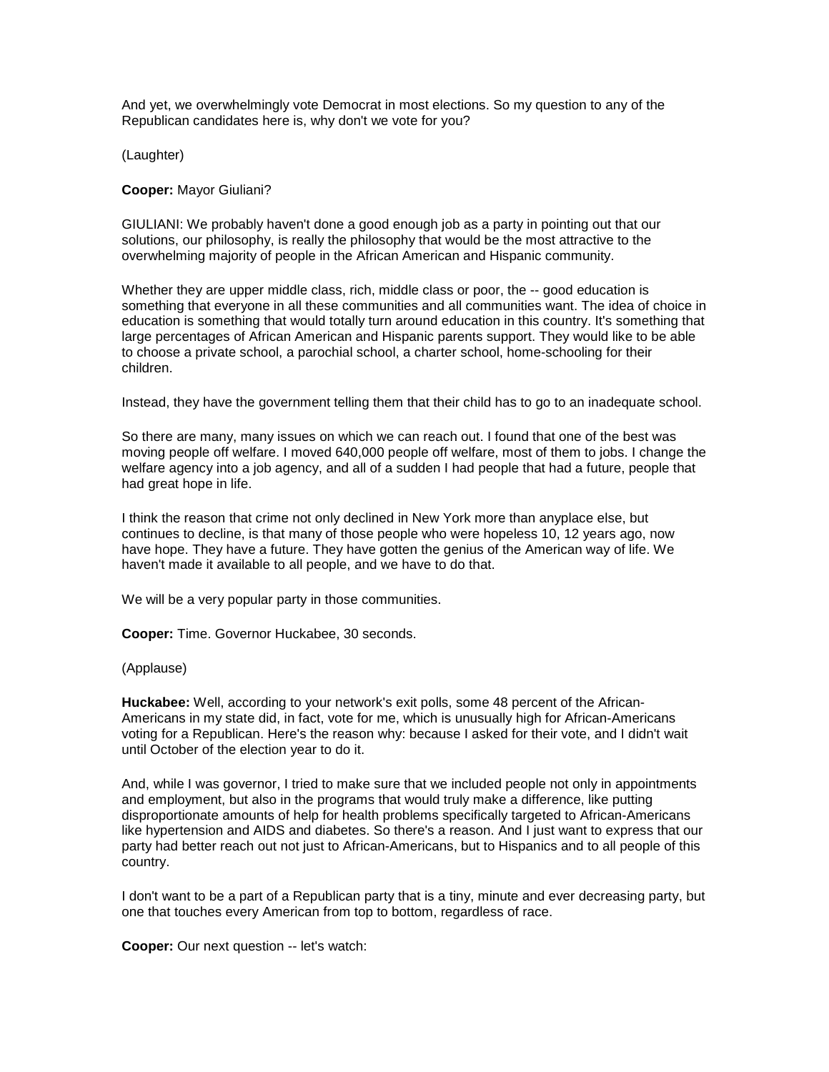And yet, we overwhelmingly vote Democrat in most elections. So my question to any of the Republican candidates here is, why don't we vote for you?

(Laughter)

**Cooper:** Mayor Giuliani?

GIULIANI: We probably haven't done a good enough job as a party in pointing out that our solutions, our philosophy, is really the philosophy that would be the most attractive to the overwhelming majority of people in the African American and Hispanic community.

Whether they are upper middle class, rich, middle class or poor, the -- good education is something that everyone in all these communities and all communities want. The idea of choice in education is something that would totally turn around education in this country. It's something that large percentages of African American and Hispanic parents support. They would like to be able to choose a private school, a parochial school, a charter school, home-schooling for their children.

Instead, they have the government telling them that their child has to go to an inadequate school.

So there are many, many issues on which we can reach out. I found that one of the best was moving people off welfare. I moved 640,000 people off welfare, most of them to jobs. I change the welfare agency into a job agency, and all of a sudden I had people that had a future, people that had great hope in life.

I think the reason that crime not only declined in New York more than anyplace else, but continues to decline, is that many of those people who were hopeless 10, 12 years ago, now have hope. They have a future. They have gotten the genius of the American way of life. We haven't made it available to all people, and we have to do that.

We will be a very popular party in those communities.

**Cooper:** Time. Governor Huckabee, 30 seconds.

(Applause)

**Huckabee:** Well, according to your network's exit polls, some 48 percent of the African-Americans in my state did, in fact, vote for me, which is unusually high for African-Americans voting for a Republican. Here's the reason why: because I asked for their vote, and I didn't wait until October of the election year to do it.

And, while I was governor, I tried to make sure that we included people not only in appointments and employment, but also in the programs that would truly make a difference, like putting disproportionate amounts of help for health problems specifically targeted to African-Americans like hypertension and AIDS and diabetes. So there's a reason. And I just want to express that our party had better reach out not just to African-Americans, but to Hispanics and to all people of this country.

I don't want to be a part of a Republican party that is a tiny, minute and ever decreasing party, but one that touches every American from top to bottom, regardless of race.

**Cooper:** Our next question -- let's watch: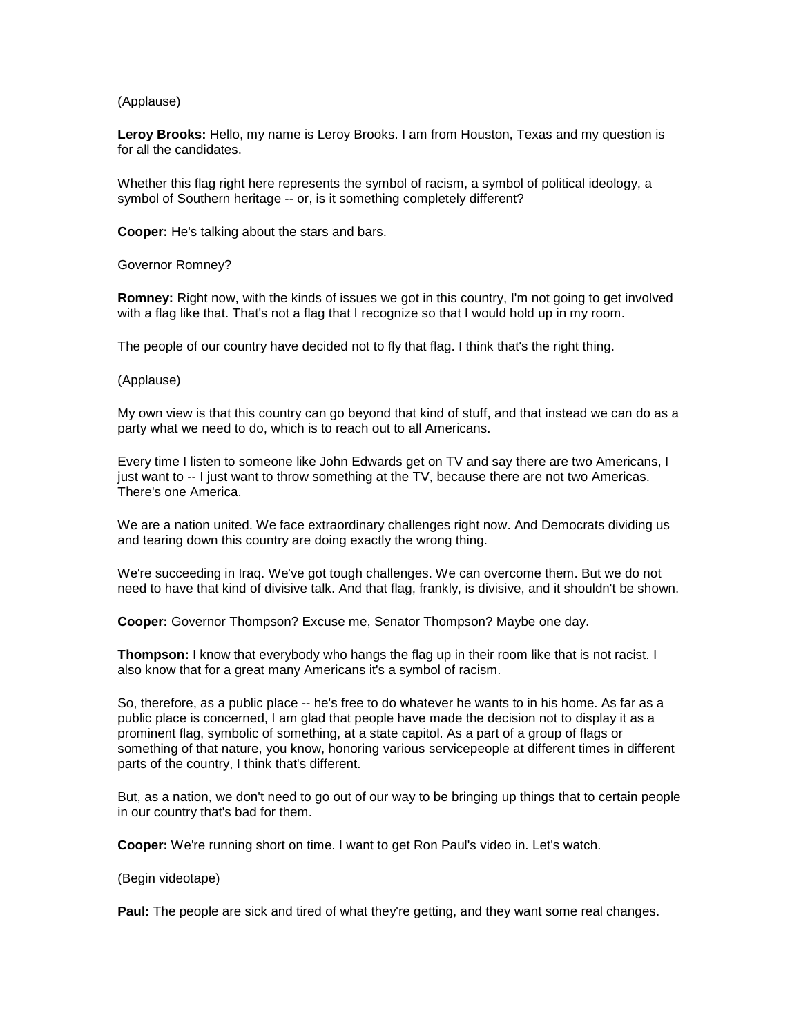(Applause)

**Leroy Brooks:** Hello, my name is Leroy Brooks. I am from Houston, Texas and my question is for all the candidates.

Whether this flag right here represents the symbol of racism, a symbol of political ideology, a symbol of Southern heritage -- or, is it something completely different?

**Cooper:** He's talking about the stars and bars.

Governor Romney?

**Romney:** Right now, with the kinds of issues we got in this country, I'm not going to get involved with a flag like that. That's not a flag that I recognize so that I would hold up in my room.

The people of our country have decided not to fly that flag. I think that's the right thing.

(Applause)

My own view is that this country can go beyond that kind of stuff, and that instead we can do as a party what we need to do, which is to reach out to all Americans.

Every time I listen to someone like John Edwards get on TV and say there are two Americans, I just want to -- I just want to throw something at the TV, because there are not two Americas. There's one America.

We are a nation united. We face extraordinary challenges right now. And Democrats dividing us and tearing down this country are doing exactly the wrong thing.

We're succeeding in Iraq. We've got tough challenges. We can overcome them. But we do not need to have that kind of divisive talk. And that flag, frankly, is divisive, and it shouldn't be shown.

**Cooper:** Governor Thompson? Excuse me, Senator Thompson? Maybe one day.

**Thompson:** I know that everybody who hangs the flag up in their room like that is not racist. I also know that for a great many Americans it's a symbol of racism.

So, therefore, as a public place -- he's free to do whatever he wants to in his home. As far as a public place is concerned, I am glad that people have made the decision not to display it as a prominent flag, symbolic of something, at a state capitol. As a part of a group of flags or something of that nature, you know, honoring various servicepeople at different times in different parts of the country, I think that's different.

But, as a nation, we don't need to go out of our way to be bringing up things that to certain people in our country that's bad for them.

**Cooper:** We're running short on time. I want to get Ron Paul's video in. Let's watch.

(Begin videotape)

**Paul:** The people are sick and tired of what they're getting, and they want some real changes.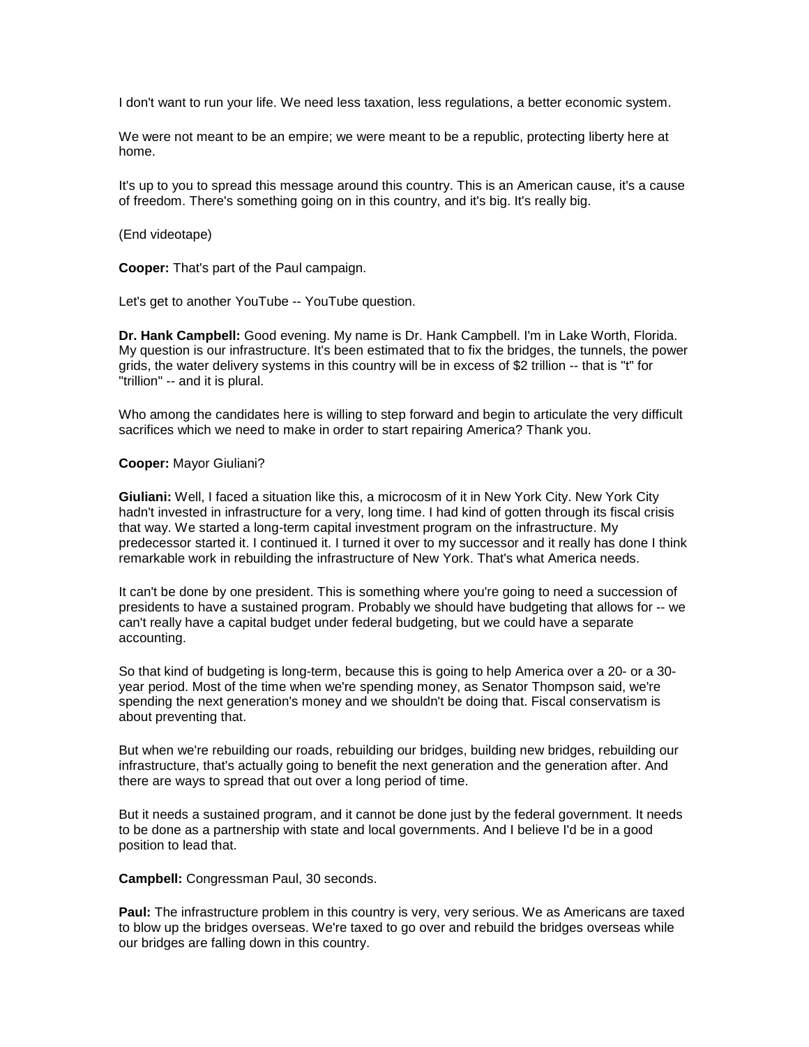I don't want to run your life. We need less taxation, less regulations, a better economic system.

We were not meant to be an empire; we were meant to be a republic, protecting liberty here at home.

It's up to you to spread this message around this country. This is an American cause, it's a cause of freedom. There's something going on in this country, and it's big. It's really big.

(End videotape)

**Cooper:** That's part of the Paul campaign.

Let's get to another YouTube -- YouTube question.

**Dr. Hank Campbell:** Good evening. My name is Dr. Hank Campbell. I'm in Lake Worth, Florida. My question is our infrastructure. It's been estimated that to fix the bridges, the tunnels, the power grids, the water delivery systems in this country will be in excess of $2 trillion -- that is "t" for "trillion" -- and it is plural.

Who among the candidates here is willing to step forward and begin to articulate the very difficult sacrifices which we need to make in order to start repairing America? Thank you.

**Cooper:** Mayor Giuliani?

**Giuliani:** Well, I faced a situation like this, a microcosm of it in New York City. New York City hadn't invested in infrastructure for a very, long time. I had kind of gotten through its fiscal crisis that way. We started a long-term capital investment program on the infrastructure. My predecessor started it. I continued it. I turned it over to my successor and it really has done I think remarkable work in rebuilding the infrastructure of New York. That's what America needs.

It can't be done by one president. This is something where you're going to need a succession of presidents to have a sustained program. Probably we should have budgeting that allows for -- we can't really have a capital budget under federal budgeting, but we could have a separate accounting.

So that kind of budgeting is long-term, because this is going to help America over a 20- or a 30-year period. Most of the time when we're spending money, as Senator Thompson said, we're spending the next generation's money and we shouldn't be doing that. Fiscal conservatism is about preventing that.

But when we're rebuilding our roads, rebuilding our bridges, building new bridges, rebuilding our infrastructure, that's actually going to benefit the next generation and the generation after. And there are ways to spread that out over a long period of time.

But it needs a sustained program, and it cannot be done just by the federal government. It needs to be done as a partnership with state and local governments. And I believe I'd be in a good position to lead that.

**Campbell:** Congressman Paul, 30 seconds.

**Paul:** The infrastructure problem in this country is very, very serious. We as Americans are taxed to blow up the bridges overseas. We're taxed to go over and rebuild the bridges overseas while our bridges are falling down in this country.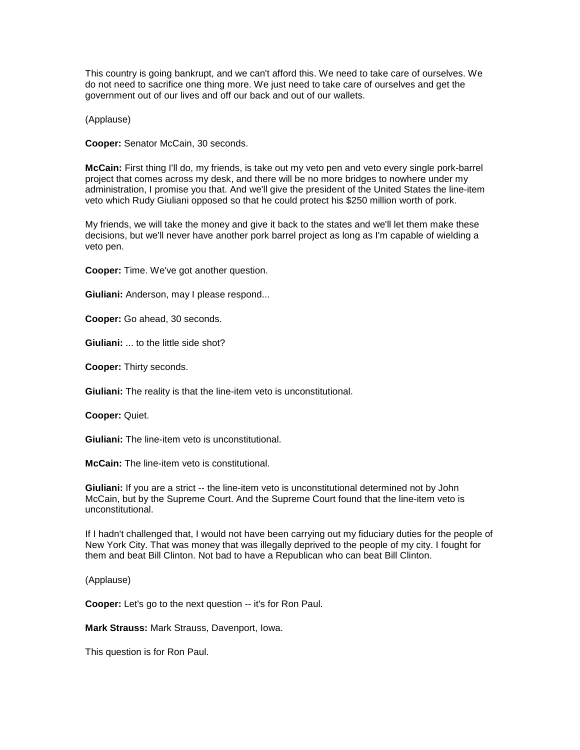This country is going bankrupt, and we can't afford this. We need to take care of ourselves. We do not need to sacrifice one thing more. We just need to take care of ourselves and get the government out of our lives and off our back and out of our wallets.

(Applause)

**Cooper:** Senator McCain, 30 seconds.

**McCain:** First thing I'll do, my friends, is take out my veto pen and veto every single pork-barrel project that comes across my desk, and there will be no more bridges to nowhere under my administration, I promise you that. And we'll give the president of the United States the line-item veto which Rudy Giuliani opposed so that he could protect his $250 million worth of pork.

My friends, we will take the money and give it back to the states and we'll let them make these decisions, but we'll never have another pork barrel project as long as I'm capable of wielding a veto pen.

**Cooper:** Time. We've got another question.

**Giuliani:** Anderson, may I please respond...

**Cooper:** Go ahead, 30 seconds.

**Giuliani:** ... to the little side shot?

**Cooper:** Thirty seconds.

**Giuliani:** The reality is that the line-item veto is unconstitutional.

**Cooper:** Quiet.

**Giuliani:** The line-item veto is unconstitutional.

**McCain:** The line-item veto is constitutional.

**Giuliani:** If you are a strict -- the line-item veto is unconstitutional determined not by John McCain, but by the Supreme Court. And the Supreme Court found that the line-item veto is unconstitutional.

If I hadn't challenged that, I would not have been carrying out my fiduciary duties for the people of New York City. That was money that was illegally deprived to the people of my city. I fought for them and beat Bill Clinton. Not bad to have a Republican who can beat Bill Clinton.

(Applause)

**Cooper:** Let's go to the next question -- it's for Ron Paul.

**Mark Strauss:** Mark Strauss, Davenport, Iowa.

This question is for Ron Paul.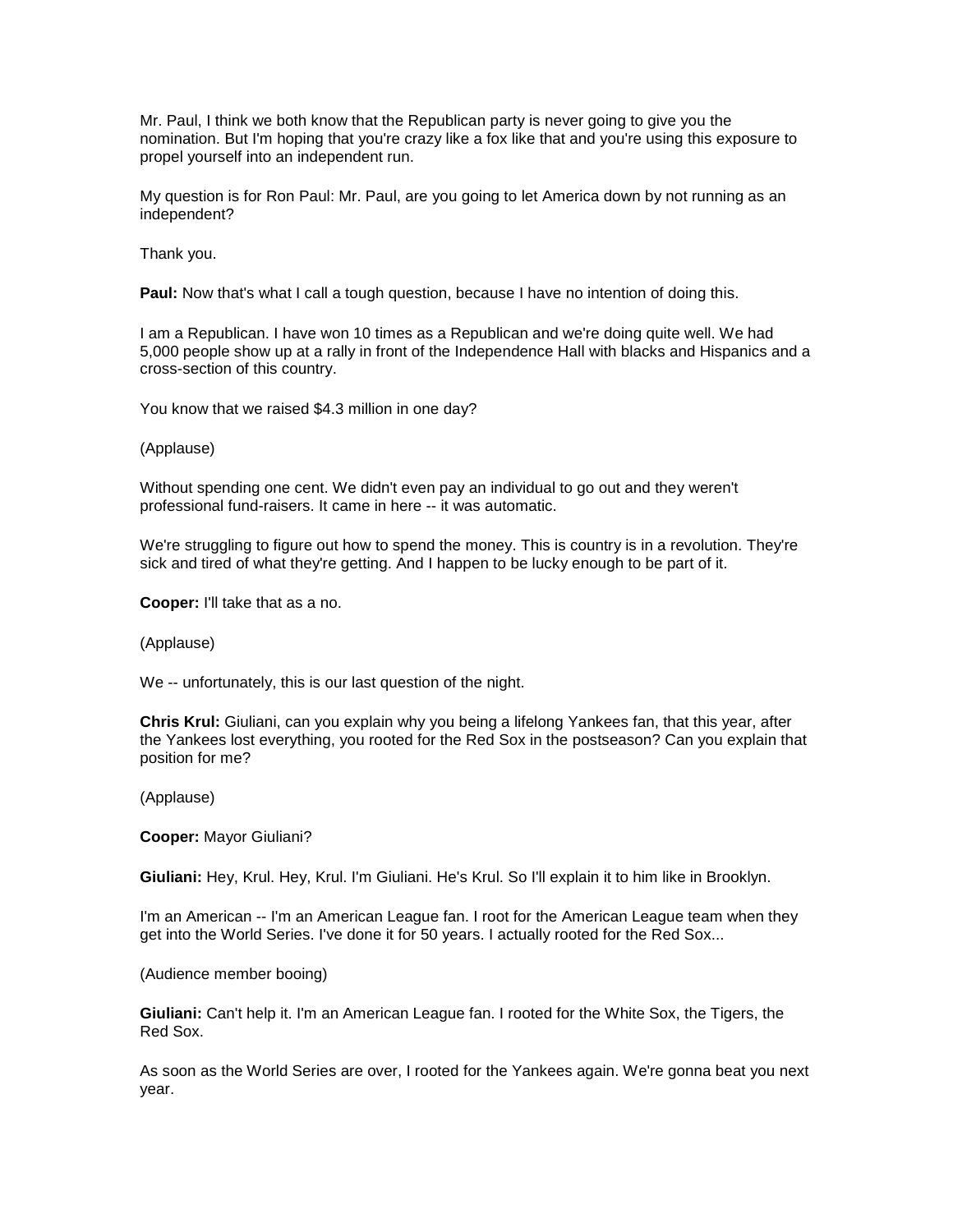Mr. Paul, I think we both know that the Republican party is never going to give you the nomination. But I'm hoping that you're crazy like a fox like that and you're using this exposure to propel yourself into an independent run.

My question is for Ron Paul: Mr. Paul, are you going to let America down by not running as an independent?

Thank you.

**Paul:** Now that's what I call a tough question, because I have no intention of doing this.

I am a Republican. I have won 10 times as a Republican and we're doing quite well. We had 5,000 people show up at a rally in front of the Independence Hall with blacks and Hispanics and a cross-section of this country.

You know that we raised $4.3 million in one day?

(Applause)

Without spending one cent. We didn't even pay an individual to go out and they weren't professional fund-raisers. It came in here -- it was automatic.

We're struggling to figure out how to spend the money. This is country is in a revolution. They're sick and tired of what they're getting. And I happen to be lucky enough to be part of it.

**Cooper:** I'll take that as a no.

(Applause)

We -- unfortunately, this is our last question of the night.

**Chris Krul:** Giuliani, can you explain why you being a lifelong Yankees fan, that this year, after the Yankees lost everything, you rooted for the Red Sox in the postseason? Can you explain that position for me?

(Applause)

**Cooper:** Mayor Giuliani?

**Giuliani:** Hey, Krul. Hey, Krul. I'm Giuliani. He's Krul. So I'll explain it to him like in Brooklyn.

I'm an American -- I'm an American League fan. I root for the American League team when they get into the World Series. I've done it for 50 years. I actually rooted for the Red Sox...

(Audience member booing)

**Giuliani:** Can't help it. I'm an American League fan. I rooted for the White Sox, the Tigers, the Red Sox.

As soon as the World Series are over, I rooted for the Yankees again. We're gonna beat you next year.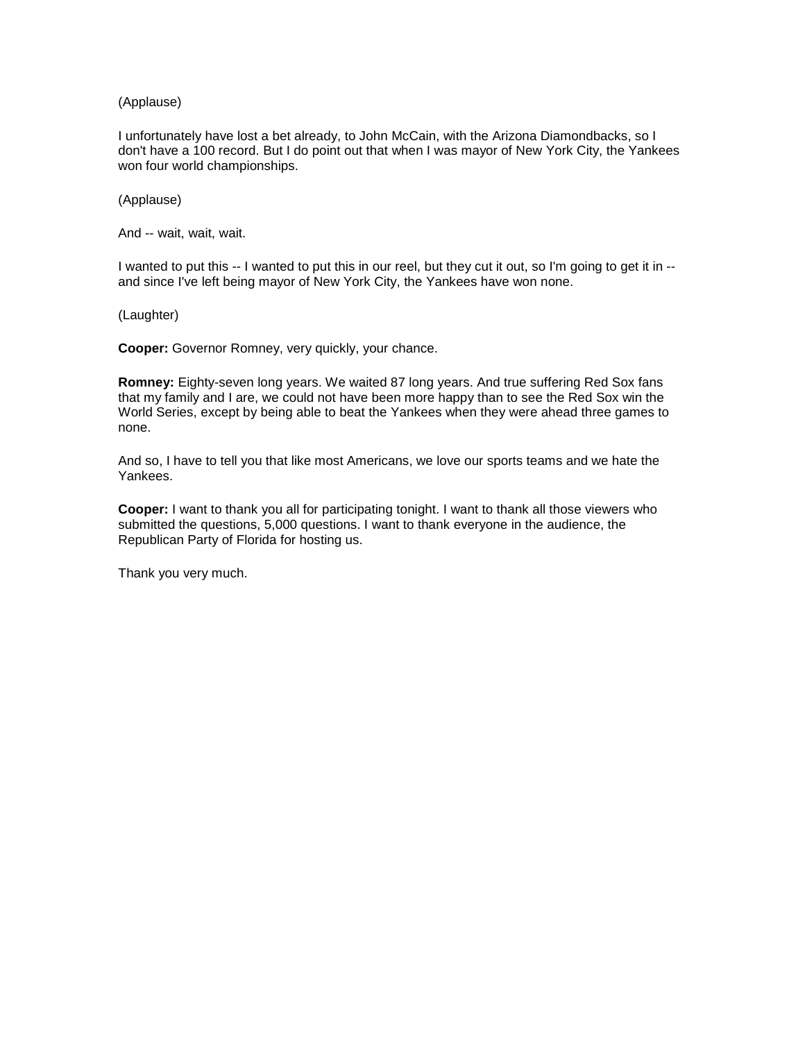(Applause)

I unfortunately have lost a bet already, to John McCain, with the Arizona Diamondbacks, so I don't have a 100 record. But I do point out that when I was mayor of New York City, the Yankees won four world championships.

(Applause)

And -- wait, wait, wait.

I wanted to put this -- I wanted to put this in our reel, but they cut it out, so I'm going to get it in -- and since I've left being mayor of New York City, the Yankees have won none.

(Laughter)

**Cooper:** Governor Romney, very quickly, your chance.

**Romney:** Eighty-seven long years. We waited 87 long years. And true suffering Red Sox fans that my family and I are, we could not have been more happy than to see the Red Sox win the World Series, except by being able to beat the Yankees when they were ahead three games to none.

And so, I have to tell you that like most Americans, we love our sports teams and we hate the Yankees.

**Cooper:** I want to thank you all for participating tonight. I want to thank all those viewers who submitted the questions, 5,000 questions. I want to thank everyone in the audience, the Republican Party of Florida for hosting us.

Thank you very much.